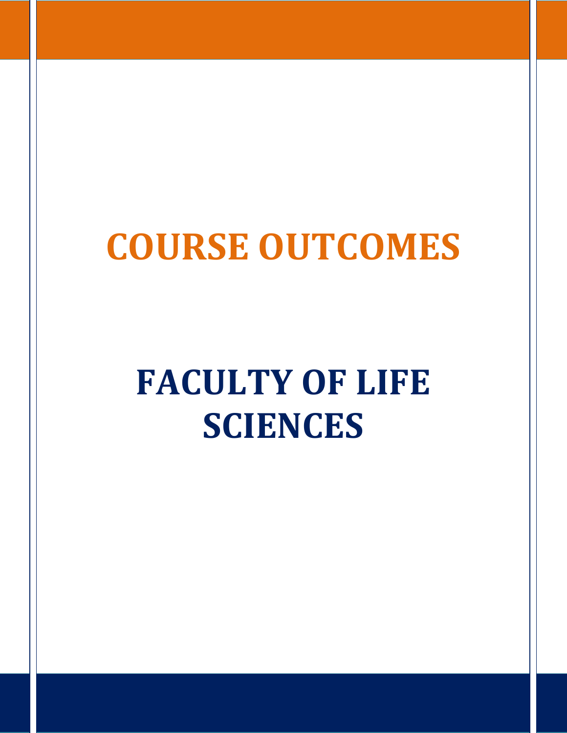# COURSE OUTCOMES

# FACULTY OF LIFE SCIENCES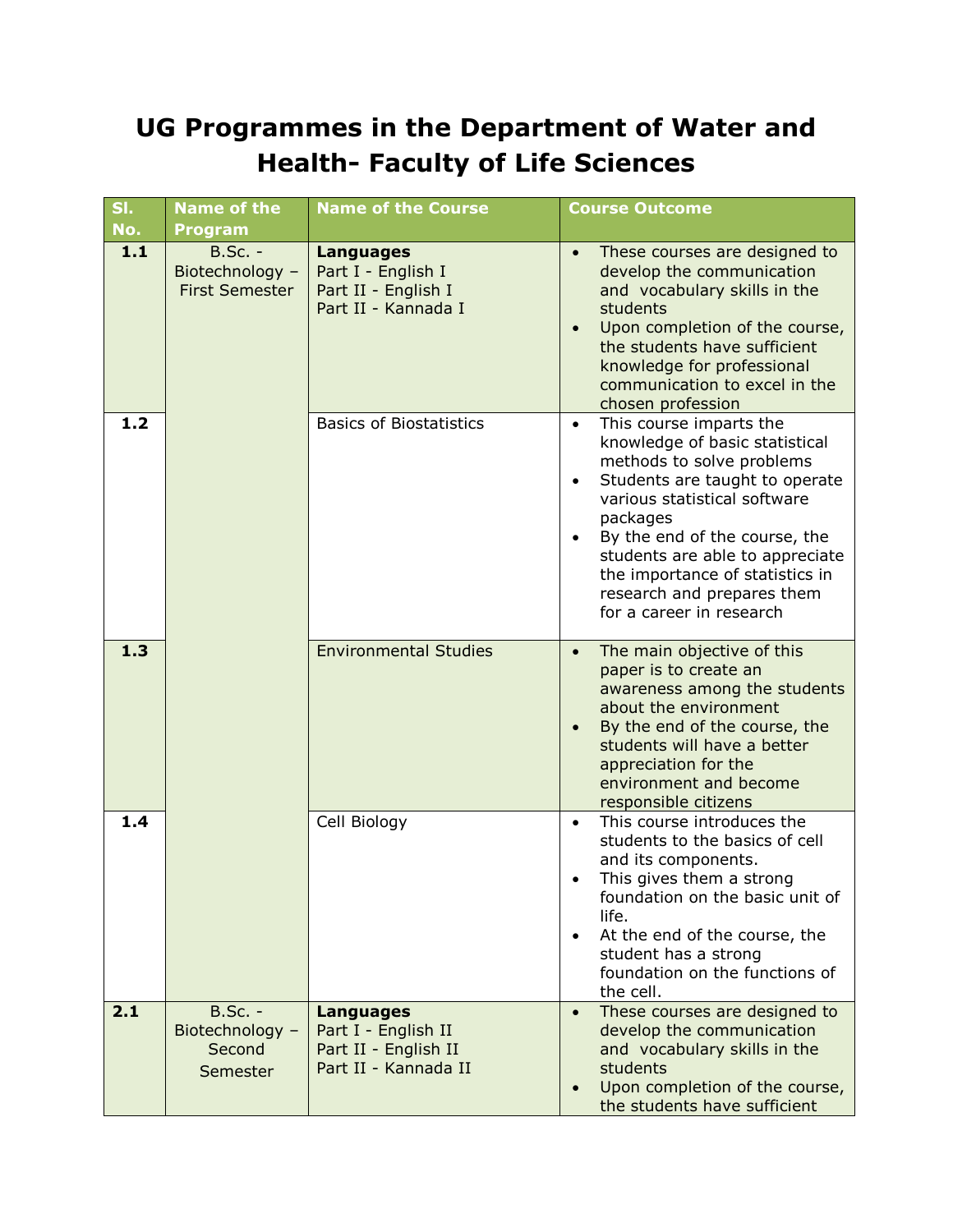# UG Programmes in the Department of Water and Health- Faculty of Life Sciences

| Sl. No. | Name of the Program | Name of the Course | Course Outcome |
|---|---|---|---|
| **1.1** | B.Sc. - Biotechnology – First Semester | **Languages**<br>Part I - English I<br>Part II - English I<br>Part II - Kannada I | • These courses are designed to develop the communication and vocabulary skills in the students<br>• Upon completion of the course, the students have sufficient knowledge for professional communication to excel in the chosen profession |
| **1.2** | | Basics of Biostatistics | • This course imparts the knowledge of basic statistical methods to solve problems<br>• Students are taught to operate various statistical software packages<br>• By the end of the course, the students are able to appreciate the importance of statistics in research and prepares them for a career in research |
| **1.3** | | Environmental Studies | • The main objective of this paper is to create an awareness among the students about the environment<br>• By the end of the course, the students will have a better appreciation for the environment and become responsible citizens |
| **1.4** | | Cell Biology | • This course introduces the students to the basics of cell and its components.<br>• This gives them a strong foundation on the basic unit of life.<br>• At the end of the course, the student has a strong foundation on the functions of the cell. |
| **2.1** | B.Sc. - Biotechnology – Second Semester | **Languages**<br>Part I - English II<br>Part II - English II<br>Part II - Kannada II | • These courses are designed to develop the communication and vocabulary skills in the students<br>• Upon completion of the course, the students have sufficient |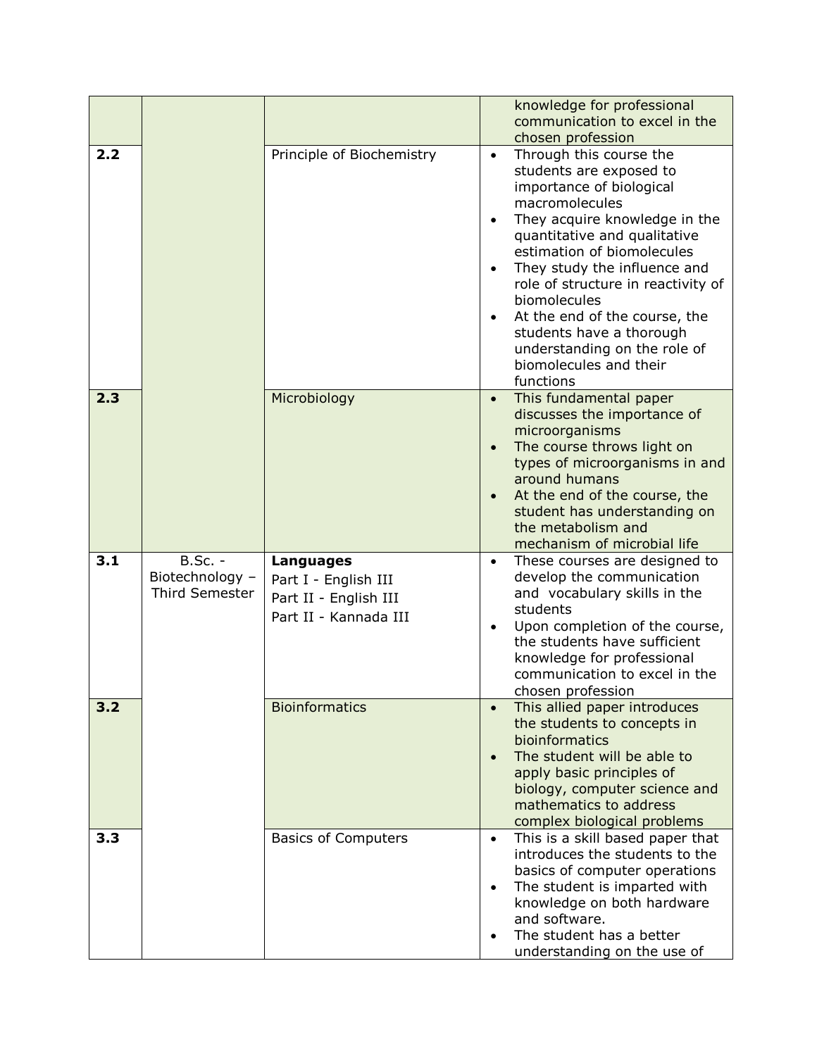| | | | |
|---|---|---|---|
| | | | knowledge for professional communication to excel in the chosen profession |
| **2.2** | | Principle of Biochemistry | • Through this course the students are exposed to importance of biological macromolecules<br>• They acquire knowledge in the quantitative and qualitative estimation of biomolecules<br>• They study the influence and role of structure in reactivity of biomolecules<br>• At the end of the course, the students have a thorough understanding on the role of biomolecules and their functions |
| **2.3** | | Microbiology | • This fundamental paper discusses the importance of microorganisms<br>• The course throws light on types of microorganisms in and around humans<br>• At the end of the course, the student has understanding on the metabolism and mechanism of microbial life |
| **3.1** | B.Sc. - Biotechnology – Third Semester | **Languages**<br>Part I - English III<br>Part II - English III<br>Part II - Kannada III | • These courses are designed to develop the communication and vocabulary skills in the students<br>• Upon completion of the course, the students have sufficient knowledge for professional communication to excel in the chosen profession |
| **3.2** | | Bioinformatics | • This allied paper introduces the students to concepts in bioinformatics<br>• The student will be able to apply basic principles of biology, computer science and mathematics to address complex biological problems |
| **3.3** | | Basics of Computers | • This is a skill based paper that introduces the students to the basics of computer operations<br>• The student is imparted with knowledge on both hardware and software.<br>• The student has a better understanding on the use of |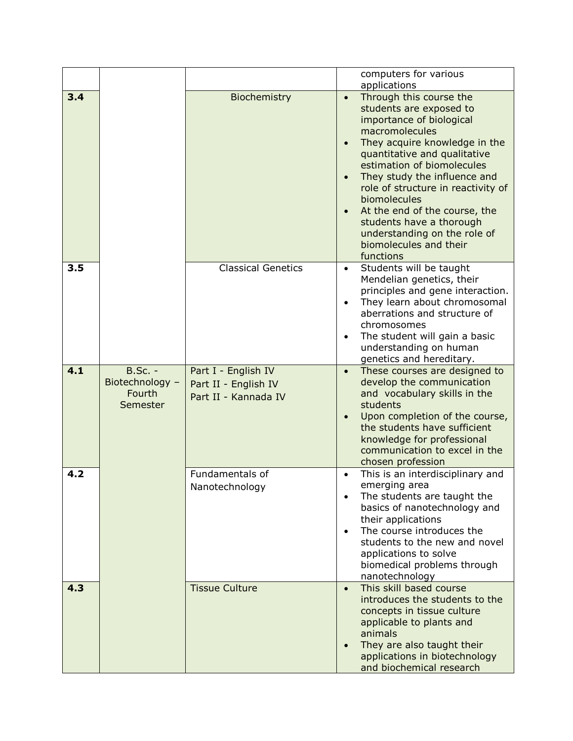| | | | |
|---|---|---|---|
| | | | computers for various applications |
| **3.4** | | Biochemistry | • Through this course the students are exposed to importance of biological macromolecules<br>• They acquire knowledge in the quantitative and qualitative estimation of biomolecules<br>• They study the influence and role of structure in reactivity of biomolecules<br>• At the end of the course, the students have a thorough understanding on the role of biomolecules and their functions |
| **3.5** | | Classical Genetics | • Students will be taught Mendelian genetics, their principles and gene interaction.<br>• They learn about chromosomal aberrations and structure of chromosomes<br>• The student will gain a basic understanding on human genetics and hereditary. |
| **4.1** | B.Sc. - Biotechnology – Fourth Semester | Part I - English IV<br>Part II - English IV<br>Part II - Kannada IV | • These courses are designed to develop the communication and vocabulary skills in the students<br>• Upon completion of the course, the students have sufficient knowledge for professional communication to excel in the chosen profession |
| **4.2** | | Fundamentals of Nanotechnology | • This is an interdisciplinary and emerging area<br>• The students are taught the basics of nanotechnology and their applications<br>• The course introduces the students to the new and novel applications to solve biomedical problems through nanotechnology |
| **4.3** | | Tissue Culture | • This skill based course introduces the students to the concepts in tissue culture applicable to plants and animals<br>• They are also taught their applications in biotechnology and biochemical research |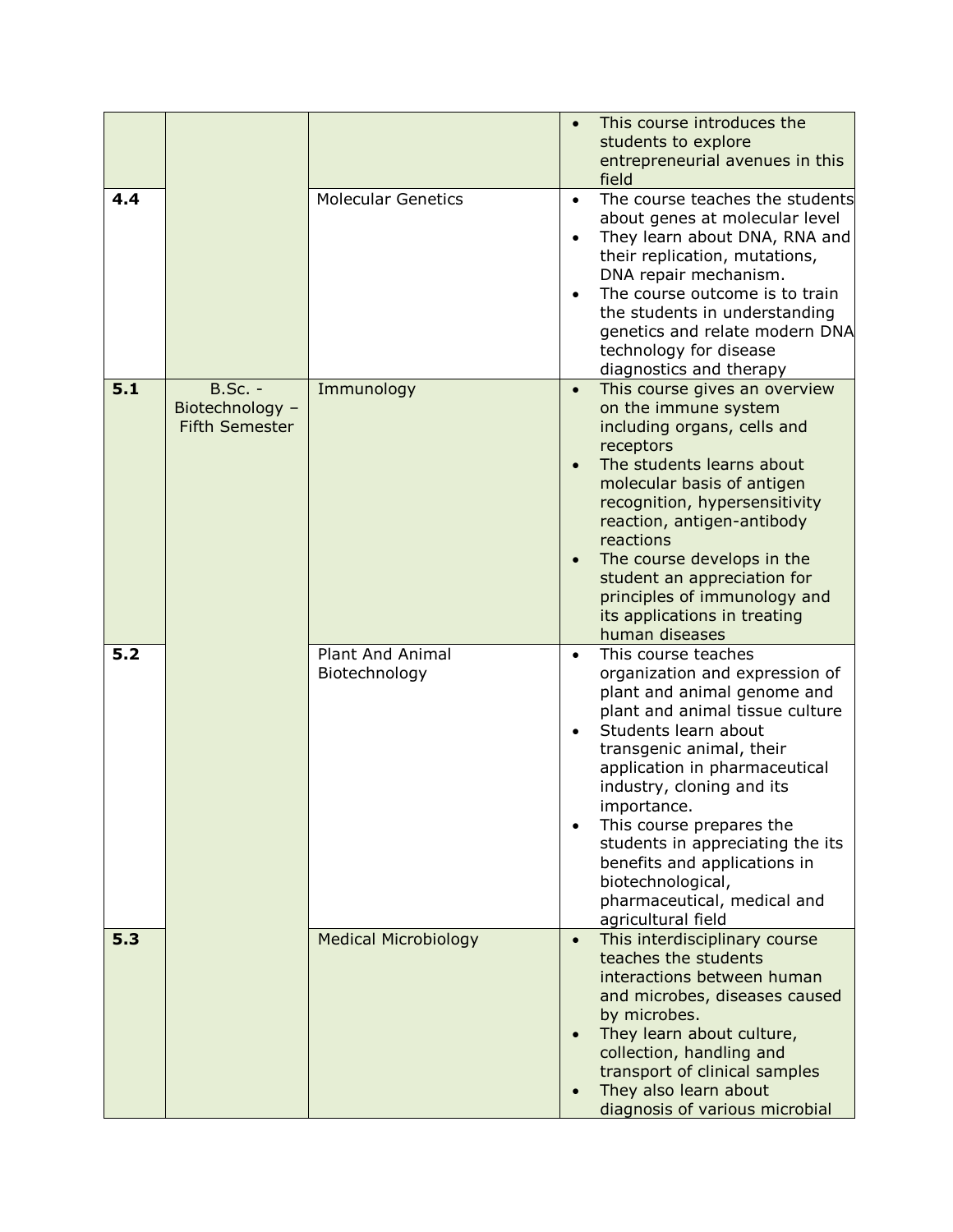| | | | |
|---|---|---|---|
| | | | • This course introduces the students to explore entrepreneurial avenues in this field |
| **4.4** | | Molecular Genetics | • The course teaches the students about genes at molecular level<br>• They learn about DNA, RNA and their replication, mutations, DNA repair mechanism.<br>• The course outcome is to train the students in understanding genetics and relate modern DNA technology for disease diagnostics and therapy |
| **5.1** | B.Sc. - Biotechnology – Fifth Semester | Immunology | • This course gives an overview on the immune system including organs, cells and receptors<br>• The students learns about molecular basis of antigen recognition, hypersensitivity reaction, antigen-antibody reactions<br>• The course develops in the student an appreciation for principles of immunology and its applications in treating human diseases |
| **5.2** | | Plant And Animal Biotechnology | • This course teaches organization and expression of plant and animal genome and plant and animal tissue culture<br>• Students learn about transgenic animal, their application in pharmaceutical industry, cloning and its importance.<br>• This course prepares the students in appreciating the its benefits and applications in biotechnological, pharmaceutical, medical and agricultural field |
| **5.3** | | Medical Microbiology | • This interdisciplinary course teaches the students interactions between human and microbes, diseases caused by microbes.<br>• They learn about culture, collection, handling and transport of clinical samples<br>• They also learn about diagnosis of various microbial |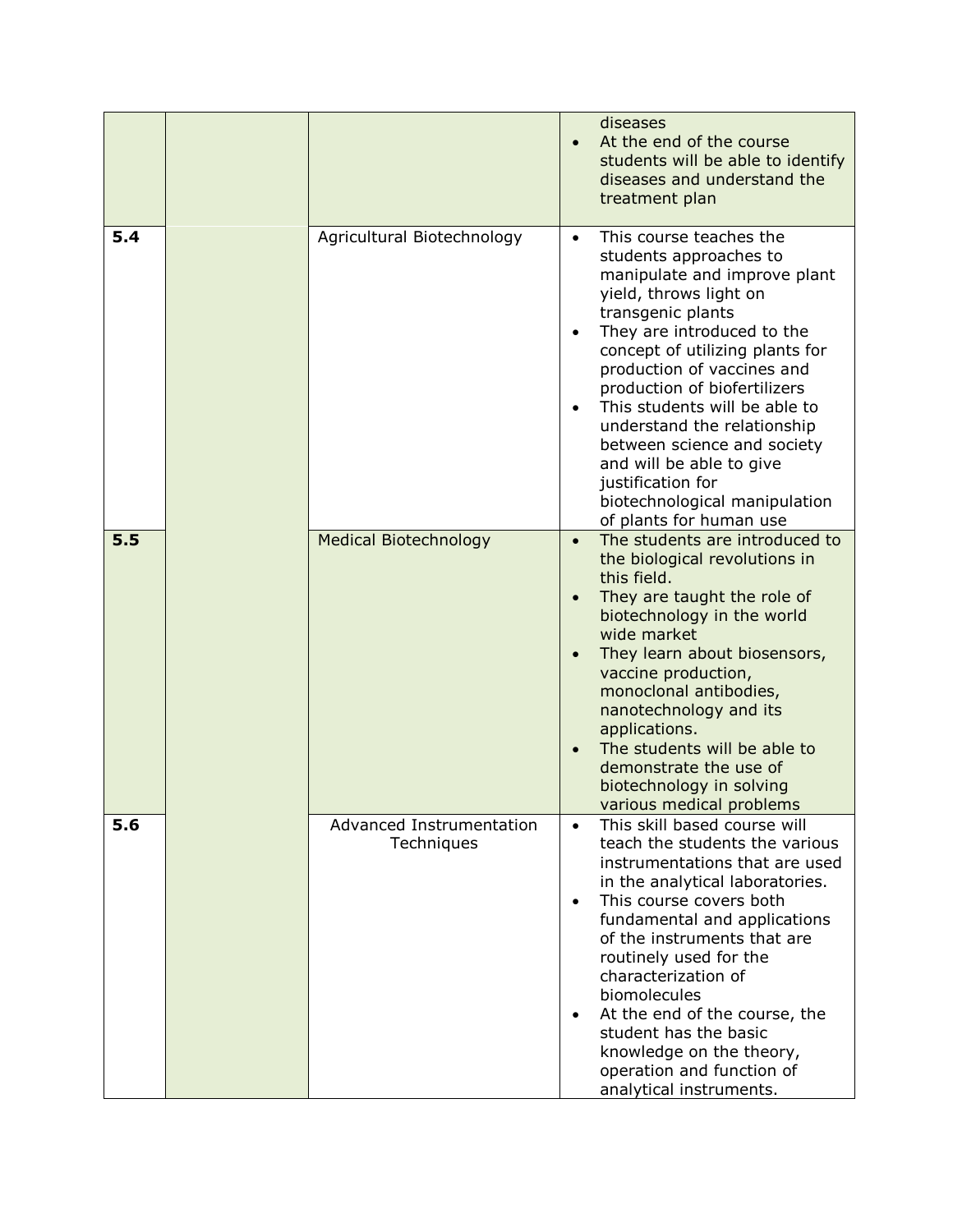| | | | |
|---|---|---|---|
| | | | • diseases<br>• At the end of the course students will be able to identify diseases and understand the treatment plan |
| **5.4** | | Agricultural Biotechnology | • This course teaches the students approaches to manipulate and improve plant yield, throws light on transgenic plants<br>• They are introduced to the concept of utilizing plants for production of vaccines and production of biofertilizers<br>• This students will be able to understand the relationship between science and society and will be able to give justification for biotechnological manipulation of plants for human use |
| **5.5** | | Medical Biotechnology | • The students are introduced to the biological revolutions in this field.<br>• They are taught the role of biotechnology in the world wide market<br>• They learn about biosensors, vaccine production, monoclonal antibodies, nanotechnology and its applications.<br>• The students will be able to demonstrate the use of biotechnology in solving various medical problems |
| **5.6** | | Advanced Instrumentation Techniques | • This skill based course will teach the students the various instrumentations that are used in the analytical laboratories.<br>• This course covers both fundamental and applications of the instruments that are routinely used for the characterization of biomolecules<br>• At the end of the course, the student has the basic knowledge on the theory, operation and function of analytical instruments. |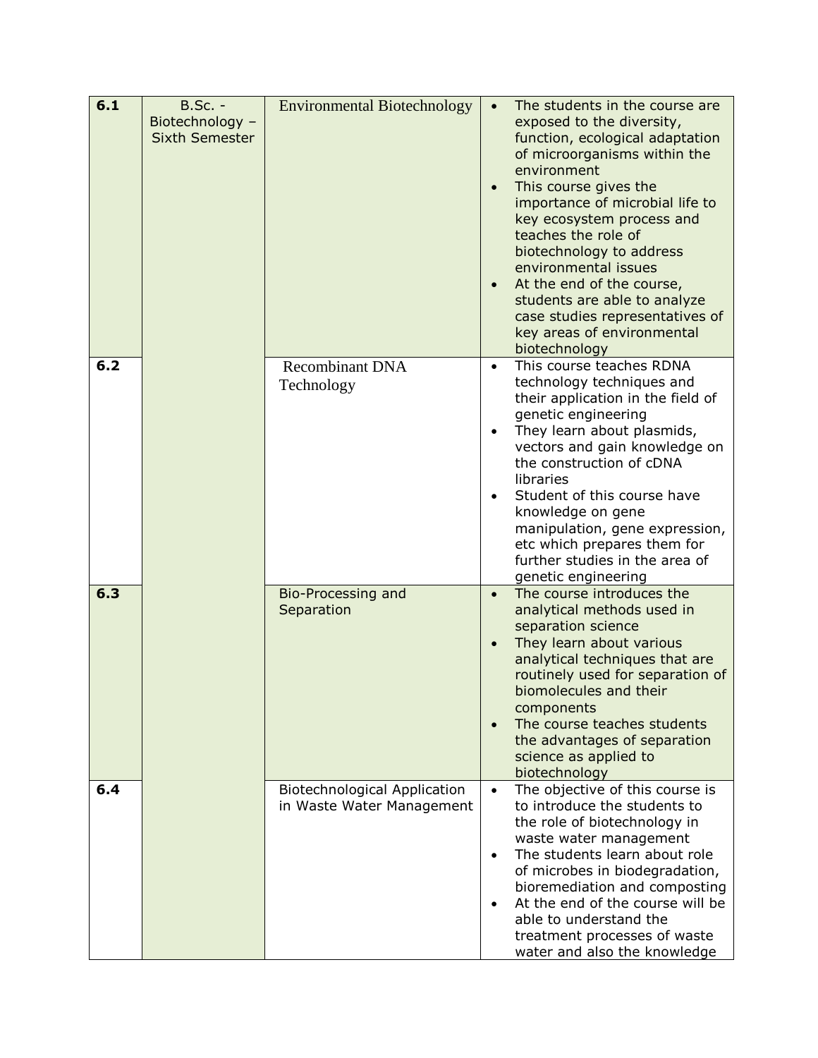| | | | |
|---|---|---|---|
| **6.1** | B.Sc. - Biotechnology – Sixth Semester | Environmental Biotechnology | • The students in the course are exposed to the diversity, function, ecological adaptation of microorganisms within the environment<br>• This course gives the importance of microbial life to key ecosystem process and teaches the role of biotechnology to address environmental issues<br>• At the end of the course, students are able to analyze case studies representatives of key areas of environmental biotechnology |
| **6.2** | | Recombinant DNA Technology | • This course teaches RDNA technology techniques and their application in the field of genetic engineering<br>• They learn about plasmids, vectors and gain knowledge on the construction of cDNA libraries<br>• Student of this course have knowledge on gene manipulation, gene expression, etc which prepares them for further studies in the area of genetic engineering |
| **6.3** | | Bio-Processing and Separation | • The course introduces the analytical methods used in separation science<br>• They learn about various analytical techniques that are routinely used for separation of biomolecules and their components<br>• The course teaches students the advantages of separation science as applied to biotechnology |
| **6.4** | | Biotechnological Application in Waste Water Management | • The objective of this course is to introduce the students to the role of biotechnology in waste water management<br>• The students learn about role of microbes in biodegradation, bioremediation and composting<br>• At the end of the course will be able to understand the treatment processes of waste water and also the knowledge |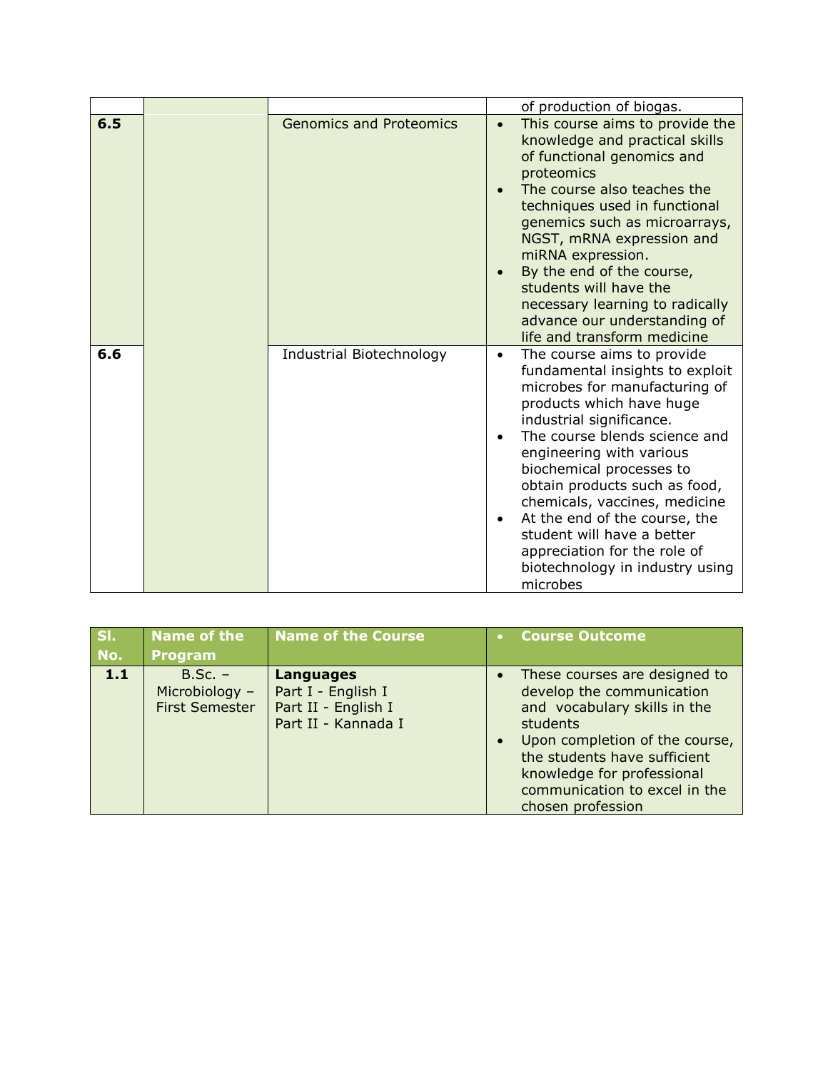| | | | |
|---|---|---|---|
| | | | of production of biogas. |
| **6.5** | | Genomics and Proteomics | • This course aims to provide the knowledge and practical skills of functional genomics and proteomics<br>• The course also teaches the techniques used in functional genemics such as microarrays, NGST, mRNA expression and miRNA expression.<br>• By the end of the course, students will have the necessary learning to radically advance our understanding of life and transform medicine |
| **6.6** | | Industrial Biotechnology | • The course aims to provide fundamental insights to exploit microbes for manufacturing of products which have huge industrial significance.<br>• The course blends science and engineering with various biochemical processes to obtain products such as food, chemicals, vaccines, medicine<br>• At the end of the course, the student will have a better appreciation for the role of biotechnology in industry using microbes |

| Sl. No. | Name of the Program | Name of the Course | • Course Outcome |
|---|---|---|---|
| **1.1** | B.Sc. – Microbiology – First Semester | **Languages**<br>Part I - English I<br>Part II - English I<br>Part II - Kannada I | • These courses are designed to develop the communication and vocabulary skills in the students<br>• Upon completion of the course, the students have sufficient knowledge for professional communication to excel in the chosen profession |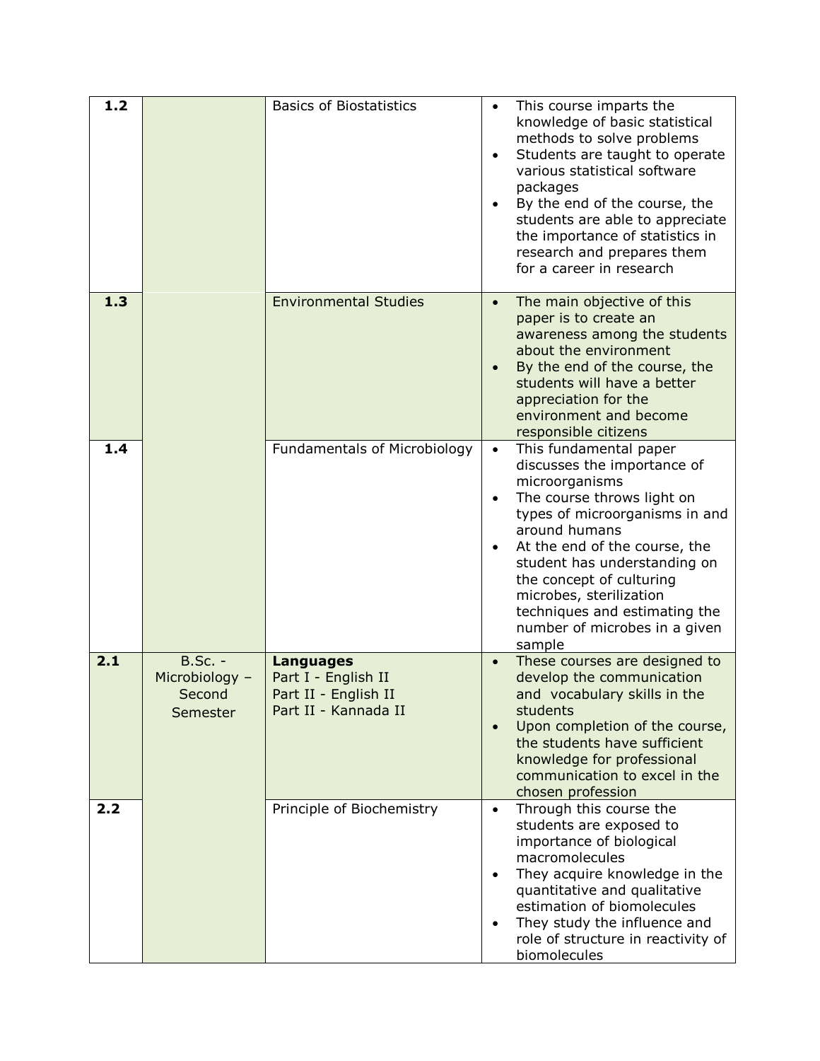| | | | |
|---|---|---|---|
| **1.2** | | Basics of Biostatistics | • This course imparts the knowledge of basic statistical methods to solve problems<br>• Students are taught to operate various statistical software packages<br>• By the end of the course, the students are able to appreciate the importance of statistics in research and prepares them for a career in research |
| **1.3** | | Environmental Studies | • The main objective of this paper is to create an awareness among the students about the environment<br>• By the end of the course, the students will have a better appreciation for the environment and become responsible citizens |
| **1.4** | | Fundamentals of Microbiology | • This fundamental paper discusses the importance of microorganisms<br>• The course throws light on types of microorganisms in and around humans<br>• At the end of the course, the student has understanding on the concept of culturing microbes, sterilization techniques and estimating the number of microbes in a given sample |
| **2.1** | B.Sc. - Microbiology – Second Semester | **Languages**<br>Part I - English II<br>Part II - English II<br>Part II - Kannada II | • These courses are designed to develop the communication and vocabulary skills in the students<br>• Upon completion of the course, the students have sufficient knowledge for professional communication to excel in the chosen profession |
| **2.2** | | Principle of Biochemistry | • Through this course the students are exposed to importance of biological macromolecules<br>• They acquire knowledge in the quantitative and qualitative estimation of biomolecules<br>• They study the influence and role of structure in reactivity of biomolecules |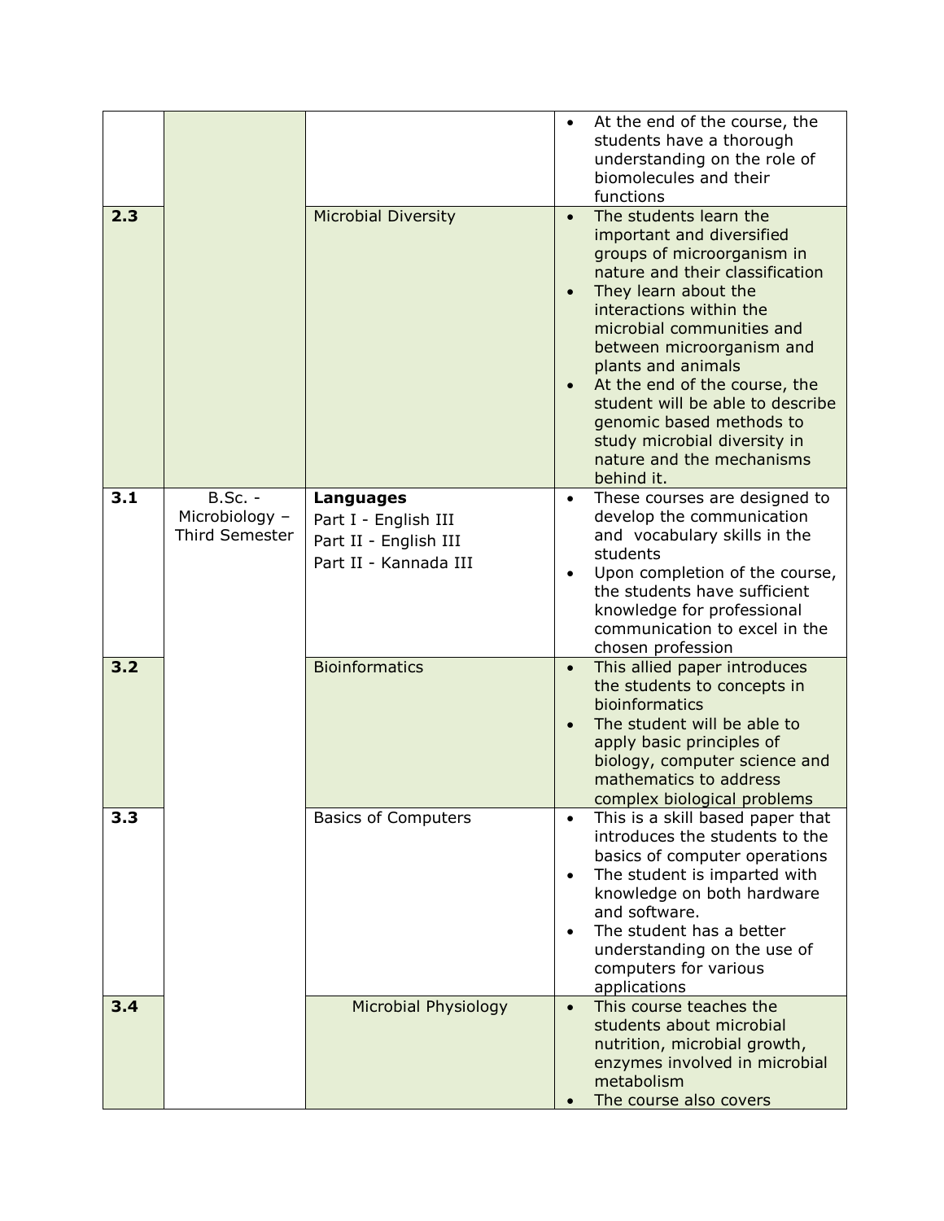| | | | |
|---|---|---|---|
| | | | • At the end of the course, the students have a thorough understanding on the role of biomolecules and their functions |
| **2.3** | | Microbial Diversity | • The students learn the important and diversified groups of microorganism in nature and their classification<br>• They learn about the interactions within the microbial communities and between microorganism and plants and animals<br>• At the end of the course, the student will be able to describe genomic based methods to study microbial diversity in nature and the mechanisms behind it. |
| **3.1** | B.Sc. - Microbiology – Third Semester | **Languages**<br>Part I - English III<br>Part II - English III<br>Part II - Kannada III | • These courses are designed to develop the communication and vocabulary skills in the students<br>• Upon completion of the course, the students have sufficient knowledge for professional communication to excel in the chosen profession |
| **3.2** | | Bioinformatics | • This allied paper introduces the students to concepts in bioinformatics<br>• The student will be able to apply basic principles of biology, computer science and mathematics to address complex biological problems |
| **3.3** | | Basics of Computers | • This is a skill based paper that introduces the students to the basics of computer operations<br>• The student is imparted with knowledge on both hardware and software.<br>• The student has a better understanding on the use of computers for various applications |
| **3.4** | | Microbial Physiology | • This course teaches the students about microbial nutrition, microbial growth, enzymes involved in microbial metabolism<br>• The course also covers |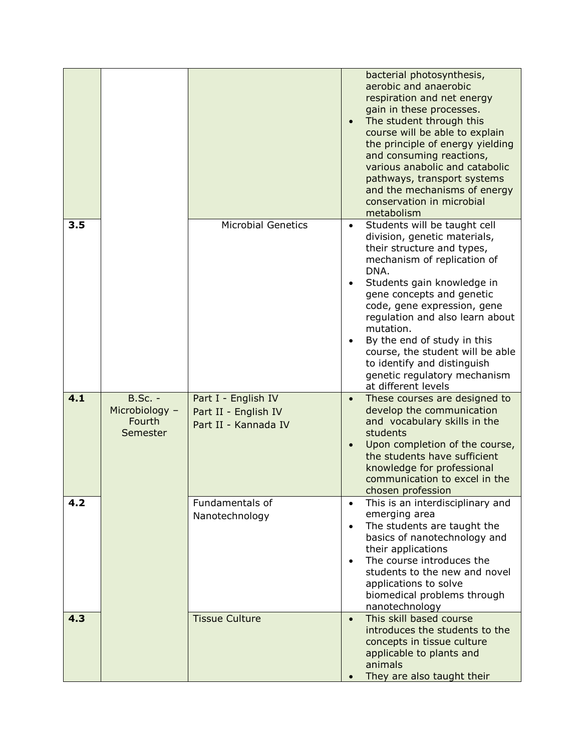| | | | |
|---|---|---|---|
| | | | bacterial photosynthesis, aerobic and anaerobic respiration and net energy gain in these processes.<br>• The student through this course will be able to explain the principle of energy yielding and consuming reactions, various anabolic and catabolic pathways, transport systems and the mechanisms of energy conservation in microbial metabolism |
| **3.5** | | Microbial Genetics | • Students will be taught cell division, genetic materials, their structure and types, mechanism of replication of DNA.<br>• Students gain knowledge in gene concepts and genetic code, gene expression, gene regulation and also learn about mutation.<br>• By the end of study in this course, the student will be able to identify and distinguish genetic regulatory mechanism at different levels |
| **4.1** | B.Sc. - Microbiology – Fourth Semester | Part I - English IV<br>Part II - English IV<br>Part II - Kannada IV | • These courses are designed to develop the communication and vocabulary skills in the students<br>• Upon completion of the course, the students have sufficient knowledge for professional communication to excel in the chosen profession |
| **4.2** | | Fundamentals of Nanotechnology | • This is an interdisciplinary and emerging area<br>• The students are taught the basics of nanotechnology and their applications<br>• The course introduces the students to the new and novel applications to solve biomedical problems through nanotechnology |
| **4.3** | | Tissue Culture | • This skill based course introduces the students to the concepts in tissue culture applicable to plants and animals<br>• They are also taught their |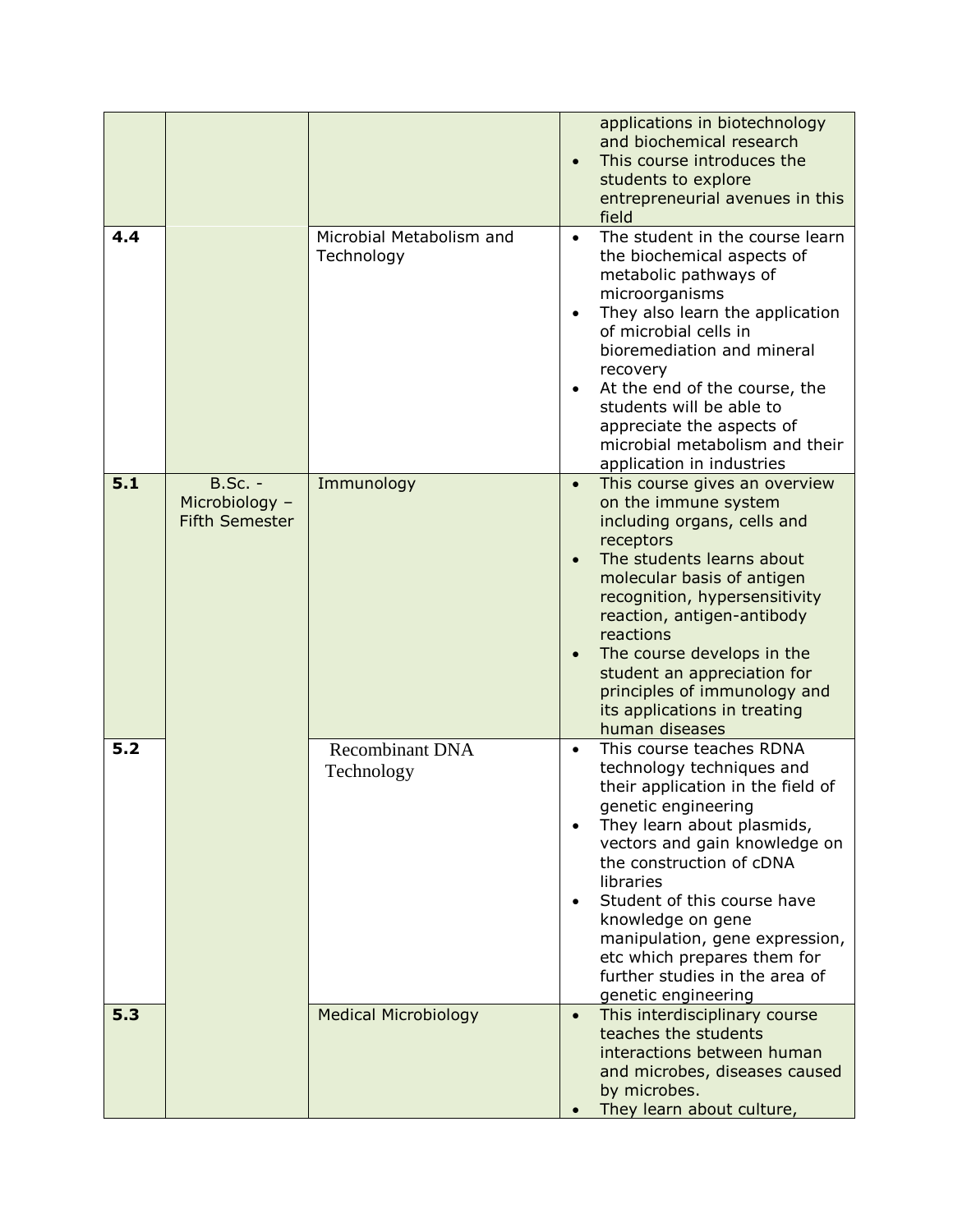| | | | |
|---|---|---|---|
| | | | applications in biotechnology and biochemical research<br>• This course introduces the students to explore entrepreneurial avenues in this field |
| **4.4** | | Microbial Metabolism and Technology | • The student in the course learn the biochemical aspects of metabolic pathways of microorganisms<br>• They also learn the application of microbial cells in bioremediation and mineral recovery<br>• At the end of the course, the students will be able to appreciate the aspects of microbial metabolism and their application in industries |
| **5.1** | B.Sc. - Microbiology – Fifth Semester | Immunology | • This course gives an overview on the immune system including organs, cells and receptors<br>• The students learns about molecular basis of antigen recognition, hypersensitivity reaction, antigen-antibody reactions<br>• The course develops in the student an appreciation for principles of immunology and its applications in treating human diseases |
| **5.2** | | Recombinant DNA Technology | • This course teaches RDNA technology techniques and their application in the field of genetic engineering<br>• They learn about plasmids, vectors and gain knowledge on the construction of cDNA libraries<br>• Student of this course have knowledge on gene manipulation, gene expression, etc which prepares them for further studies in the area of genetic engineering |
| **5.3** | | Medical Microbiology | • This interdisciplinary course teaches the students interactions between human and microbes, diseases caused by microbes.<br>• They learn about culture, |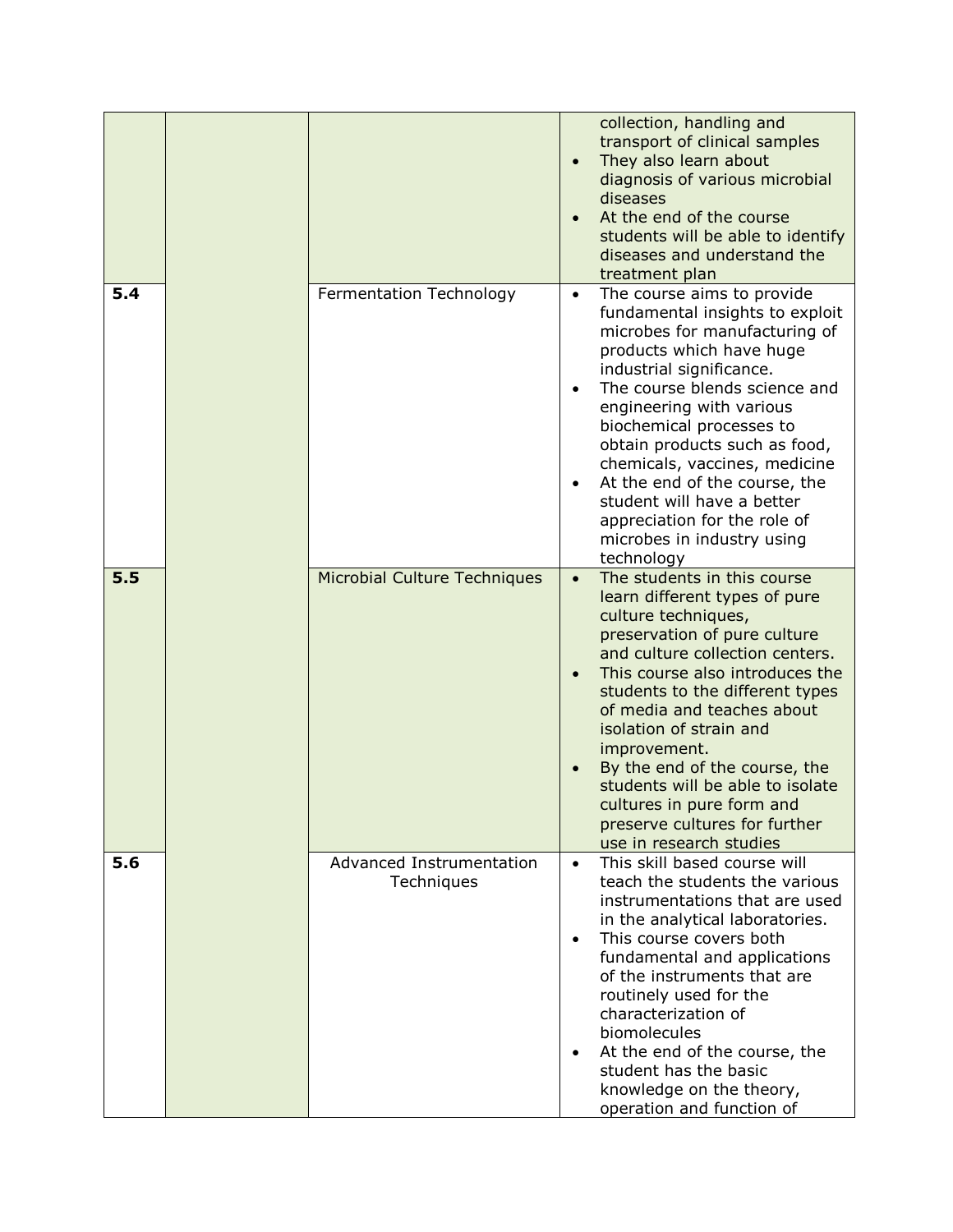| | | | |
|---|---|---|---|
| | | | • collection, handling and transport of clinical samples<br>• They also learn about diagnosis of various microbial diseases<br>• At the end of the course students will be able to identify diseases and understand the treatment plan |
| **5.4** | | Fermentation Technology | • The course aims to provide fundamental insights to exploit microbes for manufacturing of products which have huge industrial significance.<br>• The course blends science and engineering with various biochemical processes to obtain products such as food, chemicals, vaccines, medicine<br>• At the end of the course, the student will have a better appreciation for the role of microbes in industry using technology |
| **5.5** | | Microbial Culture Techniques | • The students in this course learn different types of pure culture techniques, preservation of pure culture and culture collection centers.<br>• This course also introduces the students to the different types of media and teaches about isolation of strain and improvement.<br>• By the end of the course, the students will be able to isolate cultures in pure form and preserve cultures for further use in research studies |
| **5.6** | | Advanced Instrumentation Techniques | • This skill based course will teach the students the various instrumentations that are used in the analytical laboratories.<br>• This course covers both fundamental and applications of the instruments that are routinely used for the characterization of biomolecules<br>• At the end of the course, the student has the basic knowledge on the theory, operation and function of |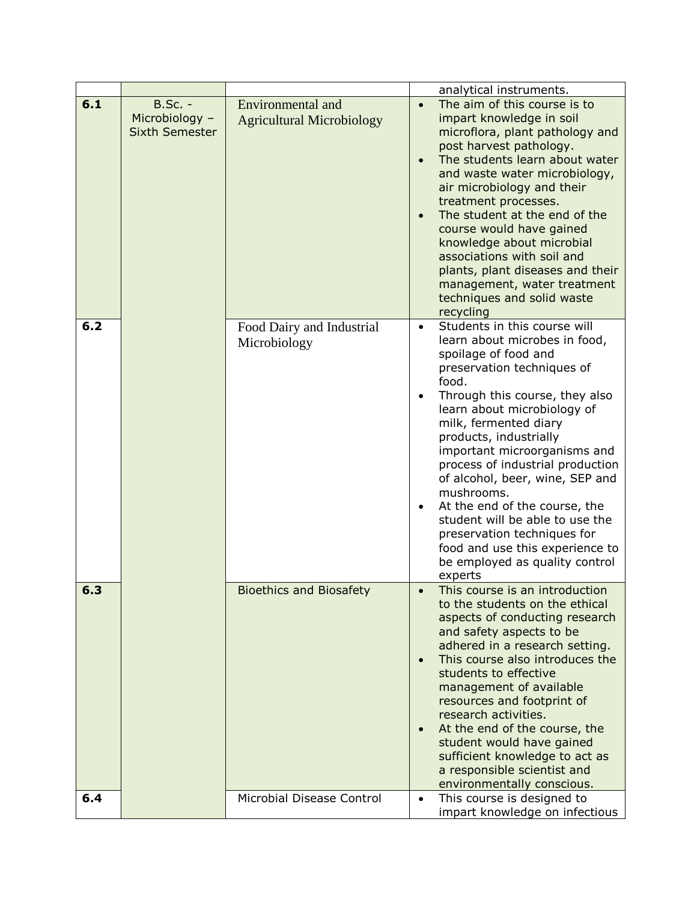| | | | |
|---|---|---|---|
| | | | analytical instruments. |
| **6.1** | B.Sc. - Microbiology – Sixth Semester | Environmental and Agricultural Microbiology | • The aim of this course is to impart knowledge in soil microflora, plant pathology and post harvest pathology.<br>• The students learn about water and waste water microbiology, air microbiology and their treatment processes.<br>• The student at the end of the course would have gained knowledge about microbial associations with soil and plants, plant diseases and their management, water treatment techniques and solid waste recycling |
| **6.2** | | Food Dairy and Industrial Microbiology | • Students in this course will learn about microbes in food, spoilage of food and preservation techniques of food.<br>• Through this course, they also learn about microbiology of milk, fermented diary products, industrially important microorganisms and process of industrial production of alcohol, beer, wine, SEP and mushrooms.<br>• At the end of the course, the student will be able to use the preservation techniques for food and use this experience to be employed as quality control experts |
| **6.3** | | Bioethics and Biosafety | • This course is an introduction to the students on the ethical aspects of conducting research and safety aspects to be adhered in a research setting.<br>• This course also introduces the students to effective management of available resources and footprint of research activities.<br>• At the end of the course, the student would have gained sufficient knowledge to act as a responsible scientist and environmentally conscious. |
| **6.4** | | Microbial Disease Control | • This course is designed to impart knowledge on infectious |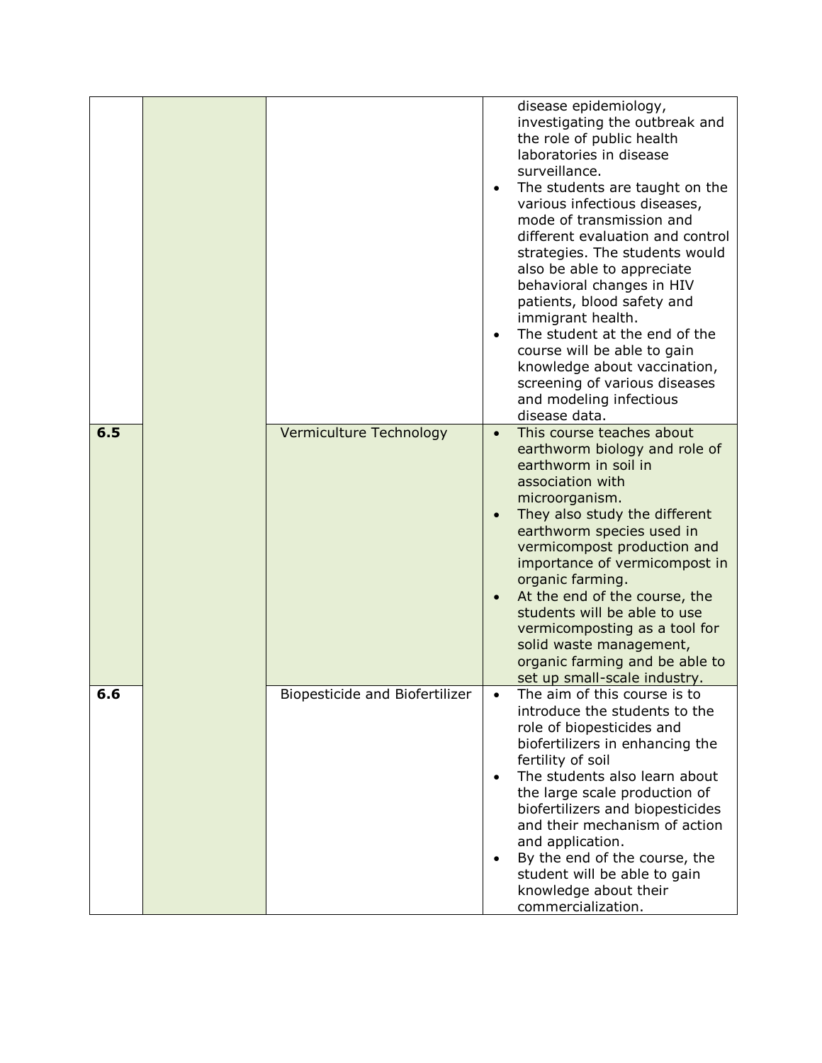| | | | |
|---|---|---|---|
| | | | disease epidemiology, investigating the outbreak and the role of public health laboratories in disease surveillance.<br>• The students are taught on the various infectious diseases, mode of transmission and different evaluation and control strategies. The students would also be able to appreciate behavioral changes in HIV patients, blood safety and immigrant health.<br>• The student at the end of the course will be able to gain knowledge about vaccination, screening of various diseases and modeling infectious disease data. |
| **6.5** | | Vermiculture Technology | • This course teaches about earthworm biology and role of earthworm in soil in association with microorganism.<br>• They also study the different earthworm species used in vermicompost production and importance of vermicompost in organic farming.<br>• At the end of the course, the students will be able to use vermicomposting as a tool for solid waste management, organic farming and be able to set up small-scale industry. |
| **6.6** | | Biopesticide and Biofertilizer | • The aim of this course is to introduce the students to the role of biopesticides and biofertilizers in enhancing the fertility of soil<br>• The students also learn about the large scale production of biofertilizers and biopesticides and their mechanism of action and application.<br>• By the end of the course, the student will be able to gain knowledge about their commercialization. |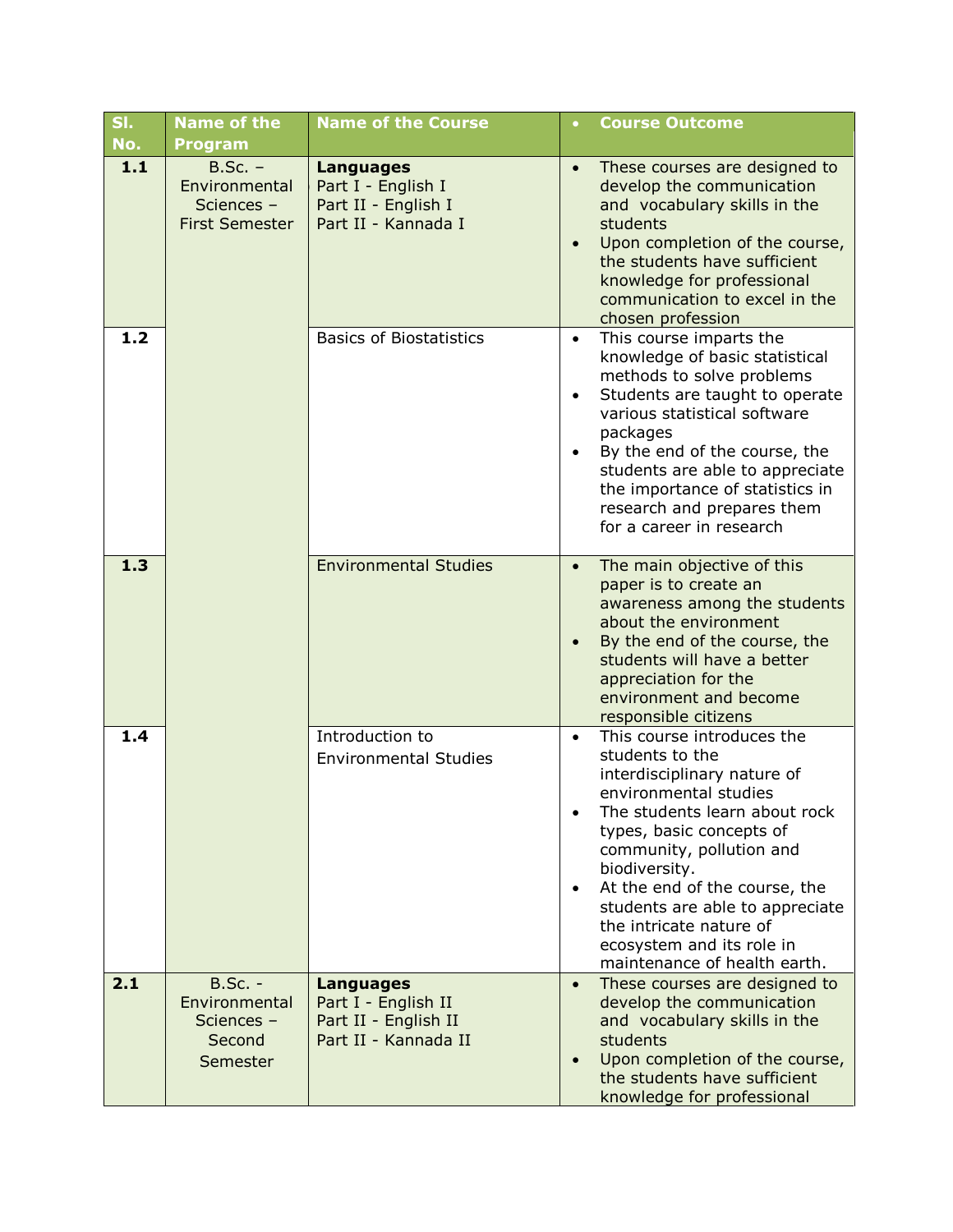| Sl. No. | Name of the Program | Name of the Course | Course Outcome |
|---|---|---|---|
| 1.1 | B.Sc. – Environmental Sciences – First Semester | **Languages**<br>Part I - English I<br>Part II - English I<br>Part II - Kannada I | • These courses are designed to develop the communication and vocabulary skills in the students<br>• Upon completion of the course, the students have sufficient knowledge for professional communication to excel in the chosen profession |
| 1.2 | | Basics of Biostatistics | • This course imparts the knowledge of basic statistical methods to solve problems<br>• Students are taught to operate various statistical software packages<br>• By the end of the course, the students are able to appreciate the importance of statistics in research and prepares them for a career in research |
| 1.3 | | Environmental Studies | • The main objective of this paper is to create an awareness among the students about the environment<br>• By the end of the course, the students will have a better appreciation for the environment and become responsible citizens |
| 1.4 | | Introduction to Environmental Studies | • This course introduces the students to the interdisciplinary nature of environmental studies<br>• The students learn about rock types, basic concepts of community, pollution and biodiversity.<br>• At the end of the course, the students are able to appreciate the intricate nature of ecosystem and its role in maintenance of health earth. |
| 2.1 | B.Sc. - Environmental Sciences – Second Semester | **Languages**<br>Part I - English II<br>Part II - English II<br>Part II - Kannada II | • These courses are designed to develop the communication and vocabulary skills in the students<br>• Upon completion of the course, the students have sufficient knowledge for professional |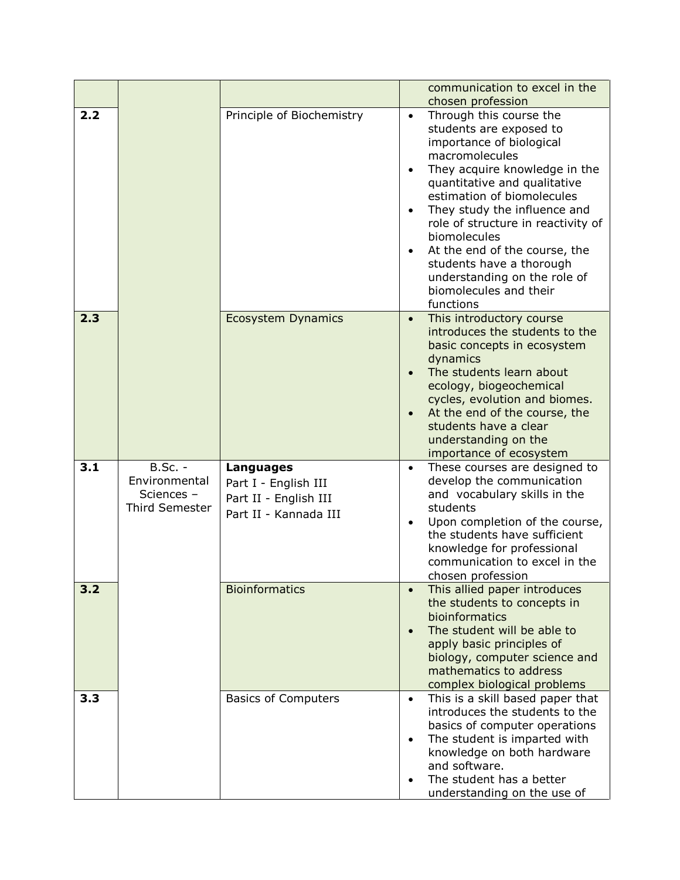| | | | |
|---|---|---|---|
| | | | communication to excel in the chosen profession |
| **2.2** | | Principle of Biochemistry | • Through this course the students are exposed to importance of biological macromolecules<br>• They acquire knowledge in the quantitative and qualitative estimation of biomolecules<br>• They study the influence and role of structure in reactivity of biomolecules<br>• At the end of the course, the students have a thorough understanding on the role of biomolecules and their functions |
| **2.3** | | Ecosystem Dynamics | • This introductory course introduces the students to the basic concepts in ecosystem dynamics<br>• The students learn about ecology, biogeochemical cycles, evolution and biomes.<br>• At the end of the course, the students have a clear understanding on the importance of ecosystem |
| **3.1** | B.Sc. - Environmental Sciences – Third Semester | **Languages**<br>Part I - English III<br>Part II - English III<br>Part II - Kannada III | • These courses are designed to develop the communication and vocabulary skills in the students<br>• Upon completion of the course, the students have sufficient knowledge for professional communication to excel in the chosen profession |
| **3.2** | | Bioinformatics | • This allied paper introduces the students to concepts in bioinformatics<br>• The student will be able to apply basic principles of biology, computer science and mathematics to address complex biological problems |
| **3.3** | | Basics of Computers | • This is a skill based paper that introduces the students to the basics of computer operations<br>• The student is imparted with knowledge on both hardware and software.<br>• The student has a better understanding on the use of |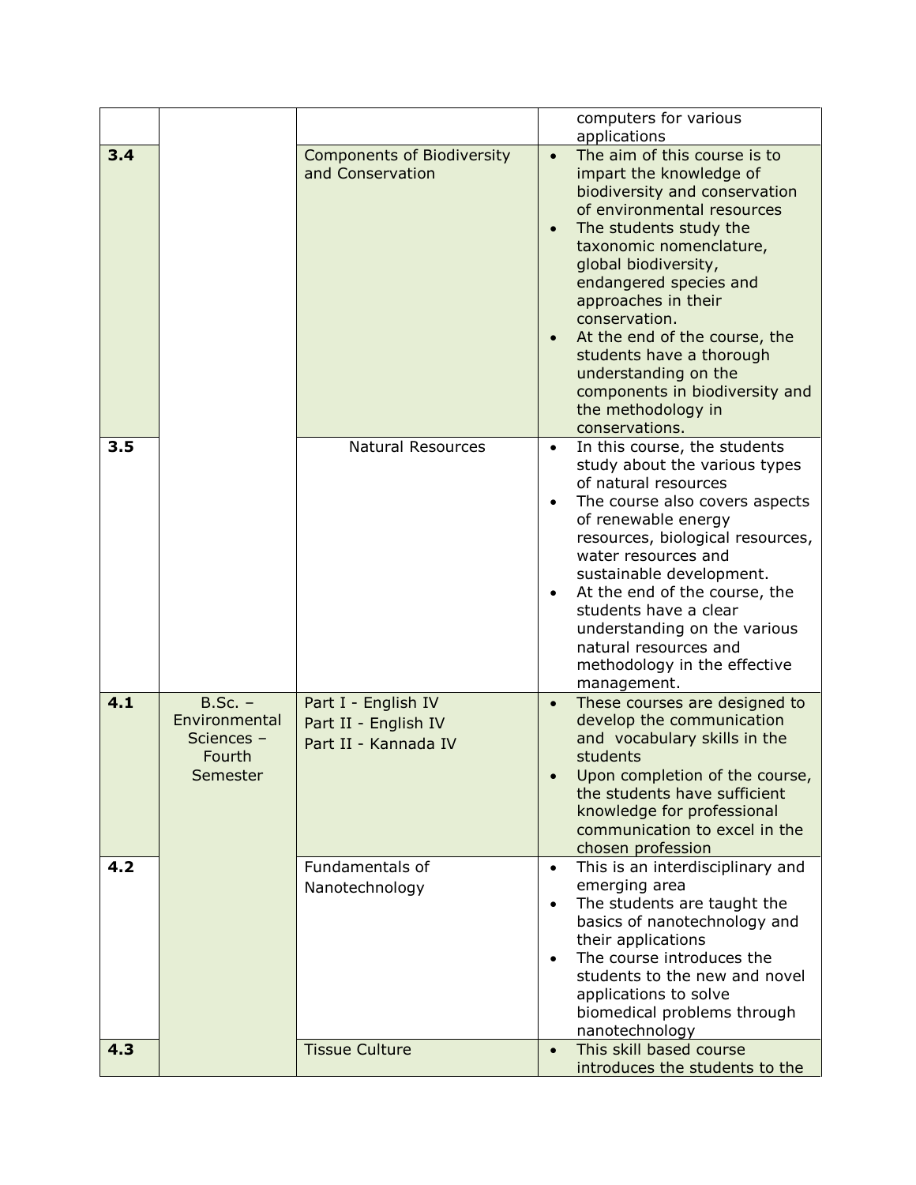| | | | |
|---|---|---|---|
| | | | computers for various applications |
| **3.4** | | Components of Biodiversity and Conservation | • The aim of this course is to impart the knowledge of biodiversity and conservation of environmental resources<br>• The students study the taxonomic nomenclature, global biodiversity, endangered species and approaches in their conservation.<br>• At the end of the course, the students have a thorough understanding on the components in biodiversity and the methodology in conservations. |
| **3.5** | | Natural Resources | • In this course, the students study about the various types of natural resources<br>• The course also covers aspects of renewable energy resources, biological resources, water resources and sustainable development.<br>• At the end of the course, the students have a clear understanding on the various natural resources and methodology in the effective management. |
| **4.1** | B.Sc. – Environmental Sciences – Fourth Semester | Part I - English IV<br>Part II - English IV<br>Part II - Kannada IV | • These courses are designed to develop the communication and vocabulary skills in the students<br>• Upon completion of the course, the students have sufficient knowledge for professional communication to excel in the chosen profession |
| **4.2** | | Fundamentals of Nanotechnology | • This is an interdisciplinary and emerging area<br>• The students are taught the basics of nanotechnology and their applications<br>• The course introduces the students to the new and novel applications to solve biomedical problems through nanotechnology |
| **4.3** | | Tissue Culture | • This skill based course introduces the students to the |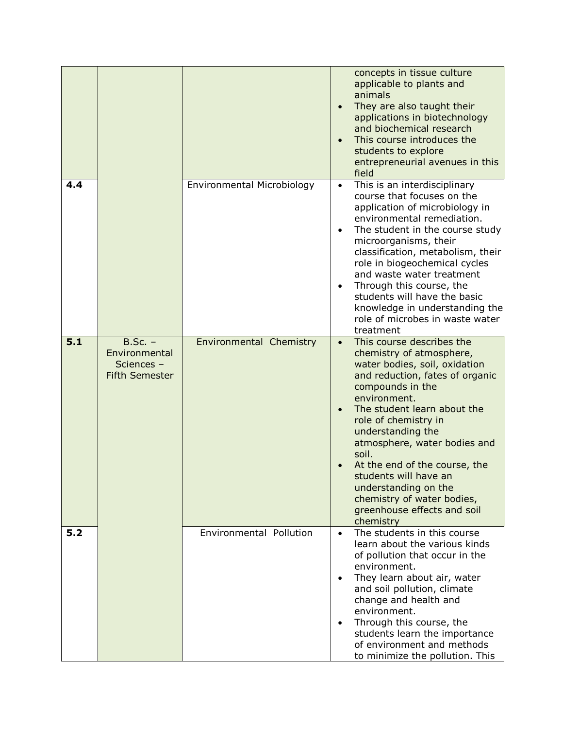| | | | |
|---|---|---|---|
| | | | concepts in tissue culture applicable to plants and animals<br>• They are also taught their applications in biotechnology and biochemical research<br>• This course introduces the students to explore entrepreneurial avenues in this field |
| **4.4** | | Environmental Microbiology | • This is an interdisciplinary course that focuses on the application of microbiology in environmental remediation.<br>• The student in the course study microorganisms, their classification, metabolism, their role in biogeochemical cycles and waste water treatment<br>• Through this course, the students will have the basic knowledge in understanding the role of microbes in waste water treatment |
| **5.1** | B.Sc. – Environmental Sciences – Fifth Semester | Environmental Chemistry | • This course describes the chemistry of atmosphere, water bodies, soil, oxidation and reduction, fates of organic compounds in the environment.<br>• The student learn about the role of chemistry in understanding the atmosphere, water bodies and soil.<br>• At the end of the course, the students will have an understanding on the chemistry of water bodies, greenhouse effects and soil chemistry |
| **5.2** | | Environmental Pollution | • The students in this course learn about the various kinds of pollution that occur in the environment.<br>• They learn about air, water and soil pollution, climate change and health and environment.<br>• Through this course, the students learn the importance of environment and methods to minimize the pollution. This |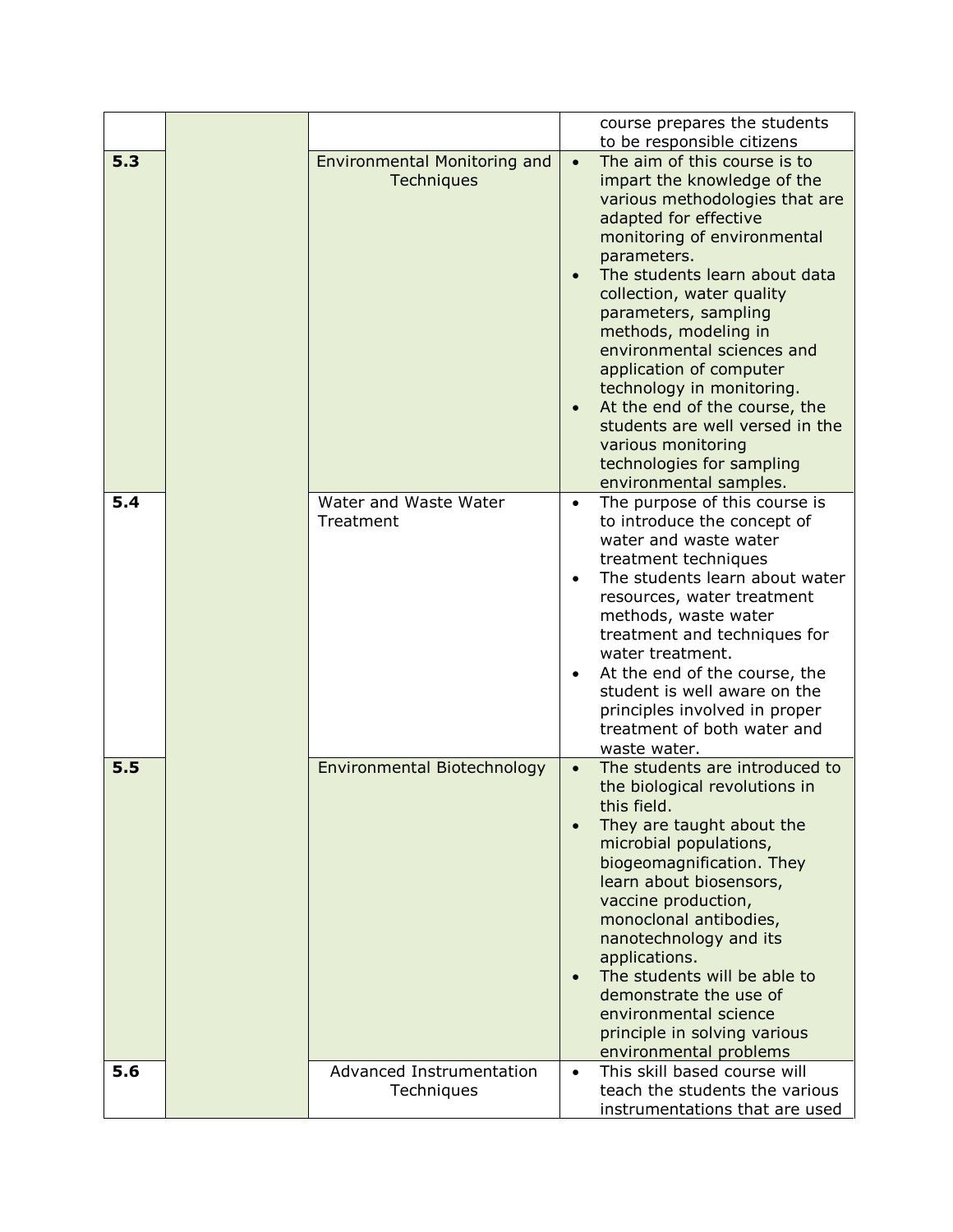| | | | |
|---|---|---|---|
| | | | course prepares the students to be responsible citizens |
| **5.3** | | Environmental Monitoring and Techniques | • The aim of this course is to impart the knowledge of the various methodologies that are adapted for effective monitoring of environmental parameters.<br>• The students learn about data collection, water quality parameters, sampling methods, modeling in environmental sciences and application of computer technology in monitoring.<br>• At the end of the course, the students are well versed in the various monitoring technologies for sampling environmental samples. |
| **5.4** | | Water and Waste Water Treatment | • The purpose of this course is to introduce the concept of water and waste water treatment techniques<br>• The students learn about water resources, water treatment methods, waste water treatment and techniques for water treatment.<br>• At the end of the course, the student is well aware on the principles involved in proper treatment of both water and waste water. |
| **5.5** | | Environmental Biotechnology | • The students are introduced to the biological revolutions in this field.<br>• They are taught about the microbial populations, biogeomagnification. They learn about biosensors, vaccine production, monoclonal antibodies, nanotechnology and its applications.<br>• The students will be able to demonstrate the use of environmental science principle in solving various environmental problems |
| **5.6** | | Advanced Instrumentation Techniques | • This skill based course will teach the students the various instrumentations that are used |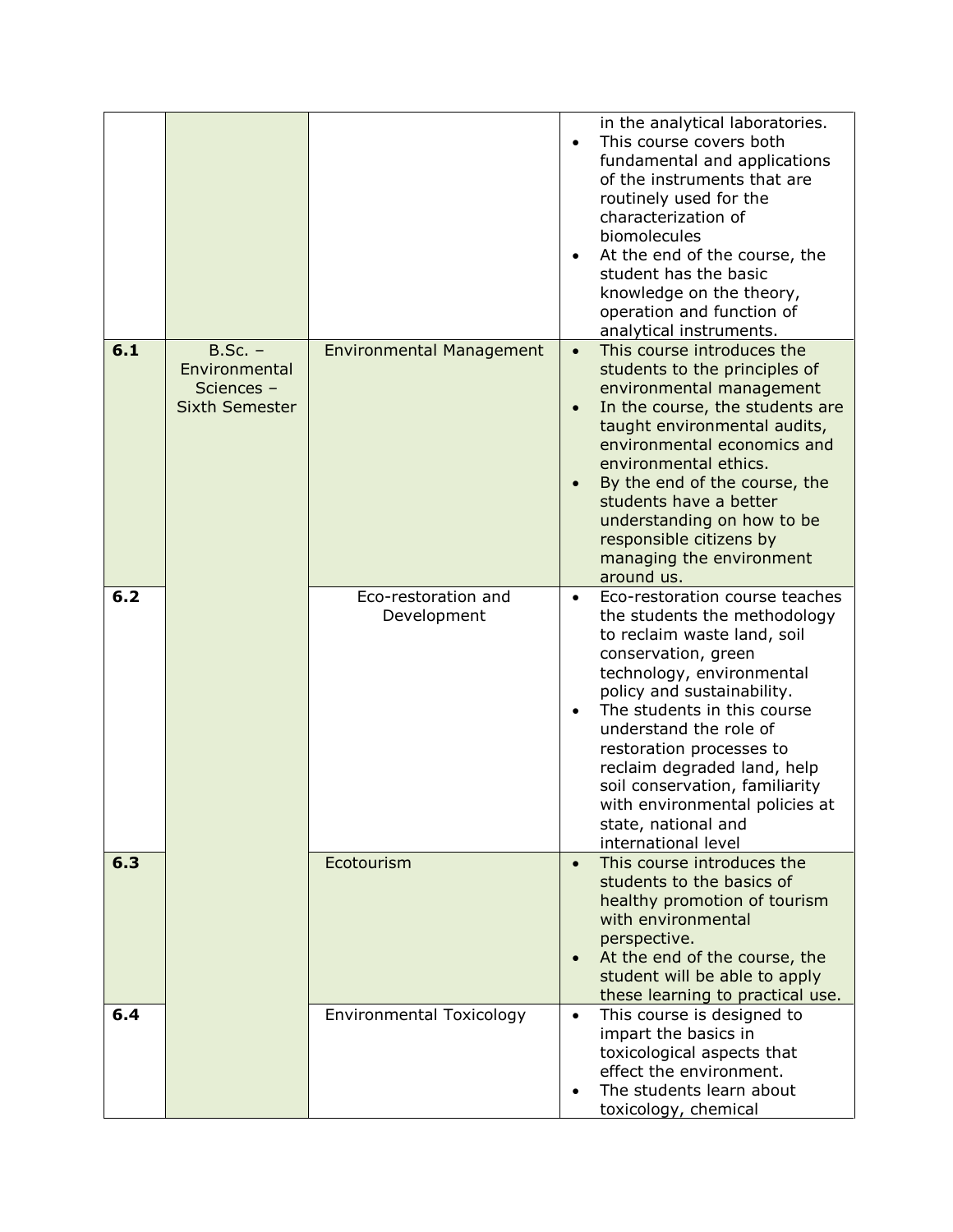| | | | |
|---|---|---|---|
| | | | in the analytical laboratories.<br>• This course covers both fundamental and applications of the instruments that are routinely used for the characterization of biomolecules<br>• At the end of the course, the student has the basic knowledge on the theory, operation and function of analytical instruments. |
| **6.1** | B.Sc. – Environmental Sciences – Sixth Semester | Environmental Management | • This course introduces the students to the principles of environmental management<br>• In the course, the students are taught environmental audits, environmental economics and environmental ethics.<br>• By the end of the course, the students have a better understanding on how to be responsible citizens by managing the environment around us. |
| **6.2** | | Eco-restoration and Development | • Eco-restoration course teaches the students the methodology to reclaim waste land, soil conservation, green technology, environmental policy and sustainability.<br>• The students in this course understand the role of restoration processes to reclaim degraded land, help soil conservation, familiarity with environmental policies at state, national and international level |
| **6.3** | | Ecotourism | • This course introduces the students to the basics of healthy promotion of tourism with environmental perspective.<br>• At the end of the course, the student will be able to apply these learning to practical use. |
| **6.4** | | Environmental Toxicology | • This course is designed to impart the basics in toxicological aspects that effect the environment.<br>• The students learn about toxicology, chemical |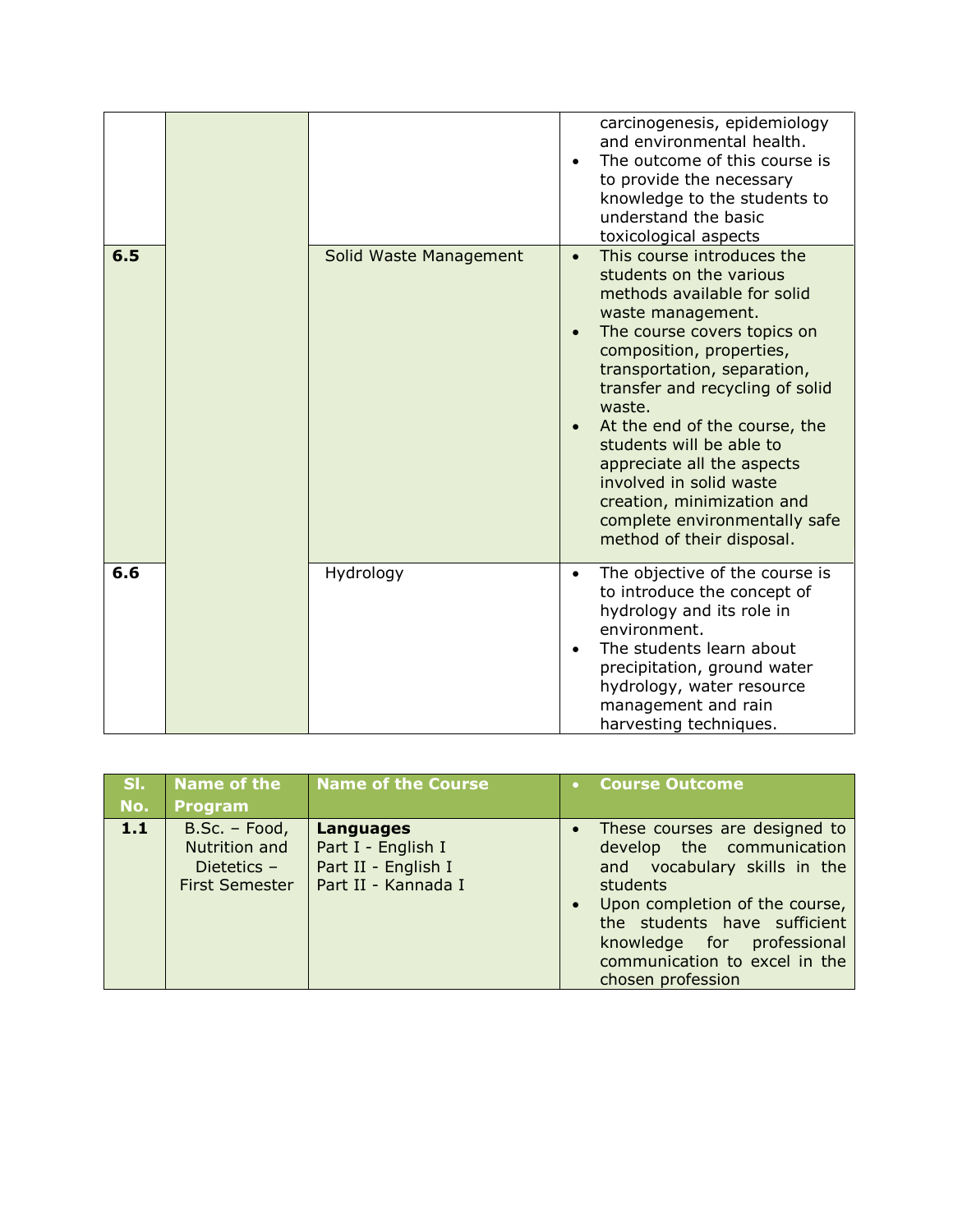| | | | |
|---|---|---|---|
| | | | carcinogenesis, epidemiology and environmental health.<br>• The outcome of this course is to provide the necessary knowledge to the students to understand the basic toxicological aspects |
| **6.5** | | Solid Waste Management | • This course introduces the students on the various methods available for solid waste management.<br>• The course covers topics on composition, properties, transportation, separation, transfer and recycling of solid waste.<br>• At the end of the course, the students will be able to appreciate all the aspects involved in solid waste creation, minimization and complete environmentally safe method of their disposal. |
| **6.6** | | Hydrology | • The objective of the course is to introduce the concept of hydrology and its role in environment.<br>• The students learn about precipitation, ground water hydrology, water resource management and rain harvesting techniques. |

| Sl. No. | Name of the Program | Name of the Course | • Course Outcome |
|---|---|---|---|
| **1.1** | B.Sc. – Food, Nutrition and Dietetics – First Semester | **Languages**<br>Part I - English I<br>Part II - English I<br>Part II - Kannada I | • These courses are designed to develop the communication and vocabulary skills in the students<br>• Upon completion of the course, the students have sufficient knowledge for professional communication to excel in the chosen profession |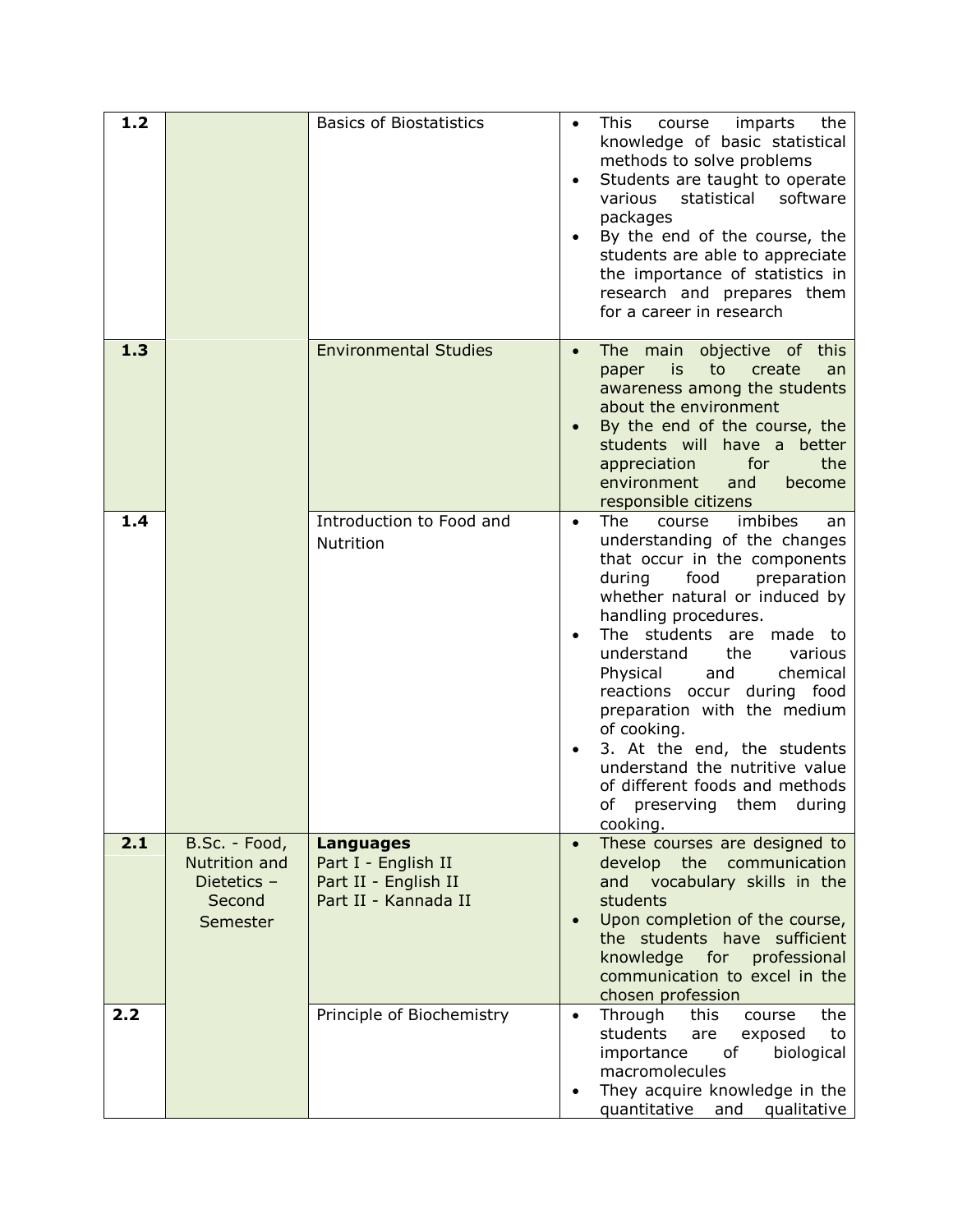| | | | |
|---|---|---|---|
| **1.2** | | Basics of Biostatistics | • This course imparts the knowledge of basic statistical methods to solve problems<br>• Students are taught to operate various statistical software packages<br>• By the end of the course, the students are able to appreciate the importance of statistics in research and prepares them for a career in research |
| **1.3** | | Environmental Studies | • The main objective of this paper is to create an awareness among the students about the environment<br>• By the end of the course, the students will have a better appreciation for the environment and become responsible citizens |
| **1.4** | | Introduction to Food and Nutrition | • The course imbibes an understanding of the changes that occur in the components during food preparation whether natural or induced by handling procedures.<br>• The students are made to understand the various Physical and chemical reactions occur during food preparation with the medium of cooking.<br>• 3. At the end, the students understand the nutritive value of different foods and methods of preserving them during cooking. |
| **2.1** | B.Sc. - Food, Nutrition and Dietetics – Second Semester | **Languages**<br>Part I - English II<br>Part II - English II<br>Part II - Kannada II | • These courses are designed to develop the communication and vocabulary skills in the students<br>• Upon completion of the course, the students have sufficient knowledge for professional communication to excel in the chosen profession |
| **2.2** | | Principle of Biochemistry | • Through this course the students are exposed to importance of biological macromolecules<br>• They acquire knowledge in the quantitative and qualitative |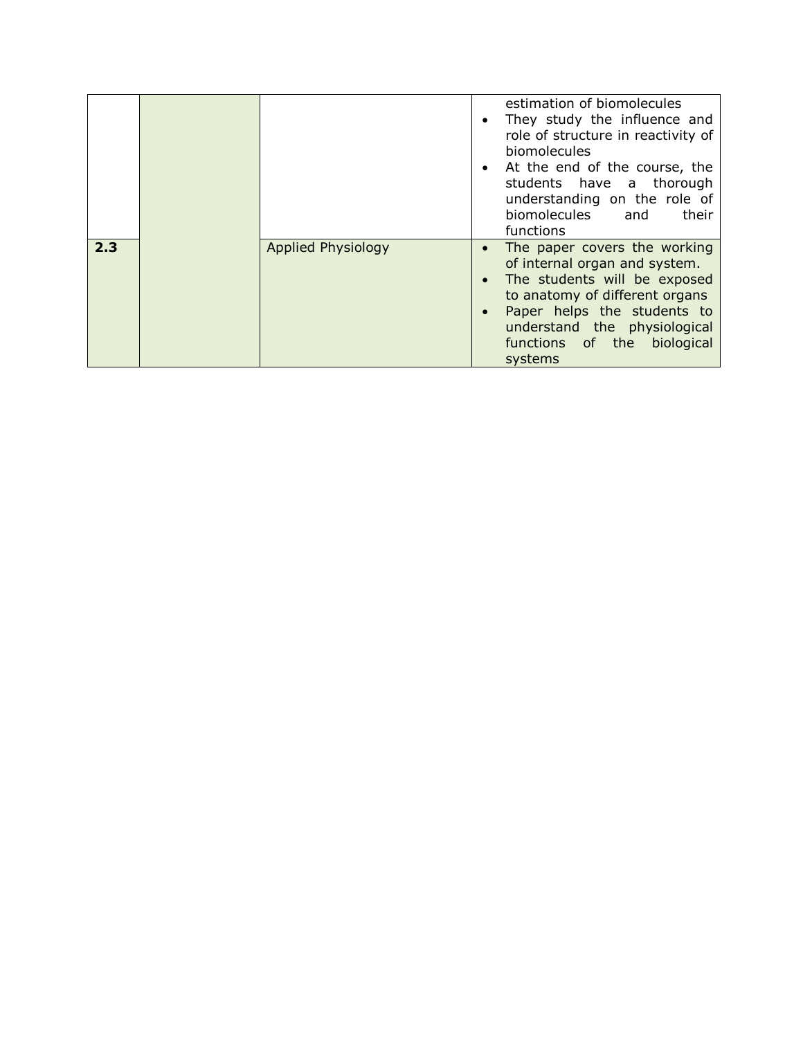| | | | |
|---|---|---|---|
| | | | estimation of biomolecules<br>• They study the influence and role of structure in reactivity of biomolecules<br>• At the end of the course, the students have a thorough understanding on the role of biomolecules and their functions |
| **2.3** | | Applied Physiology | • The paper covers the working of internal organ and system.<br>• The students will be exposed to anatomy of different organs<br>• Paper helps the students to understand the physiological functions of the biological systems |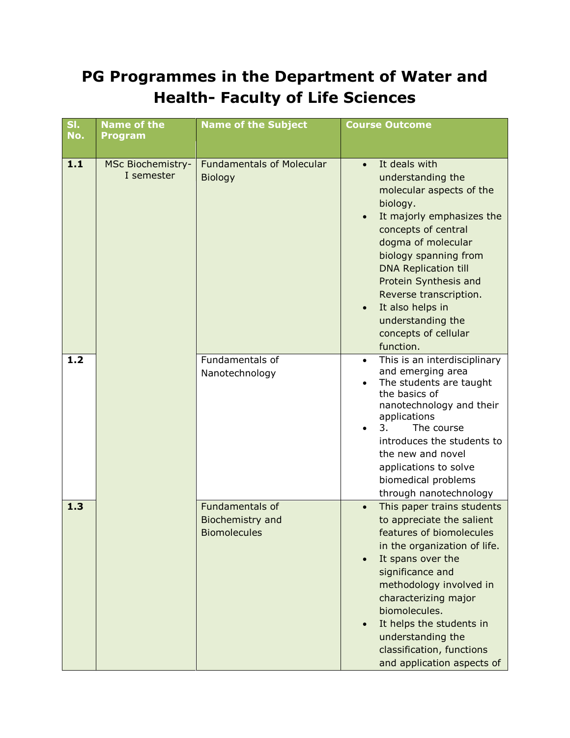# PG Programmes in the Department of Water and Health- Faculty of Life Sciences

| Sl. No. | Name of the Program | Name of the Subject | Course Outcome |
|---|---|---|---|
| **1.1** | MSc Biochemistry- I semester | Fundamentals of Molecular Biology | • It deals with understanding the molecular aspects of the biology.<br>• It majorly emphasizes the concepts of central dogma of molecular biology spanning from DNA Replication till Protein Synthesis and Reverse transcription.<br>• It also helps in understanding the concepts of cellular function. |
| **1.2** | | Fundamentals of Nanotechnology | • This is an interdisciplinary and emerging area<br>• The students are taught the basics of nanotechnology and their applications<br>• 3. The course introduces the students to the new and novel applications to solve biomedical problems through nanotechnology |
| **1.3** | | Fundamentals of Biochemistry and Biomolecules | • This paper trains students to appreciate the salient features of biomolecules in the organization of life.<br>• It spans over the significance and methodology involved in characterizing major biomolecules.<br>• It helps the students in understanding the classification, functions and application aspects of |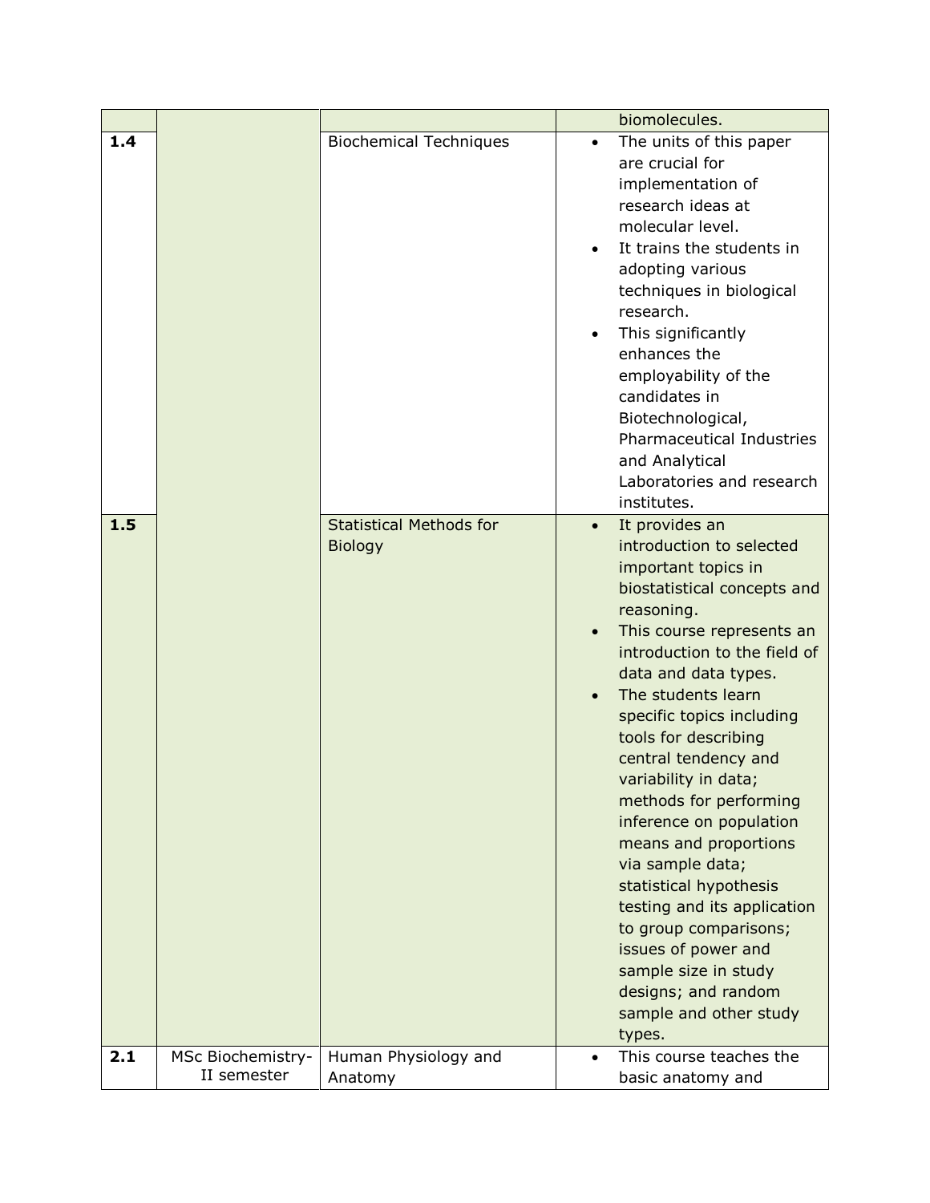| | | | |
|---|---|---|---|
| | | | biomolecules. |
| 1.4 | | Biochemical Techniques | • The units of this paper are crucial for implementation of research ideas at molecular level.<br>• It trains the students in adopting various techniques in biological research.<br>• This significantly enhances the employability of the candidates in Biotechnological, Pharmaceutical Industries and Analytical Laboratories and research institutes. |
| 1.5 | | Statistical Methods for Biology | • It provides an introduction to selected important topics in biostatistical concepts and reasoning.<br>• This course represents an introduction to the field of data and data types.<br>• The students learn specific topics including tools for describing central tendency and variability in data; methods for performing inference on population means and proportions via sample data; statistical hypothesis testing and its application to group comparisons; issues of power and sample size in study designs; and random sample and other study types. |
| 2.1 | MSc Biochemistry-II semester | Human Physiology and Anatomy | • This course teaches the basic anatomy and |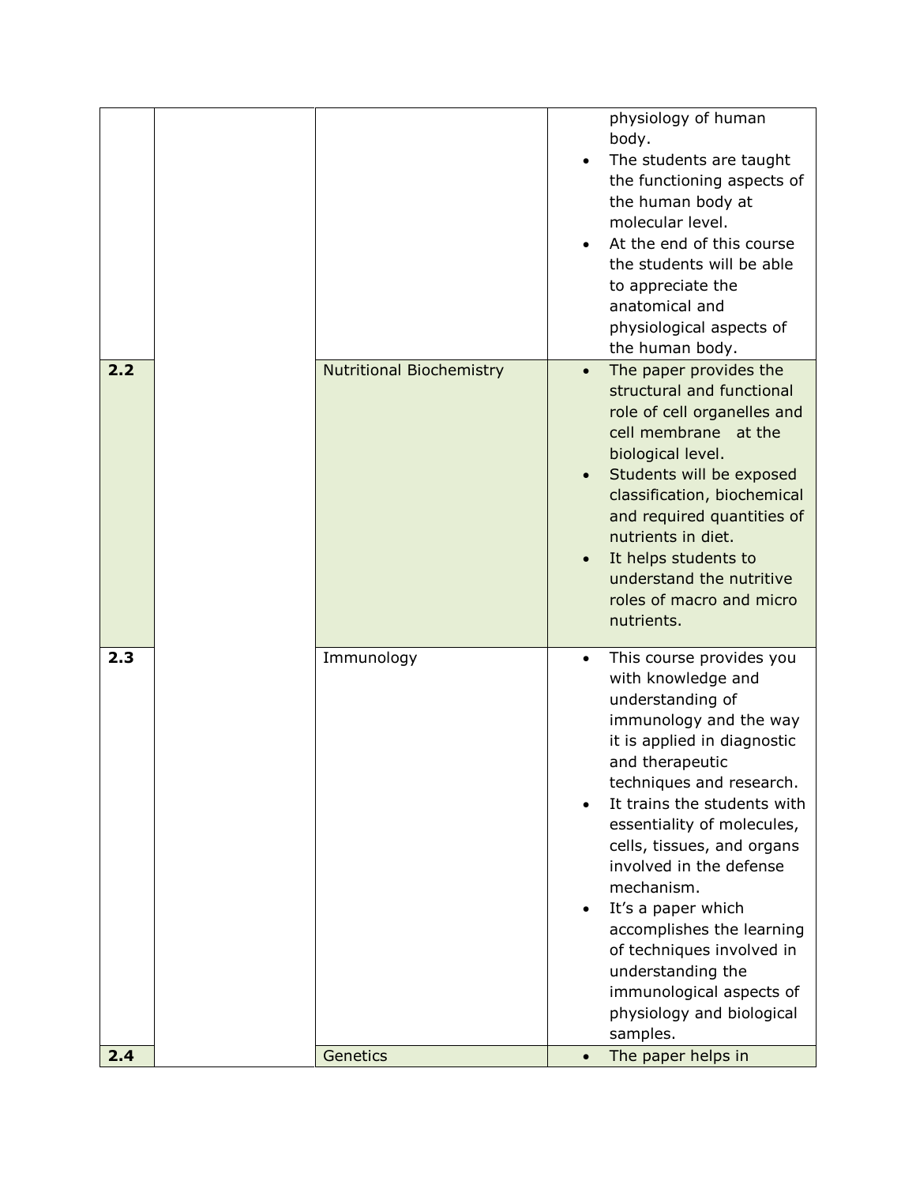| | | | |
|---|---|---|---|
| | | | physiology of human body.<br>• The students are taught the functioning aspects of the human body at molecular level.<br>• At the end of this course the students will be able to appreciate the anatomical and physiological aspects of the human body. |
| **2.2** | | Nutritional Biochemistry | • The paper provides the structural and functional role of cell organelles and cell membrane at the biological level.<br>• Students will be exposed classification, biochemical and required quantities of nutrients in diet.<br>• It helps students to understand the nutritive roles of macro and micro nutrients. |
| **2.3** | | Immunology | • This course provides you with knowledge and understanding of immunology and the way it is applied in diagnostic and therapeutic techniques and research.<br>• It trains the students with essentiality of molecules, cells, tissues, and organs involved in the defense mechanism.<br>• It's a paper which accomplishes the learning of techniques involved in understanding the immunological aspects of physiology and biological samples. |
| **2.4** | | Genetics | • The paper helps in |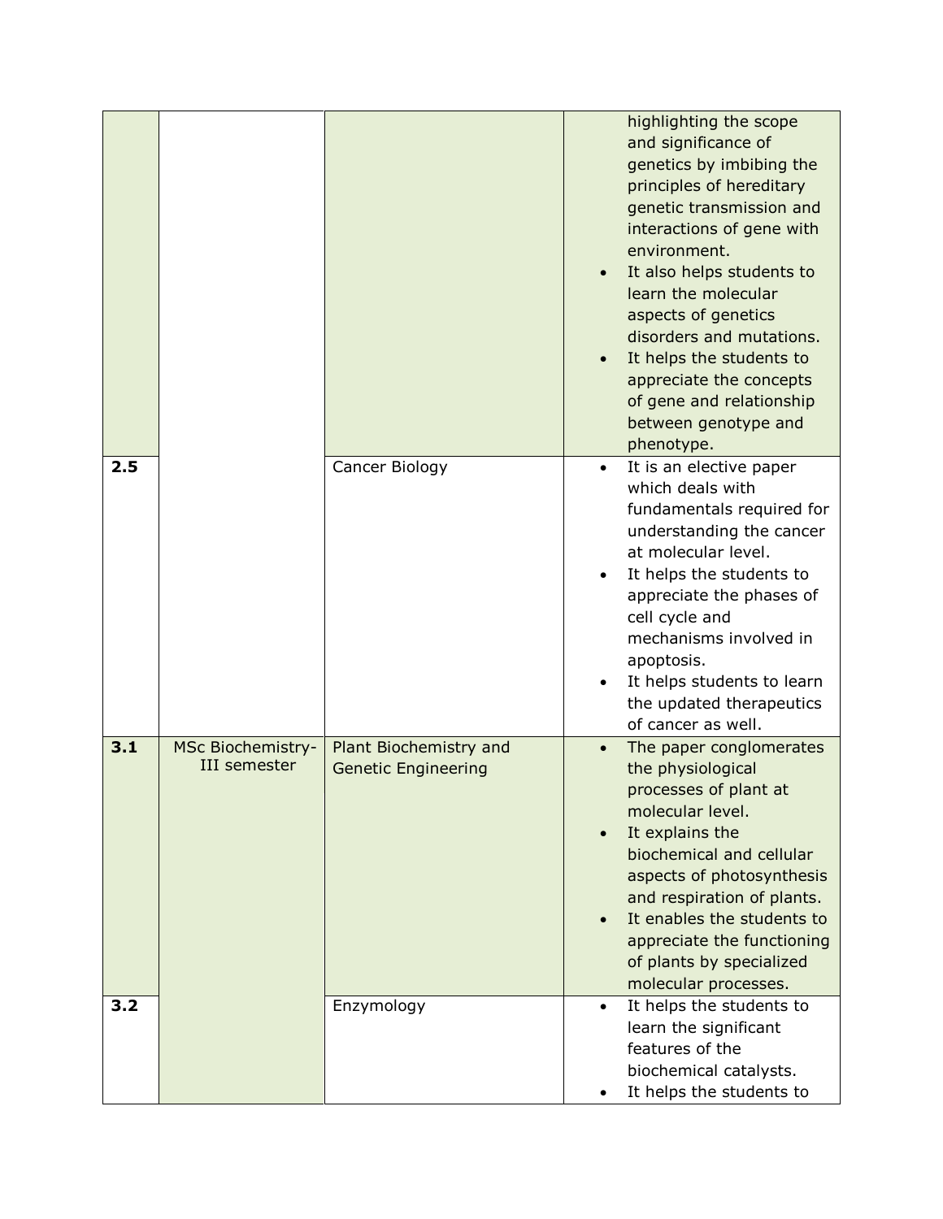| | | | |
|---|---|---|---|
| | | | highlighting the scope and significance of genetics by imbibing the principles of hereditary genetic transmission and interactions of gene with environment.<br>• It also helps students to learn the molecular aspects of genetics disorders and mutations.<br>• It helps the students to appreciate the concepts of gene and relationship between genotype and phenotype. |
| **2.5** | | Cancer Biology | • It is an elective paper which deals with fundamentals required for understanding the cancer at molecular level.<br>• It helps the students to appreciate the phases of cell cycle and mechanisms involved in apoptosis.<br>• It helps students to learn the updated therapeutics of cancer as well. |
| **3.1** | MSc Biochemistry-III semester | Plant Biochemistry and Genetic Engineering | • The paper conglomerates the physiological processes of plant at molecular level.<br>• It explains the biochemical and cellular aspects of photosynthesis and respiration of plants.<br>• It enables the students to appreciate the functioning of plants by specialized molecular processes. |
| **3.2** | | Enzymology | • It helps the students to learn the significant features of the biochemical catalysts.<br>• It helps the students to |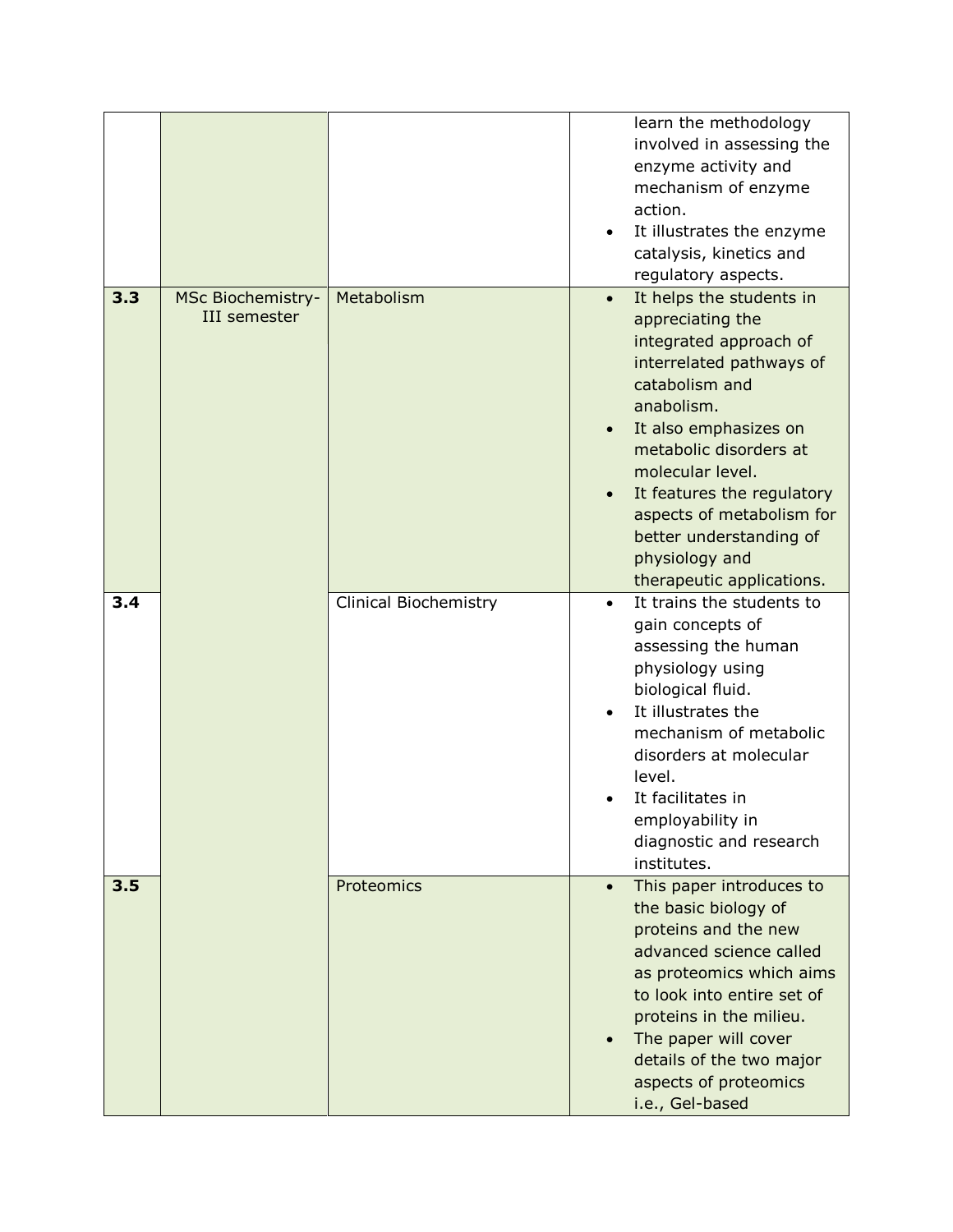| | | | |
|---|---|---|---|
| | | | learn the methodology involved in assessing the enzyme activity and mechanism of enzyme action.<br>• It illustrates the enzyme catalysis, kinetics and regulatory aspects. |
| **3.3** | MSc Biochemistry-III semester | Metabolism | • It helps the students in appreciating the integrated approach of interrelated pathways of catabolism and anabolism.<br>• It also emphasizes on metabolic disorders at molecular level.<br>• It features the regulatory aspects of metabolism for better understanding of physiology and therapeutic applications. |
| **3.4** | | Clinical Biochemistry | • It trains the students to gain concepts of assessing the human physiology using biological fluid.<br>• It illustrates the mechanism of metabolic disorders at molecular level.<br>• It facilitates in employability in diagnostic and research institutes. |
| **3.5** | | Proteomics | • This paper introduces to the basic biology of proteins and the new advanced science called as proteomics which aims to look into entire set of proteins in the milieu.<br>• The paper will cover details of the two major aspects of proteomics i.e., Gel-based |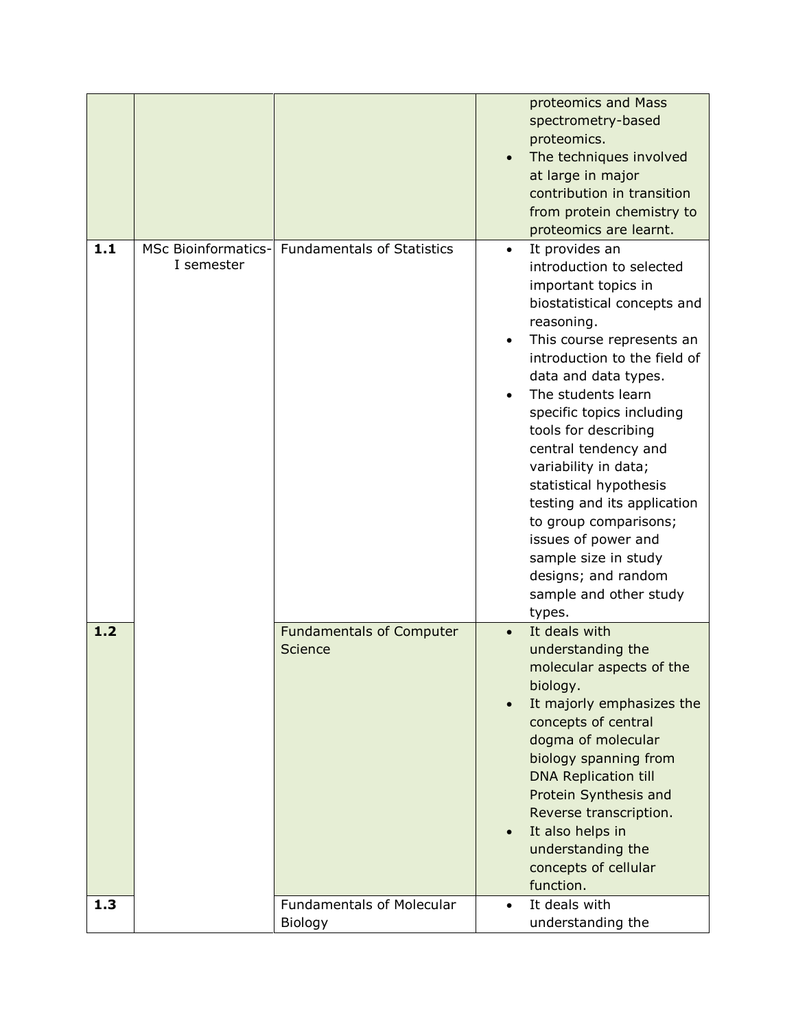| | | | |
|---|---|---|---|
| | | | proteomics and Mass spectrometry-based proteomics.<br>• The techniques involved at large in major contribution in transition from protein chemistry to proteomics are learnt. |
| **1.1** | MSc Bioinformatics-I semester | Fundamentals of Statistics | • It provides an introduction to selected important topics in biostatistical concepts and reasoning.<br>• This course represents an introduction to the field of data and data types.<br>• The students learn specific topics including tools for describing central tendency and variability in data; statistical hypothesis testing and its application to group comparisons; issues of power and sample size in study designs; and random sample and other study types. |
| **1.2** | | Fundamentals of Computer Science | • It deals with understanding the molecular aspects of the biology.<br>• It majorly emphasizes the concepts of central dogma of molecular biology spanning from DNA Replication till Protein Synthesis and Reverse transcription.<br>• It also helps in understanding the concepts of cellular function. |
| **1.3** | | Fundamentals of Molecular Biology | • It deals with understanding the |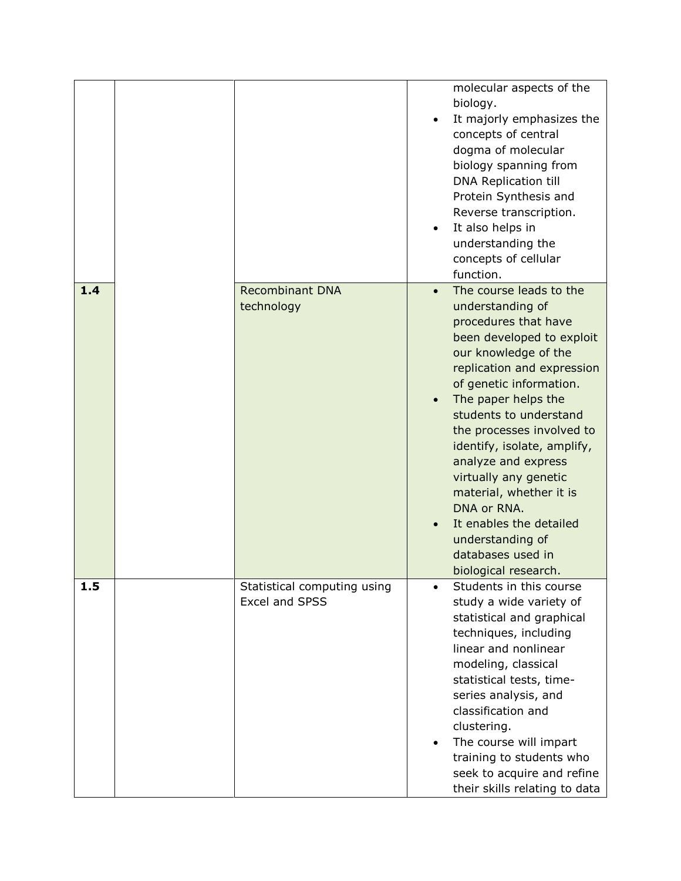| | | | |
|---|---|---|---|
| | | | molecular aspects of the biology.<br>• It majorly emphasizes the concepts of central dogma of molecular biology spanning from DNA Replication till Protein Synthesis and Reverse transcription.<br>• It also helps in understanding the concepts of cellular function. |
| **1.4** | | Recombinant DNA technology | • The course leads to the understanding of procedures that have been developed to exploit our knowledge of the replication and expression of genetic information.<br>• The paper helps the students to understand the processes involved to identify, isolate, amplify, analyze and express virtually any genetic material, whether it is DNA or RNA.<br>• It enables the detailed understanding of databases used in biological research. |
| **1.5** | | Statistical computing using Excel and SPSS | • Students in this course study a wide variety of statistical and graphical techniques, including linear and nonlinear modeling, classical statistical tests, time-series analysis, and classification and clustering.<br>• The course will impart training to students who seek to acquire and refine their skills relating to data |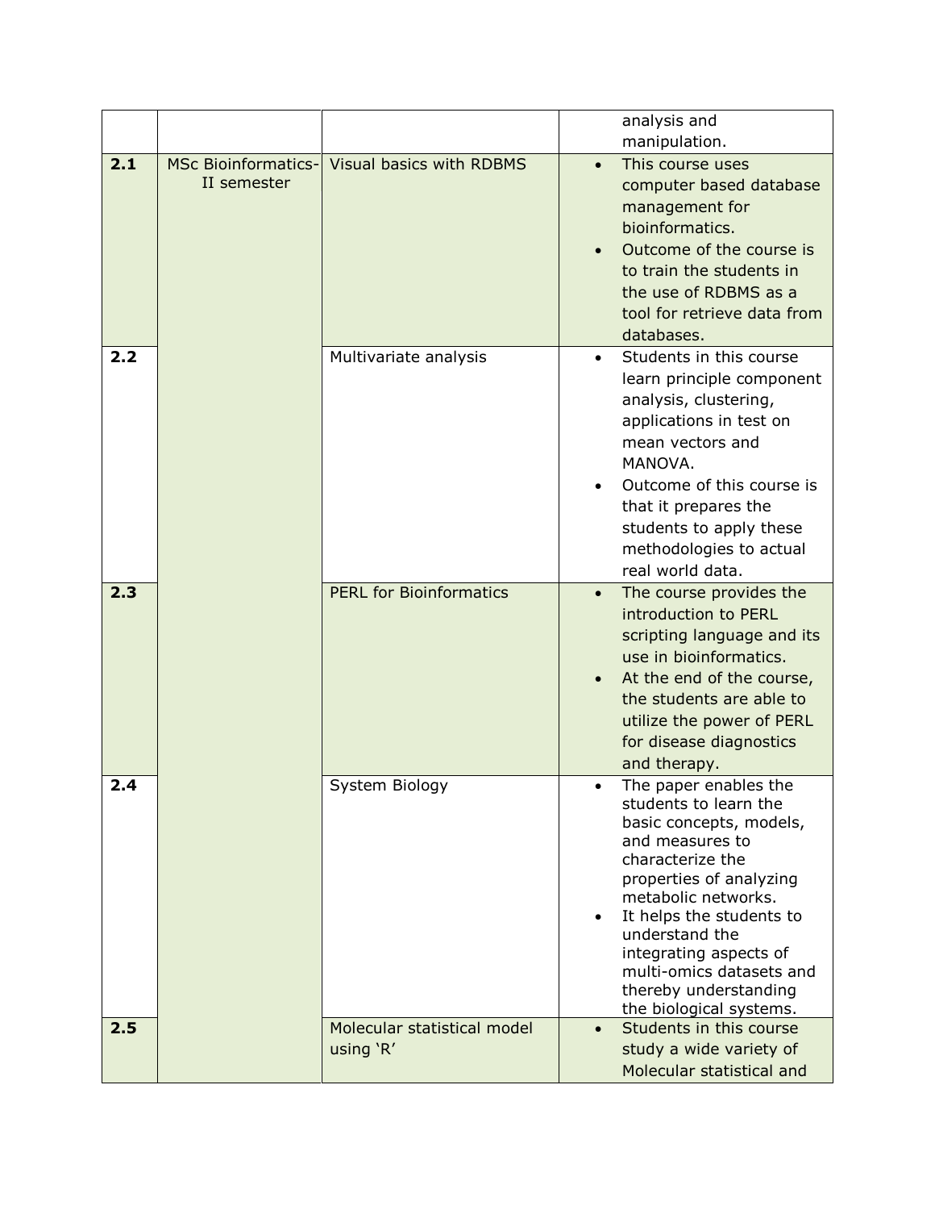| | | | |
|---|---|---|---|
| | | | analysis and manipulation. |
| 2.1 | MSc Bioinformatics-II semester | Visual basics with RDBMS | • This course uses computer based database management for bioinformatics.<br>• Outcome of the course is to train the students in the use of RDBMS as a tool for retrieve data from databases. |
| 2.2 | | Multivariate analysis | • Students in this course learn principle component analysis, clustering, applications in test on mean vectors and MANOVA.<br>• Outcome of this course is that it prepares the students to apply these methodologies to actual real world data. |
| 2.3 | | PERL for Bioinformatics | • The course provides the introduction to PERL scripting language and its use in bioinformatics.<br>• At the end of the course, the students are able to utilize the power of PERL for disease diagnostics and therapy. |
| 2.4 | | System Biology | • The paper enables the students to learn the basic concepts, models, and measures to characterize the properties of analyzing metabolic networks.<br>• It helps the students to understand the integrating aspects of multi-omics datasets and thereby understanding the biological systems. |
| 2.5 | | Molecular statistical model using 'R' | • Students in this course study a wide variety of Molecular statistical and |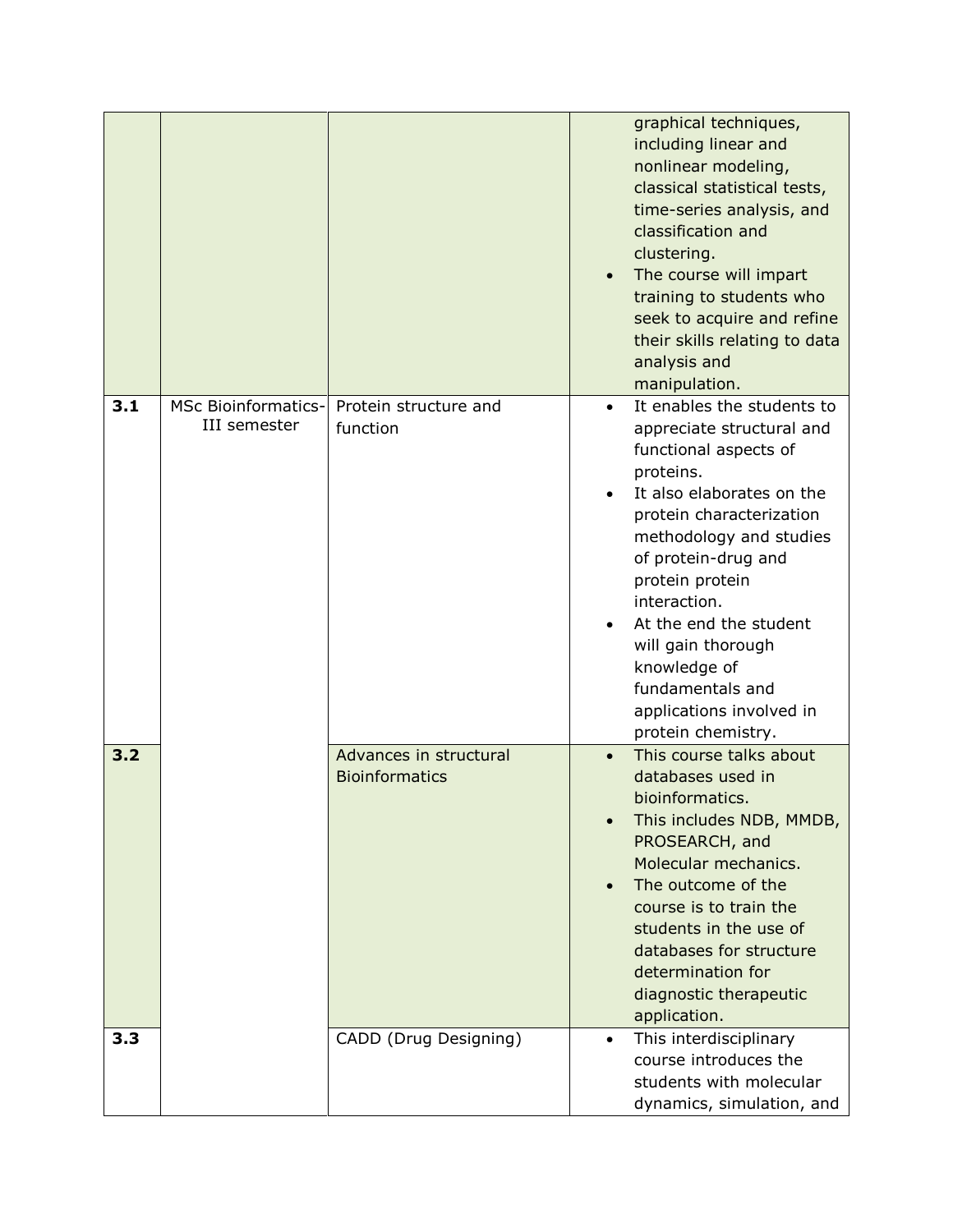| | | | |
|---|---|---|---|
| | | | • graphical techniques, including linear and nonlinear modeling, classical statistical tests, time-series analysis, and classification and clustering.<br>• The course will impart training to students who seek to acquire and refine their skills relating to data analysis and manipulation. |
| **3.1** | MSc Bioinformatics-III semester | Protein structure and function | • It enables the students to appreciate structural and functional aspects of proteins.<br>• It also elaborates on the protein characterization methodology and studies of protein-drug and protein protein interaction.<br>• At the end the student will gain thorough knowledge of fundamentals and applications involved in protein chemistry. |
| **3.2** | | Advances in structural Bioinformatics | • This course talks about databases used in bioinformatics.<br>• This includes NDB, MMDB, PROSEARCH, and Molecular mechanics.<br>• The outcome of the course is to train the students in the use of databases for structure determination for diagnostic therapeutic application. |
| **3.3** | | CADD (Drug Designing) | • This interdisciplinary course introduces the students with molecular dynamics, simulation, and |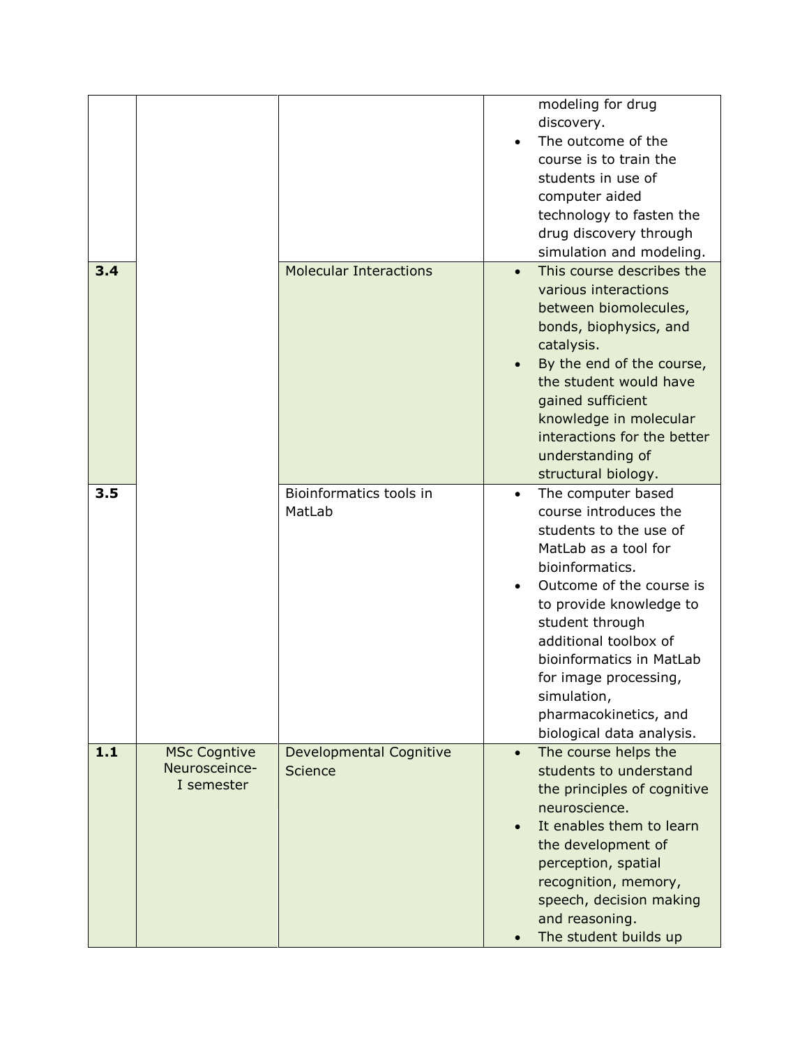| | | | |
|---|---|---|---|
| | | | modeling for drug discovery.<br>• The outcome of the course is to train the students in use of computer aided technology to fasten the drug discovery through simulation and modeling. |
| **3.4** | | Molecular Interactions | • This course describes the various interactions between biomolecules, bonds, biophysics, and catalysis.<br>• By the end of the course, the student would have gained sufficient knowledge in molecular interactions for the better understanding of structural biology. |
| **3.5** | | Bioinformatics tools in MatLab | • The computer based course introduces the students to the use of MatLab as a tool for bioinformatics.<br>• Outcome of the course is to provide knowledge to student through additional toolbox of bioinformatics in MatLab for image processing, simulation, pharmacokinetics, and biological data analysis. |
| **1.1** | MSc Cogntive Neurosceince- I semester | Developmental Cognitive Science | • The course helps the students to understand the principles of cognitive neuroscience.<br>• It enables them to learn the development of perception, spatial recognition, memory, speech, decision making and reasoning.<br>• The student builds up |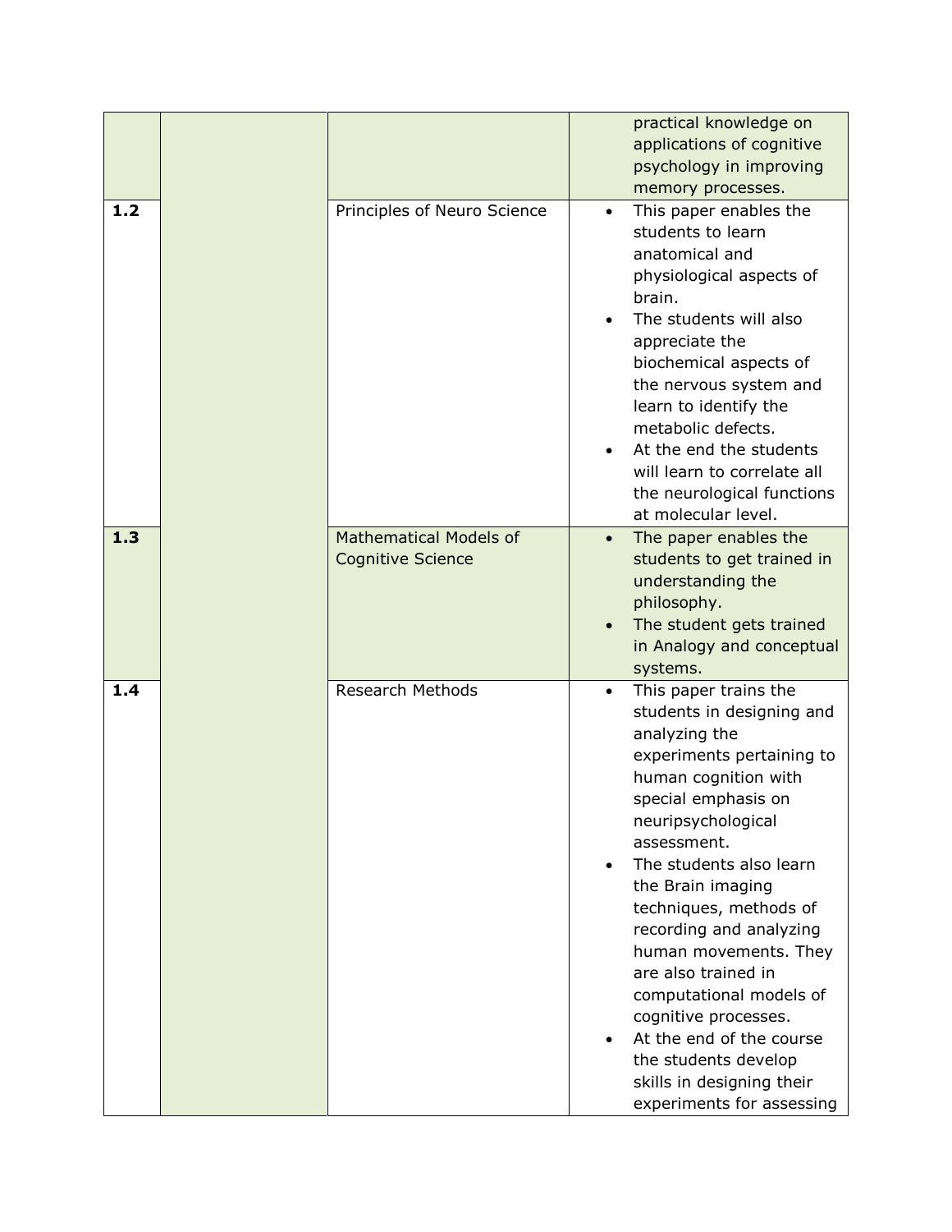| | | | |
|---|---|---|---|
| | | | practical knowledge on applications of cognitive psychology in improving memory processes. |
| **1.2** | | Principles of Neuro Science | • This paper enables the students to learn anatomical and physiological aspects of brain.<br>• The students will also appreciate the biochemical aspects of the nervous system and learn to identify the metabolic defects.<br>• At the end the students will learn to correlate all the neurological functions at molecular level. |
| **1.3** | | Mathematical Models of Cognitive Science | • The paper enables the students to get trained in understanding the philosophy.<br>• The student gets trained in Analogy and conceptual systems. |
| **1.4** | | Research Methods | • This paper trains the students in designing and analyzing the experiments pertaining to human cognition with special emphasis on neuripsychological assessment.<br>• The students also learn the Brain imaging techniques, methods of recording and analyzing human movements. They are also trained in computational models of cognitive processes.<br>• At the end of the course the students develop skills in designing their experiments for assessing |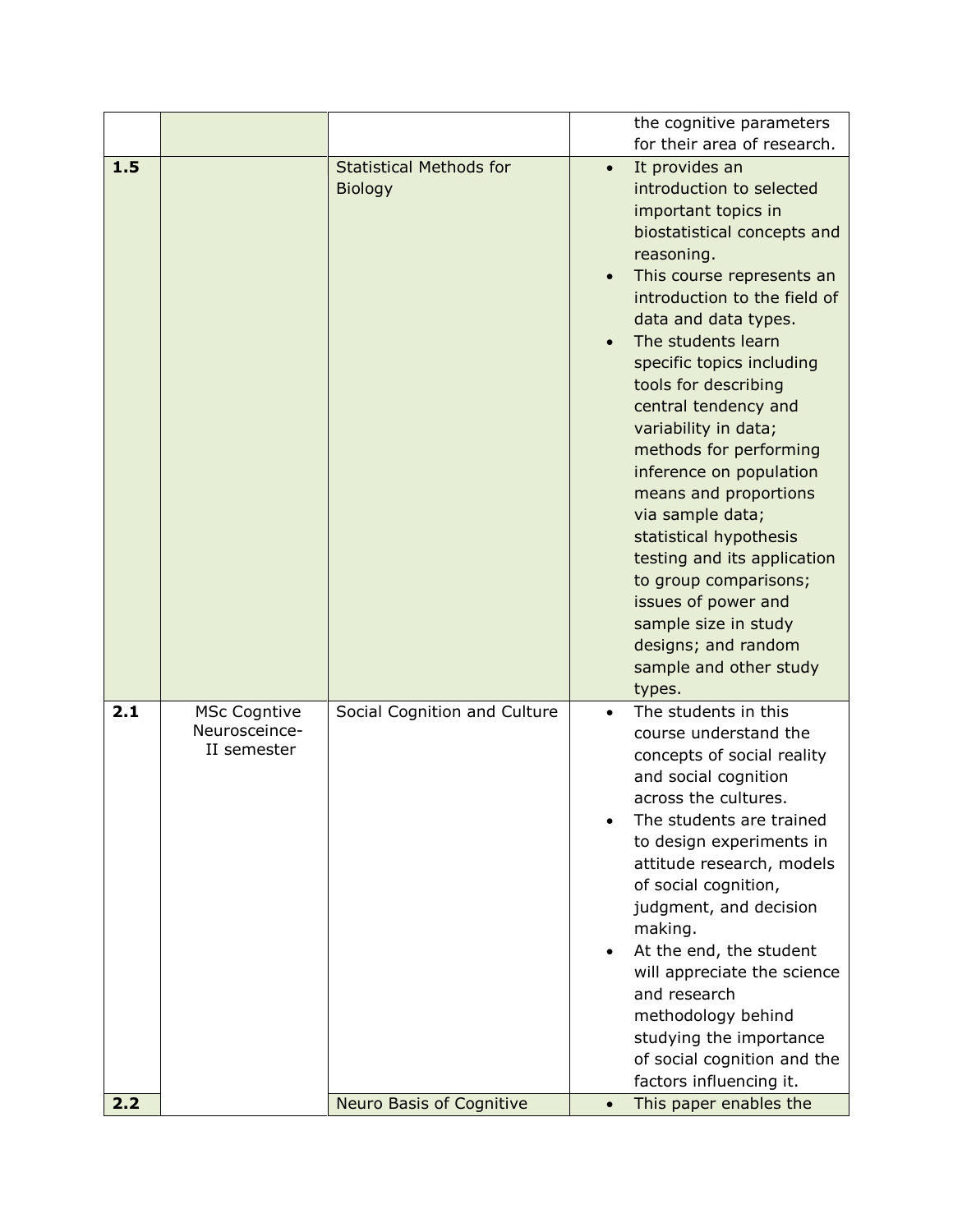| | | | |
|---|---|---|---|
| | | | the cognitive parameters for their area of research. |
| **1.5** | | Statistical Methods for Biology | • It provides an introduction to selected important topics in biostatistical concepts and reasoning.<br>• This course represents an introduction to the field of data and data types.<br>• The students learn specific topics including tools for describing central tendency and variability in data; methods for performing inference on population means and proportions via sample data; statistical hypothesis testing and its application to group comparisons; issues of power and sample size in study designs; and random sample and other study types. |
| **2.1** | MSc Cogntive Neurosceince- II semester | Social Cognition and Culture | • The students in this course understand the concepts of social reality and social cognition across the cultures.<br>• The students are trained to design experiments in attitude research, models of social cognition, judgment, and decision making.<br>• At the end, the student will appreciate the science and research methodology behind studying the importance of social cognition and the factors influencing it. |
| **2.2** | | Neuro Basis of Cognitive | • This paper enables the |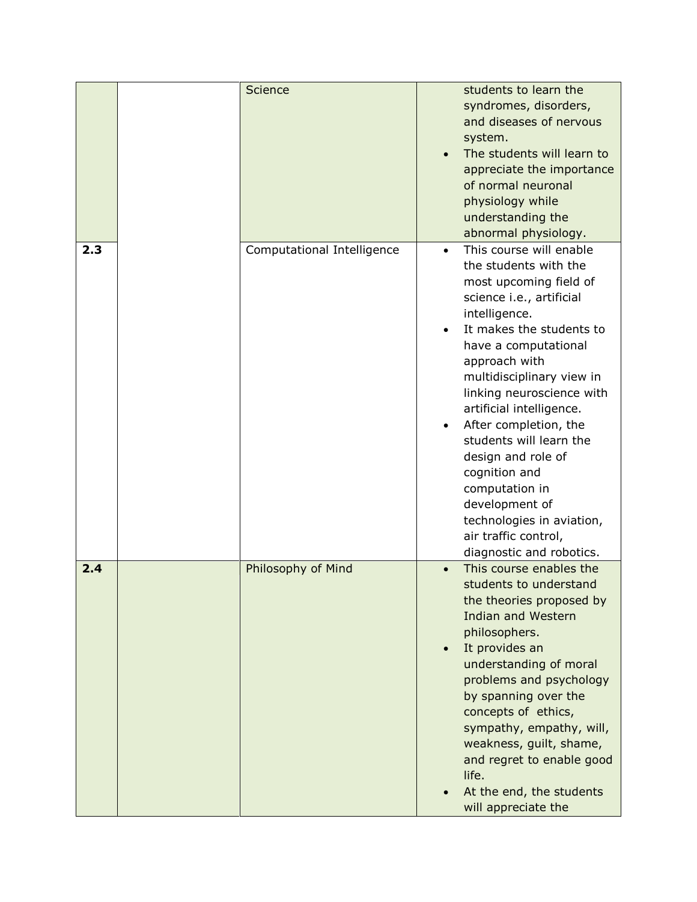| | | | |
|---|---|---|---|
| | | Science | students to learn the syndromes, disorders, and diseases of nervous system.<br>• The students will learn to appreciate the importance of normal neuronal physiology while understanding the abnormal physiology. |
| **2.3** | | Computational Intelligence | • This course will enable the students with the most upcoming field of science i.e., artificial intelligence.<br>• It makes the students to have a computational approach with multidisciplinary view in linking neuroscience with artificial intelligence.<br>• After completion, the students will learn the design and role of cognition and computation in development of technologies in aviation, air traffic control, diagnostic and robotics. |
| **2.4** | | Philosophy of Mind | • This course enables the students to understand the theories proposed by Indian and Western philosophers.<br>• It provides an understanding of moral problems and psychology by spanning over the concepts of ethics, sympathy, empathy, will, weakness, guilt, shame, and regret to enable good life.<br>• At the end, the students will appreciate the |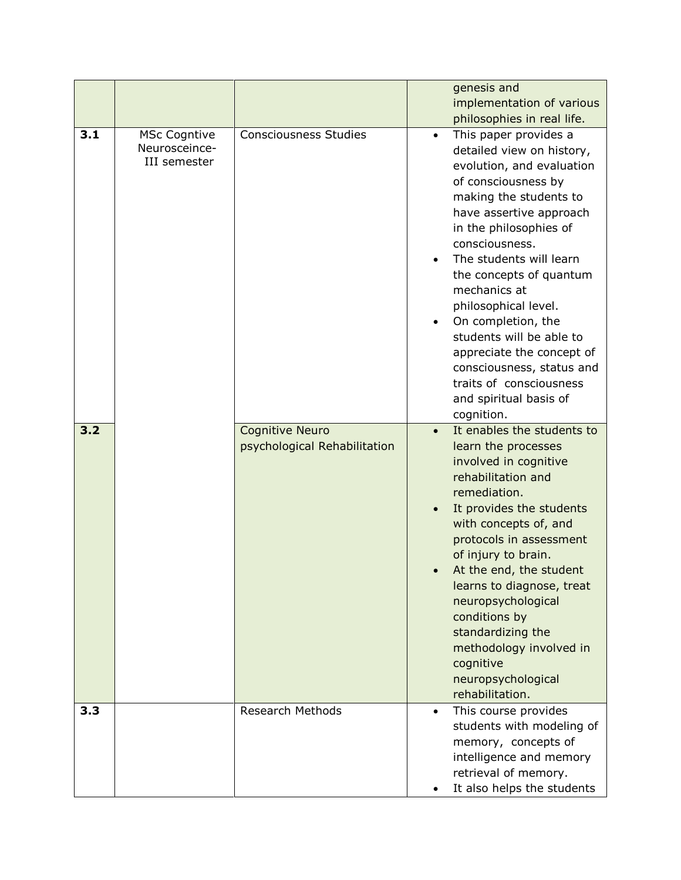| | | | |
|---|---|---|---|
| | | | genesis and implementation of various philosophies in real life. |
| **3.1** | MSc Cogntive Neurosceince- III semester | Consciousness Studies | • This paper provides a detailed view on history, evolution, and evaluation of consciousness by making the students to have assertive approach in the philosophies of consciousness.<br>• The students will learn the concepts of quantum mechanics at philosophical level.<br>• On completion, the students will be able to appreciate the concept of consciousness, status and traits of consciousness and spiritual basis of cognition. |
| **3.2** | | Cognitive Neuro psychological Rehabilitation | • It enables the students to learn the processes involved in cognitive rehabilitation and remediation.<br>• It provides the students with concepts of, and protocols in assessment of injury to brain.<br>• At the end, the student learns to diagnose, treat neuropsychological conditions by standardizing the methodology involved in cognitive neuropsychological rehabilitation. |
| **3.3** | | Research Methods | • This course provides students with modeling of memory, concepts of intelligence and memory retrieval of memory.<br>• It also helps the students |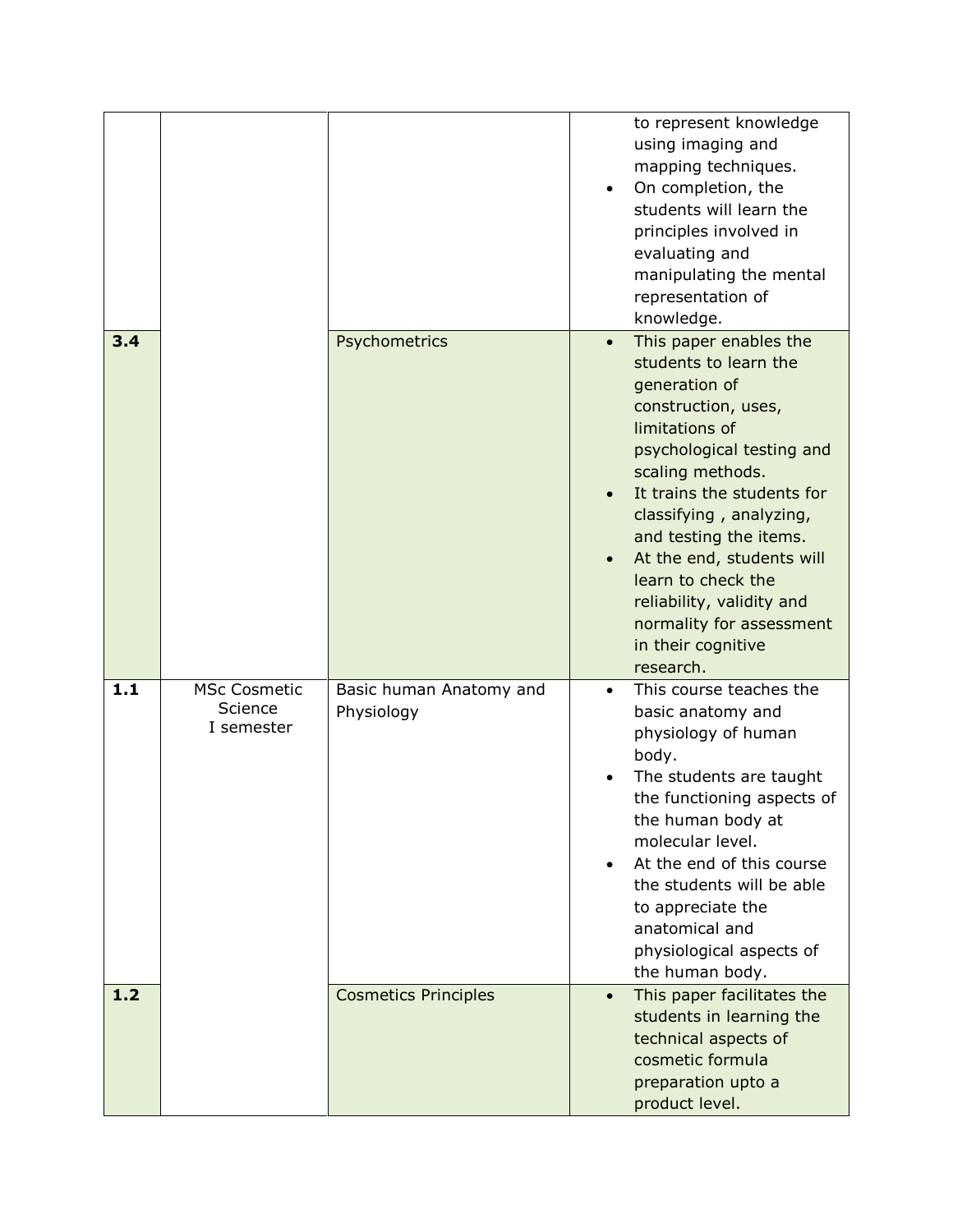| | | | |
|---|---|---|---|
| | | | to represent knowledge using imaging and mapping techniques.<br>• On completion, the students will learn the principles involved in evaluating and manipulating the mental representation of knowledge. |
| **3.4** | | Psychometrics | • This paper enables the students to learn the generation of construction, uses, limitations of psychological testing and scaling methods.<br>• It trains the students for classifying , analyzing, and testing the items.<br>• At the end, students will learn to check the reliability, validity and normality for assessment in their cognitive research. |
| **1.1** | MSc Cosmetic Science I semester | Basic human Anatomy and Physiology | • This course teaches the basic anatomy and physiology of human body.<br>• The students are taught the functioning aspects of the human body at molecular level.<br>• At the end of this course the students will be able to appreciate the anatomical and physiological aspects of the human body. |
| **1.2** | | Cosmetics Principles | • This paper facilitates the students in learning the technical aspects of cosmetic formula preparation upto a product level. |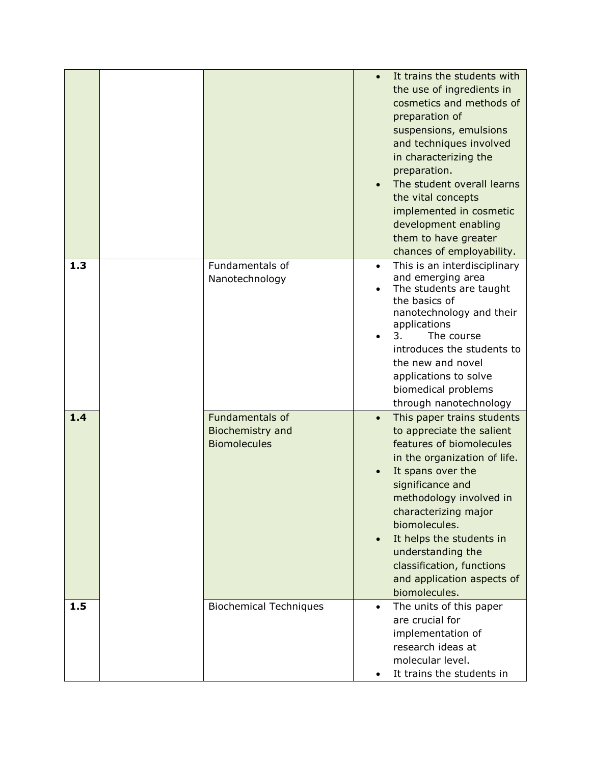| | | | |
|---|---|---|---|
| | | | • It trains the students with the use of ingredients in cosmetics and methods of preparation of suspensions, emulsions and techniques involved in characterizing the preparation.<br>• The student overall learns the vital concepts implemented in cosmetic development enabling them to have greater chances of employability. |
| **1.3** | | Fundamentals of Nanotechnology | • This is an interdisciplinary and emerging area<br>• The students are taught the basics of nanotechnology and their applications<br>• 3. The course introduces the students to the new and novel applications to solve biomedical problems through nanotechnology |
| **1.4** | | Fundamentals of Biochemistry and Biomolecules | • This paper trains students to appreciate the salient features of biomolecules in the organization of life.<br>• It spans over the significance and methodology involved in characterizing major biomolecules.<br>• It helps the students in understanding the classification, functions and application aspects of biomolecules. |
| **1.5** | | Biochemical Techniques | • The units of this paper are crucial for implementation of research ideas at molecular level.<br>• It trains the students in |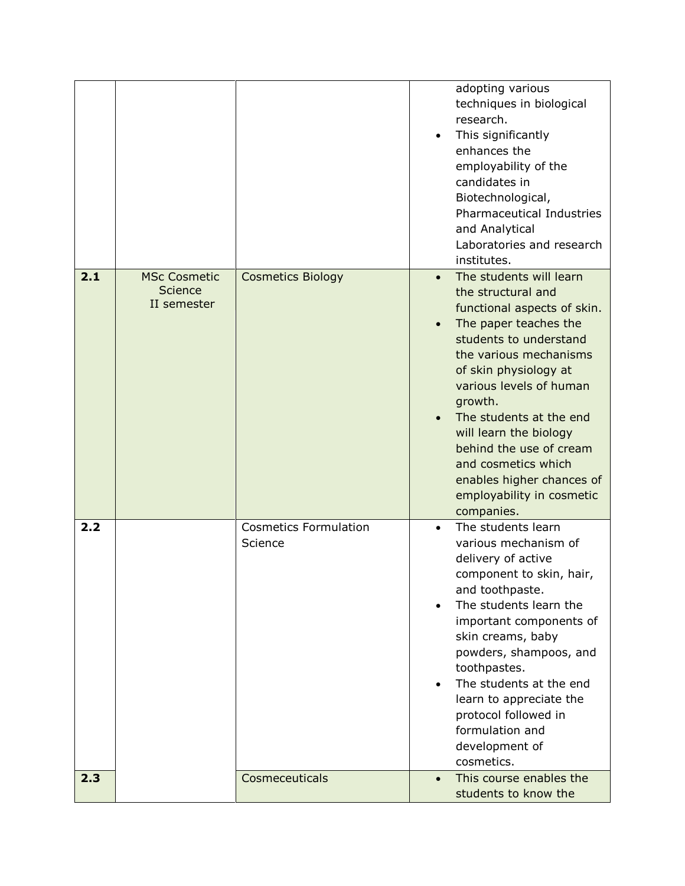| | | | |
|---|---|---|---|
| | | | adopting various techniques in biological research.<br>• This significantly enhances the employability of the candidates in Biotechnological, Pharmaceutical Industries and Analytical Laboratories and research institutes. |
| **2.1** | MSc Cosmetic Science II semester | Cosmetics Biology | • The students will learn the structural and functional aspects of skin.<br>• The paper teaches the students to understand the various mechanisms of skin physiology at various levels of human growth.<br>• The students at the end will learn the biology behind the use of cream and cosmetics which enables higher chances of employability in cosmetic companies. |
| **2.2** | | Cosmetics Formulation Science | • The students learn various mechanism of delivery of active component to skin, hair, and toothpaste.<br>• The students learn the important components of skin creams, baby powders, shampoos, and toothpastes.<br>• The students at the end learn to appreciate the protocol followed in formulation and development of cosmetics. |
| **2.3** | | Cosmeceuticals | • This course enables the students to know the |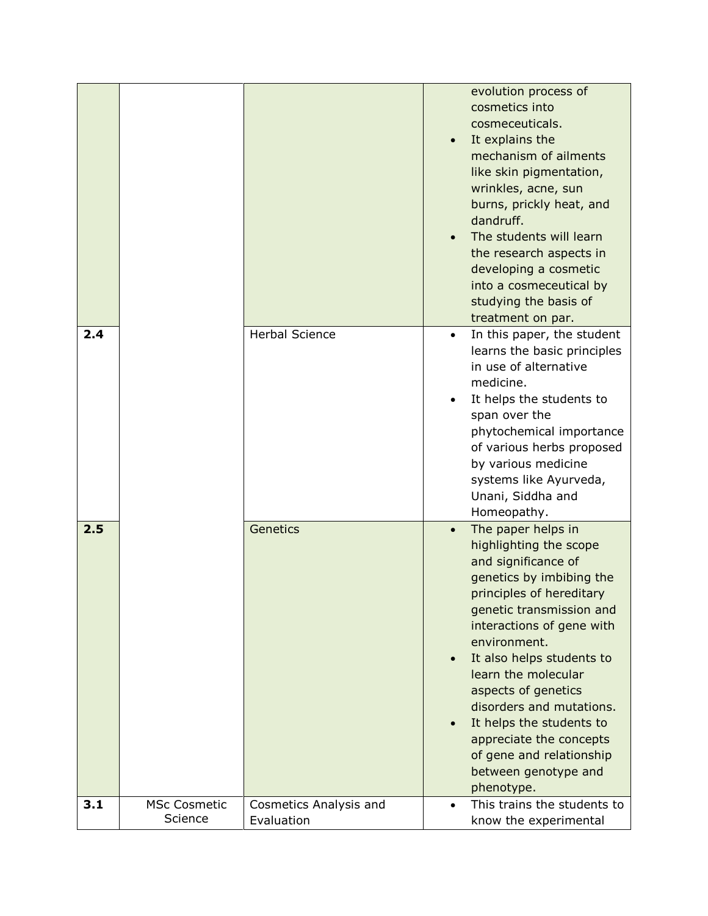| | | | |
|---|---|---|---|
| | | | evolution process of cosmetics into cosmeceuticals.<br>• It explains the mechanism of ailments like skin pigmentation, wrinkles, acne, sun burns, prickly heat, and dandruff.<br>• The students will learn the research aspects in developing a cosmetic into a cosmeceutical by studying the basis of treatment on par. |
| **2.4** | | Herbal Science | • In this paper, the student learns the basic principles in use of alternative medicine.<br>• It helps the students to span over the phytochemical importance of various herbs proposed by various medicine systems like Ayurveda, Unani, Siddha and Homeopathy. |
| **2.5** | | Genetics | • The paper helps in highlighting the scope and significance of genetics by imbibing the principles of hereditary genetic transmission and interactions of gene with environment.<br>• It also helps students to learn the molecular aspects of genetics disorders and mutations.<br>• It helps the students to appreciate the concepts of gene and relationship between genotype and phenotype. |
| **3.1** | MSc Cosmetic Science | Cosmetics Analysis and Evaluation | • This trains the students to know the experimental |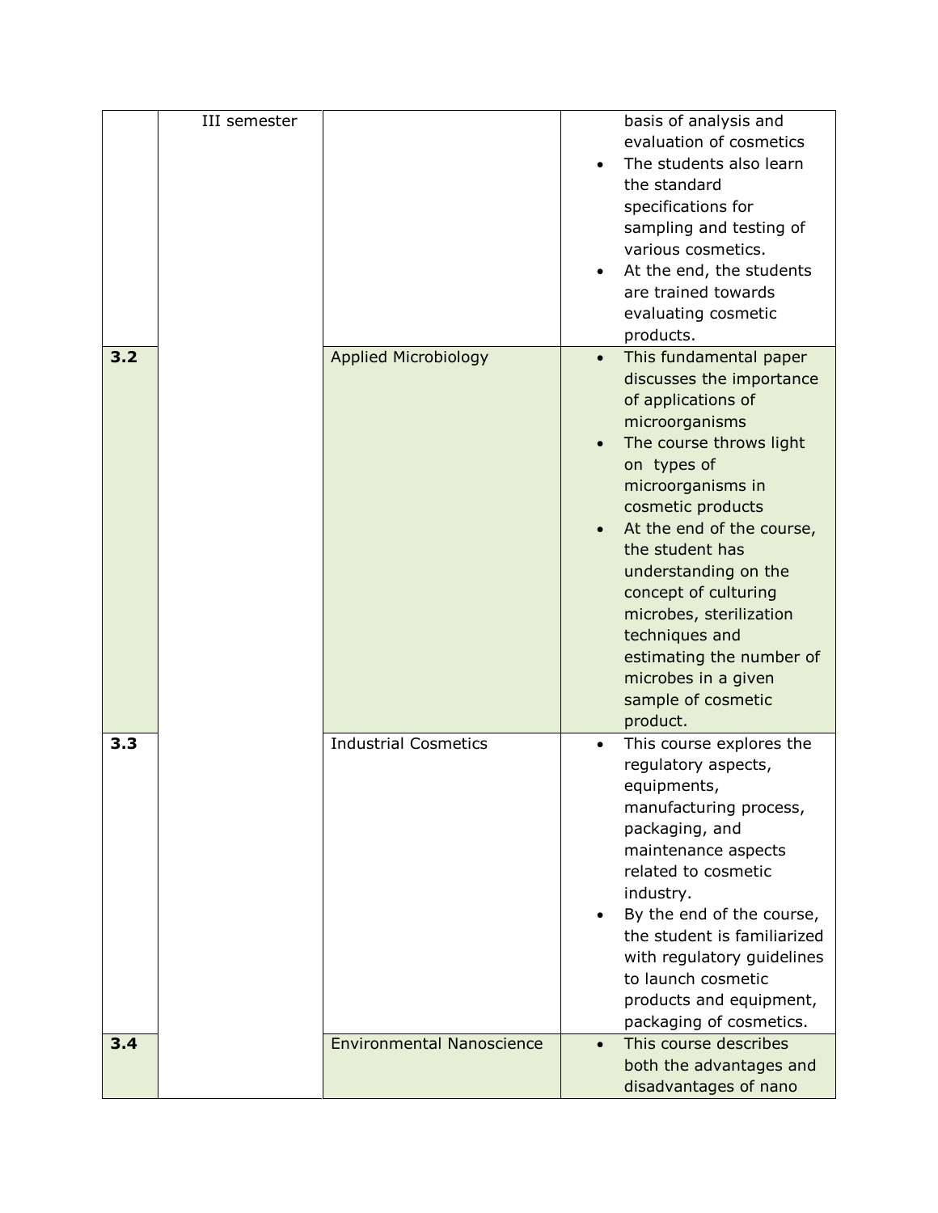| | | | |
|---|---|---|---|
| | III semester | | basis of analysis and evaluation of cosmetics<br>• The students also learn the standard specifications for sampling and testing of various cosmetics.<br>• At the end, the students are trained towards evaluating cosmetic products. |
| **3.2** | | Applied Microbiology | • This fundamental paper discusses the importance of applications of microorganisms<br>• The course throws light on types of microorganisms in cosmetic products<br>• At the end of the course, the student has understanding on the concept of culturing microbes, sterilization techniques and estimating the number of microbes in a given sample of cosmetic product. |
| **3.3** | | Industrial Cosmetics | • This course explores the regulatory aspects, equipments, manufacturing process, packaging, and maintenance aspects related to cosmetic industry.<br>• By the end of the course, the student is familiarized with regulatory guidelines to launch cosmetic products and equipment, packaging of cosmetics. |
| **3.4** | | Environmental Nanoscience | • This course describes both the advantages and disadvantages of nano |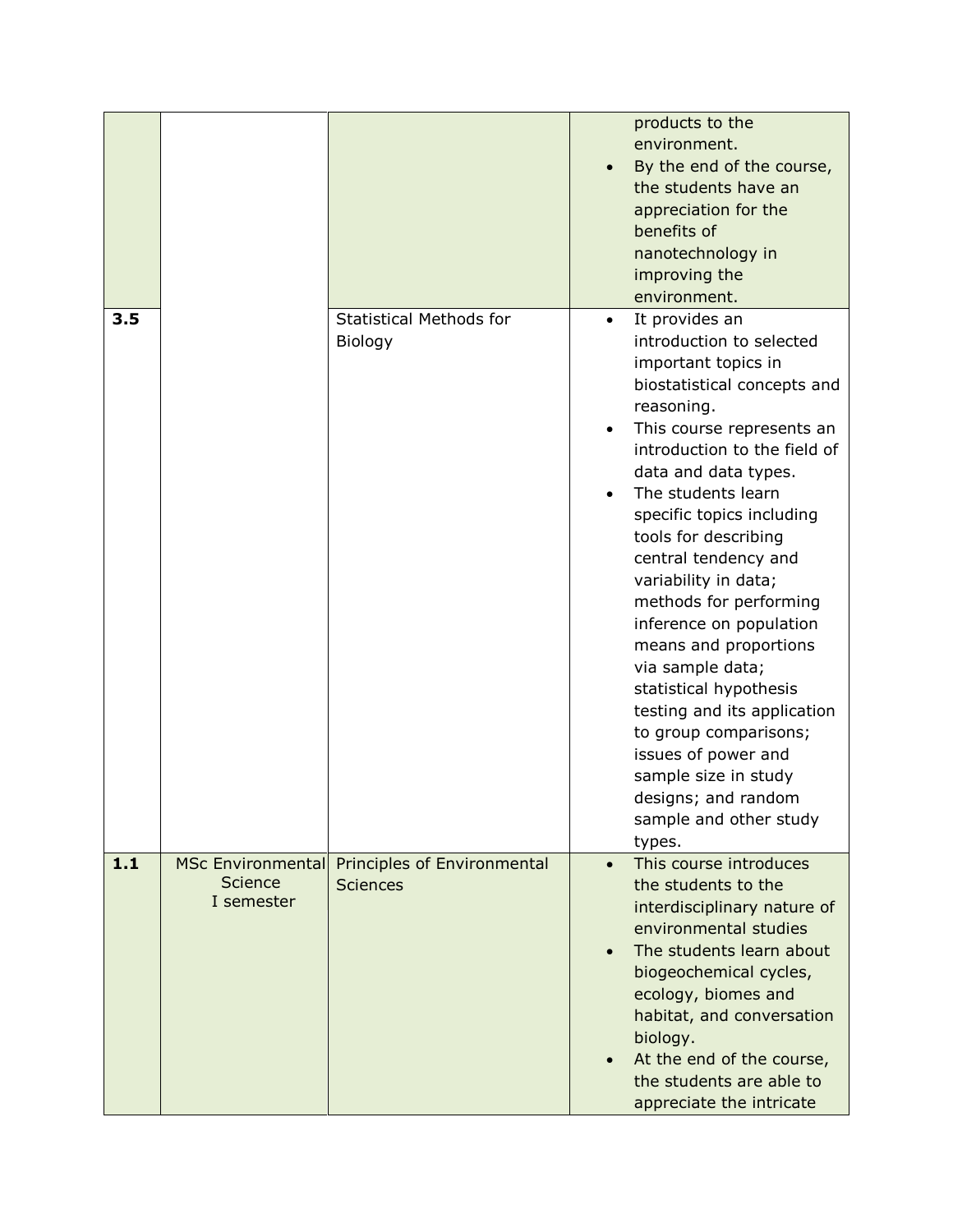| | | | |
|---|---|---|---|
| | | | products to the environment. • By the end of the course, the students have an appreciation for the benefits of nanotechnology in improving the environment. |
| **3.5** | | Statistical Methods for Biology | • It provides an introduction to selected important topics in biostatistical concepts and reasoning. • This course represents an introduction to the field of data and data types. • The students learn specific topics including tools for describing central tendency and variability in data; methods for performing inference on population means and proportions via sample data; statistical hypothesis testing and its application to group comparisons; issues of power and sample size in study designs; and random sample and other study types. |
| **1.1** | MSc Environmental Science I semester | Principles of Environmental Sciences | • This course introduces the students to the interdisciplinary nature of environmental studies • The students learn about biogeochemical cycles, ecology, biomes and habitat, and conversation biology. • At the end of the course, the students are able to appreciate the intricate |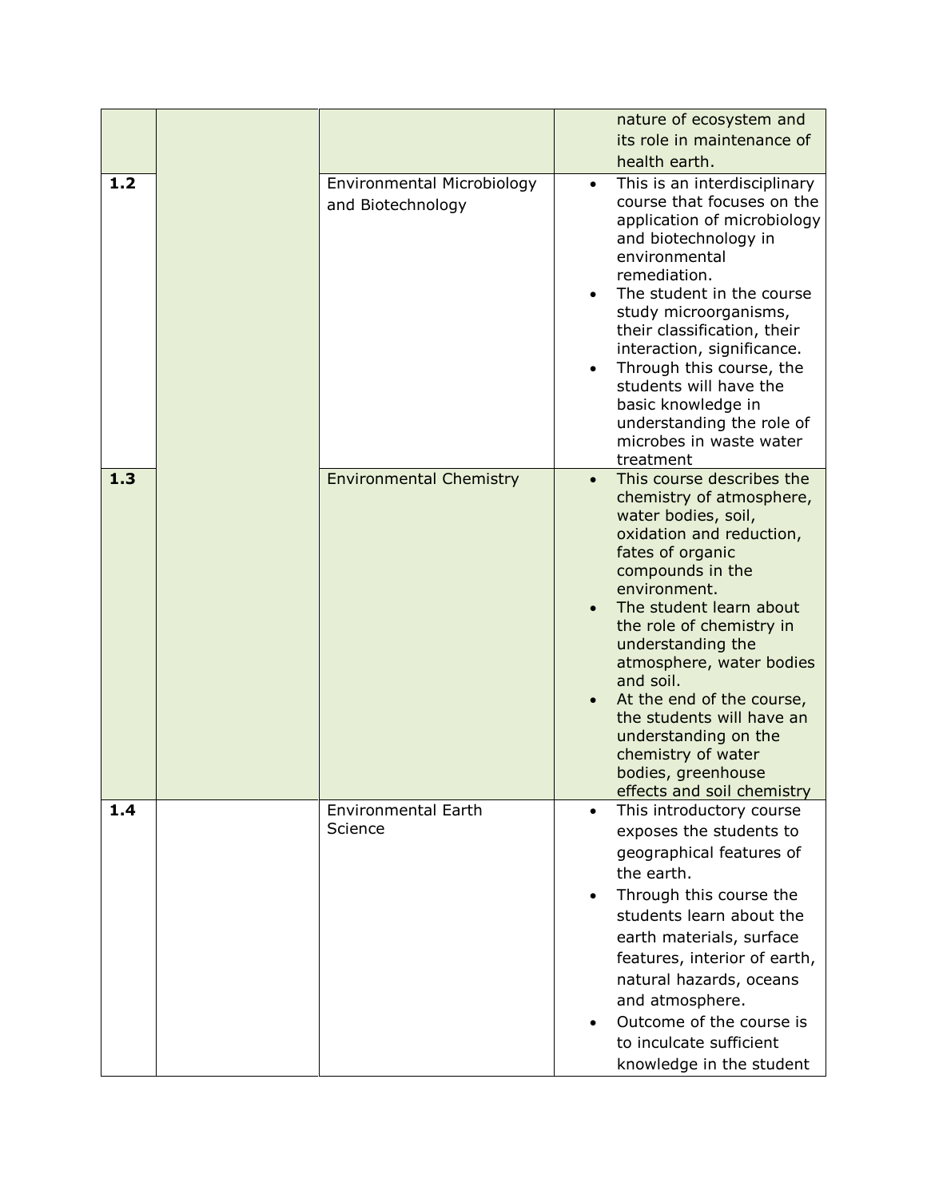| | | | |
|---|---|---|---|
| | | | nature of ecosystem and its role in maintenance of health earth. |
| **1.2** | | Environmental Microbiology and Biotechnology | • This is an interdisciplinary course that focuses on the application of microbiology and biotechnology in environmental remediation.<br>• The student in the course study microorganisms, their classification, their interaction, significance.<br>• Through this course, the students will have the basic knowledge in understanding the role of microbes in waste water treatment |
| **1.3** | | Environmental Chemistry | • This course describes the chemistry of atmosphere, water bodies, soil, oxidation and reduction, fates of organic compounds in the environment.<br>• The student learn about the role of chemistry in understanding the atmosphere, water bodies and soil.<br>• At the end of the course, the students will have an understanding on the chemistry of water bodies, greenhouse effects and soil chemistry |
| **1.4** | | Environmental Earth Science | • This introductory course exposes the students to geographical features of the earth.<br>• Through this course the students learn about the earth materials, surface features, interior of earth, natural hazards, oceans and atmosphere.<br>• Outcome of the course is to inculcate sufficient knowledge in the student |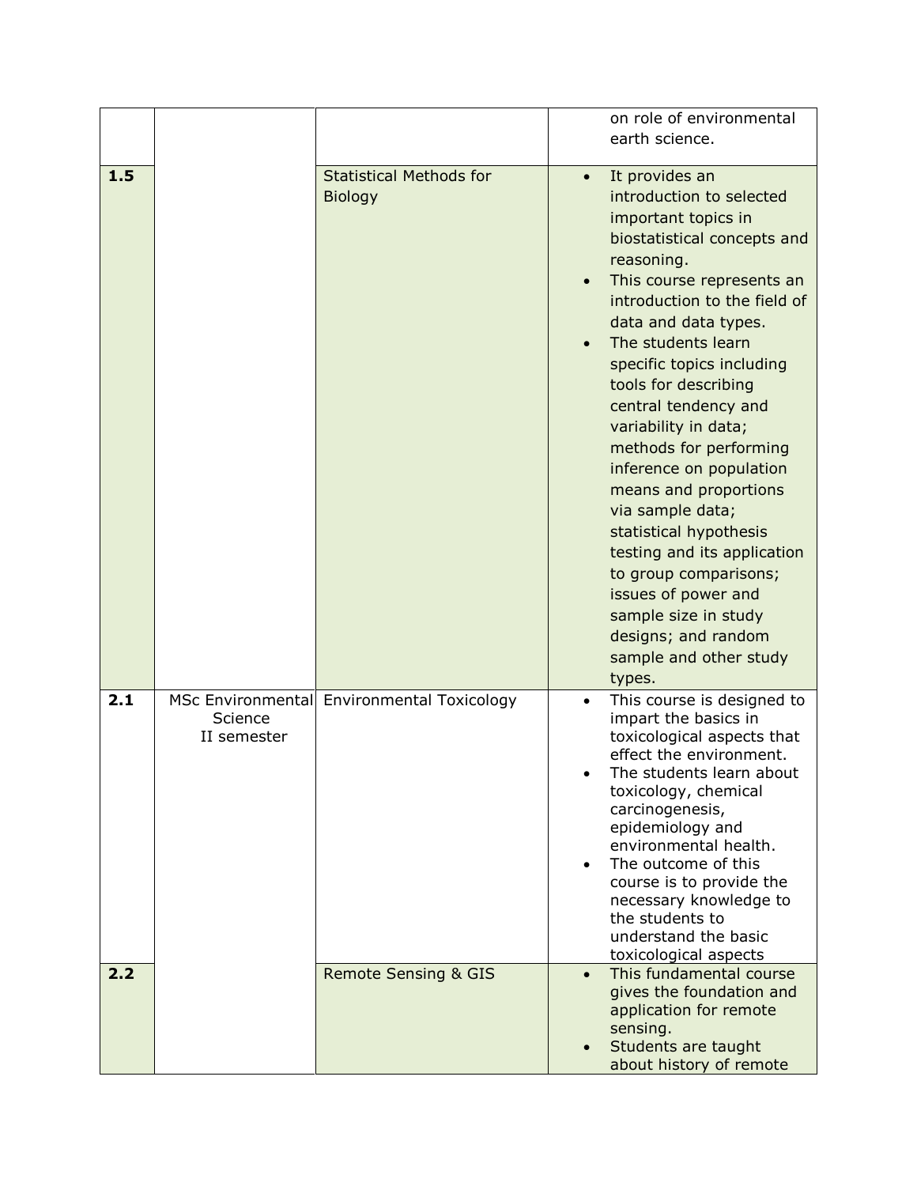| | | | |
|---|---|---|---|
| | | | on role of environmental earth science. |
| 1.5 | | Statistical Methods for Biology | • It provides an introduction to selected important topics in biostatistical concepts and reasoning.<br>• This course represents an introduction to the field of data and data types.<br>• The students learn specific topics including tools for describing central tendency and variability in data; methods for performing inference on population means and proportions via sample data; statistical hypothesis testing and its application to group comparisons; issues of power and sample size in study designs; and random sample and other study types. |
| 2.1 | MSc Environmental Science II semester | Environmental Toxicology | • This course is designed to impart the basics in toxicological aspects that effect the environment.<br>• The students learn about toxicology, chemical carcinogenesis, epidemiology and environmental health.<br>• The outcome of this course is to provide the necessary knowledge to the students to understand the basic toxicological aspects |
| 2.2 | | Remote Sensing & GIS | • This fundamental course gives the foundation and application for remote sensing.<br>• Students are taught about history of remote |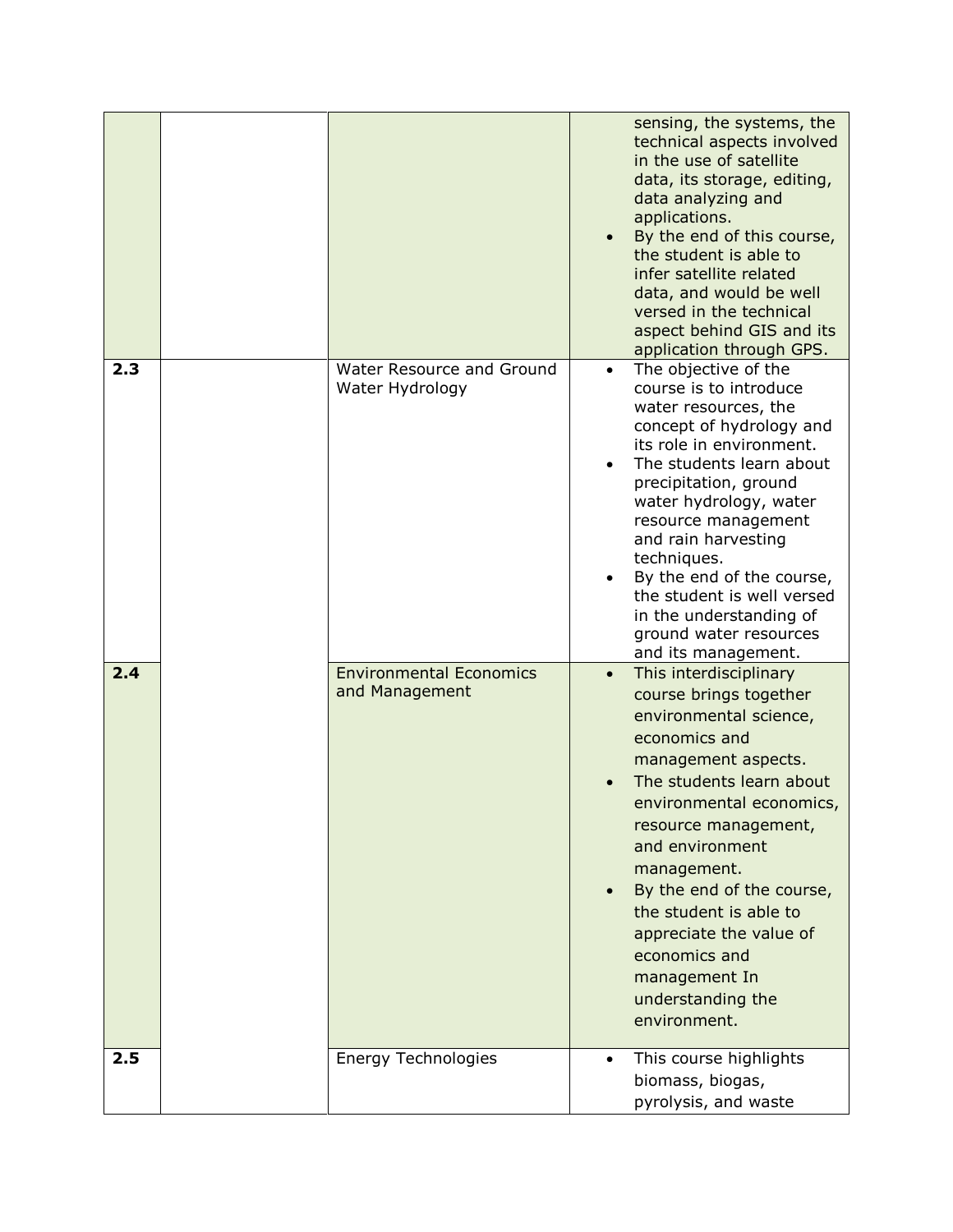| | | | |
|---|---|---|---|
| | | | sensing, the systems, the technical aspects involved in the use of satellite data, its storage, editing, data analyzing and applications.<br>• By the end of this course, the student is able to infer satellite related data, and would be well versed in the technical aspect behind GIS and its application through GPS. |
| **2.3** | | Water Resource and Ground Water Hydrology | • The objective of the course is to introduce water resources, the concept of hydrology and its role in environment.<br>• The students learn about precipitation, ground water hydrology, water resource management and rain harvesting techniques.<br>• By the end of the course, the student is well versed in the understanding of ground water resources and its management. |
| **2.4** | | Environmental Economics and Management | • This interdisciplinary course brings together environmental science, economics and management aspects.<br>• The students learn about environmental economics, resource management, and environment management.<br>• By the end of the course, the student is able to appreciate the value of economics and management In understanding the environment. |
| **2.5** | | Energy Technologies | • This course highlights biomass, biogas, pyrolysis, and waste |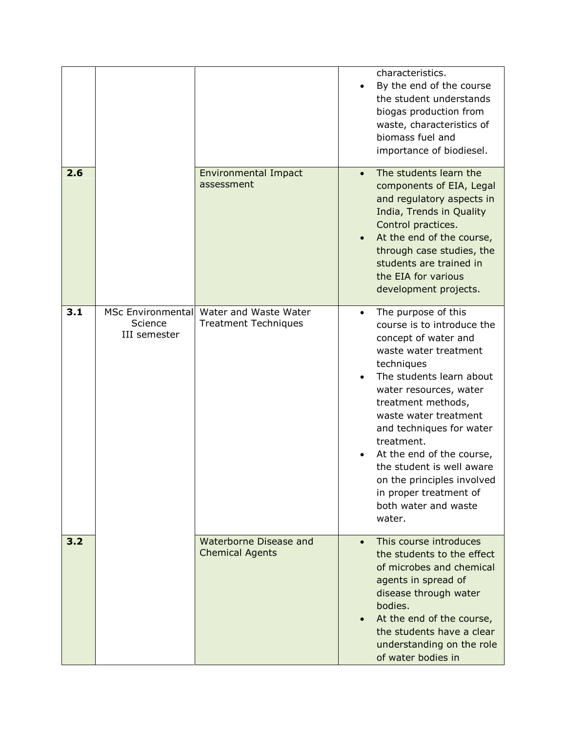| | | | |
|---|---|---|---|
| | | | characteristics.<br>• By the end of the course the student understands biogas production from waste, characteristics of biomass fuel and importance of biodiesel. |
| **2.6** | | Environmental Impact assessment | • The students learn the components of EIA, Legal and regulatory aspects in India, Trends in Quality Control practices.<br>• At the end of the course, through case studies, the students are trained in the EIA for various development projects. |
| **3.1** | MSc Environmental Science III semester | Water and Waste Water Treatment Techniques | • The purpose of this course is to introduce the concept of water and waste water treatment techniques<br>• The students learn about water resources, water treatment methods, waste water treatment and techniques for water treatment.<br>• At the end of the course, the student is well aware on the principles involved in proper treatment of both water and waste water. |
| **3.2** | | Waterborne Disease and Chemical Agents | • This course introduces the students to the effect of microbes and chemical agents in spread of disease through water bodies.<br>• At the end of the course, the students have a clear understanding on the role of water bodies in |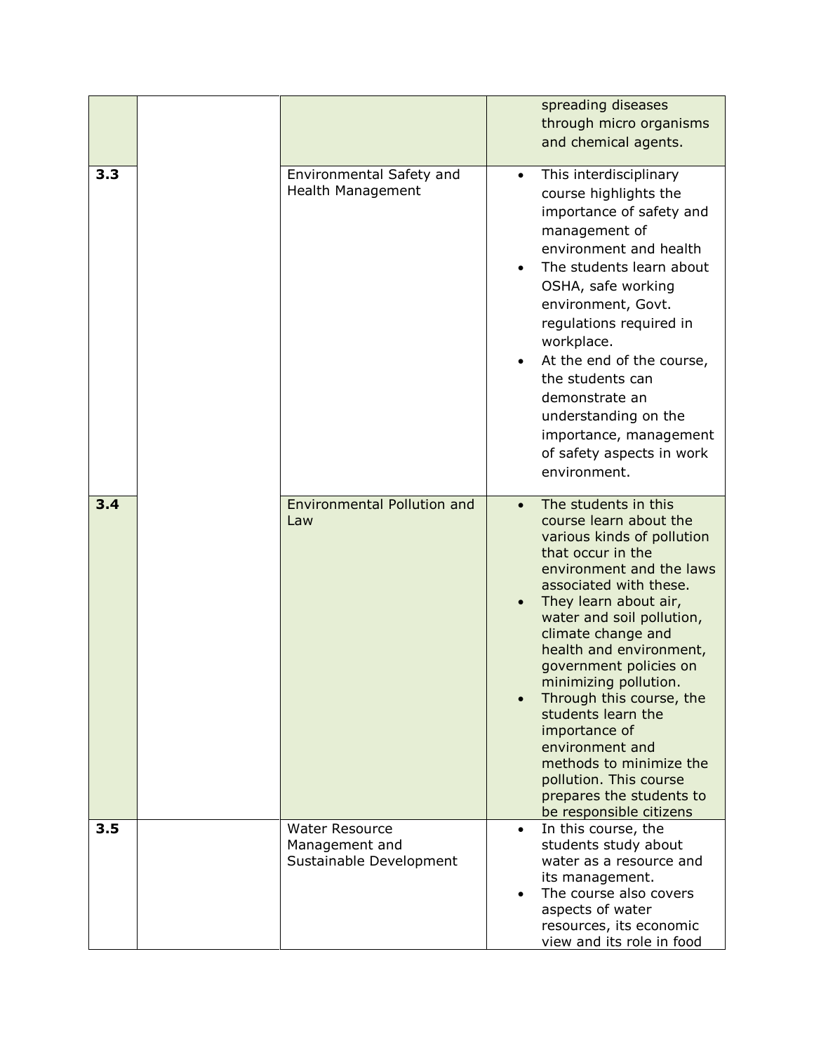| | | | |
|---|---|---|---|
| | | | spreading diseases through micro organisms and chemical agents. |
| **3.3** | | Environmental Safety and Health Management | • This interdisciplinary course highlights the importance of safety and management of environment and health<br>• The students learn about OSHA, safe working environment, Govt. regulations required in workplace.<br>• At the end of the course, the students can demonstrate an understanding on the importance, management of safety aspects in work environment. |
| **3.4** | | Environmental Pollution and Law | • The students in this course learn about the various kinds of pollution that occur in the environment and the laws associated with these.<br>• They learn about air, water and soil pollution, climate change and health and environment, government policies on minimizing pollution.<br>• Through this course, the students learn the importance of environment and methods to minimize the pollution. This course prepares the students to be responsible citizens |
| **3.5** | | Water Resource Management and Sustainable Development | • In this course, the students study about water as a resource and its management.<br>• The course also covers aspects of water resources, its economic view and its role in food |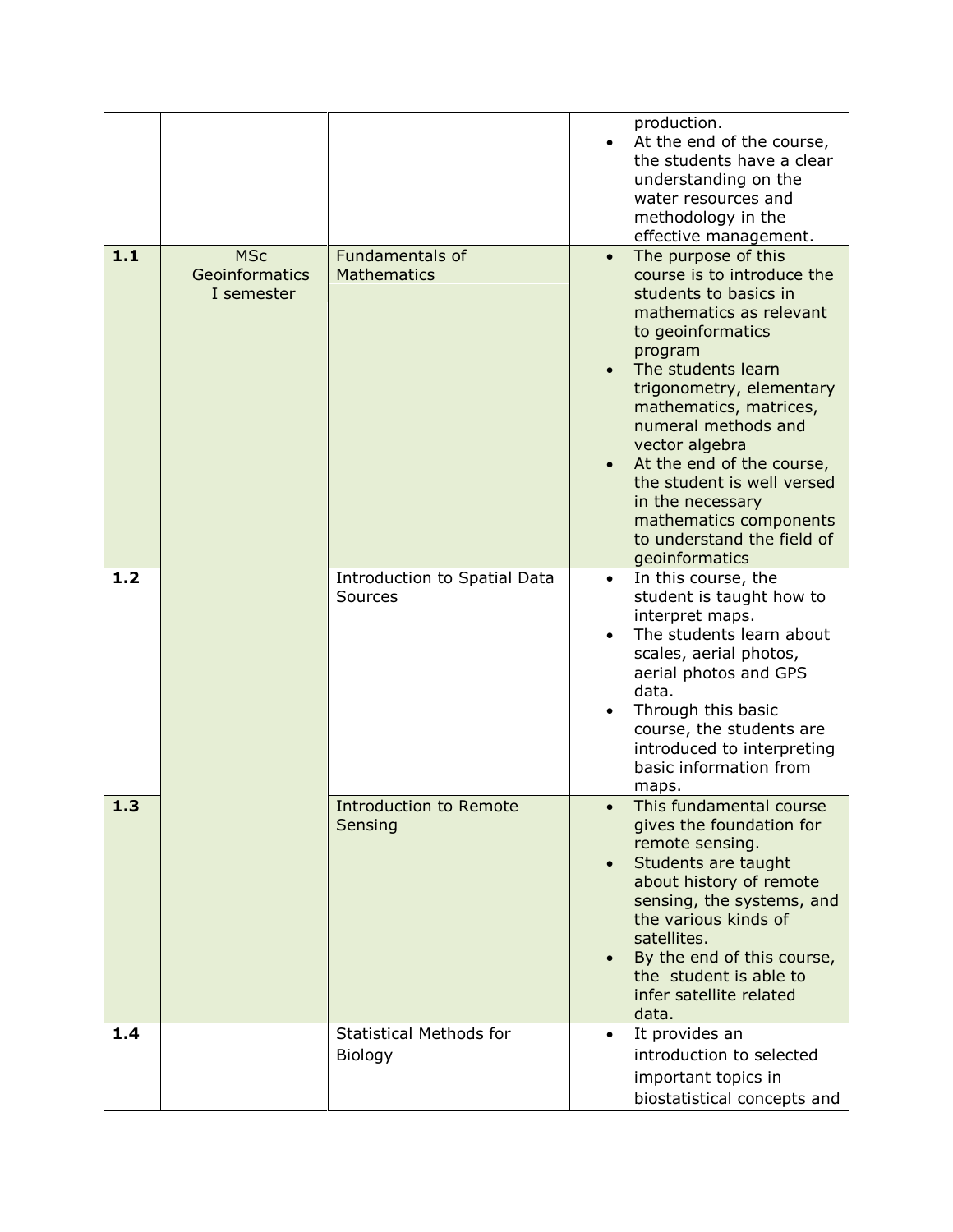| | | | |
|---|---|---|---|
| | | | production.<br>• At the end of the course, the students have a clear understanding on the water resources and methodology in the effective management. |
| **1.1** | MSc Geoinformatics I semester | Fundamentals of Mathematics | • The purpose of this course is to introduce the students to basics in mathematics as relevant to geoinformatics program<br>• The students learn trigonometry, elementary mathematics, matrices, numeral methods and vector algebra<br>• At the end of the course, the student is well versed in the necessary mathematics components to understand the field of geoinformatics |
| **1.2** | | Introduction to Spatial Data Sources | • In this course, the student is taught how to interpret maps.<br>• The students learn about scales, aerial photos, aerial photos and GPS data.<br>• Through this basic course, the students are introduced to interpreting basic information from maps. |
| **1.3** | | Introduction to Remote Sensing | • This fundamental course gives the foundation for remote sensing.<br>• Students are taught about history of remote sensing, the systems, and the various kinds of satellites.<br>• By the end of this course, the student is able to infer satellite related data. |
| **1.4** | | Statistical Methods for Biology | • It provides an introduction to selected important topics in biostatistical concepts and |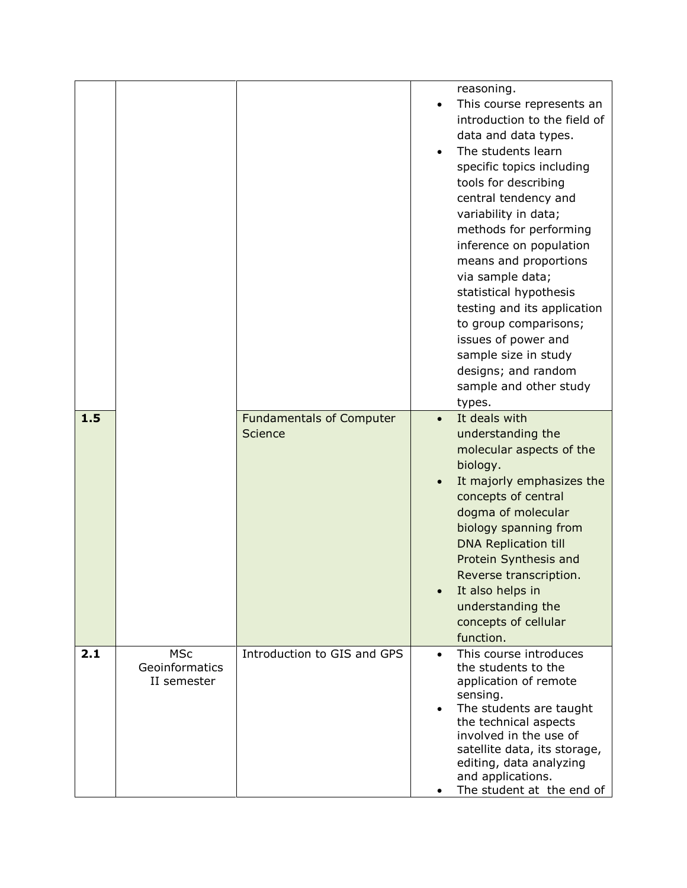| | | | |
|---|---|---|---|
| | | | reasoning.<br>• This course represents an introduction to the field of data and data types.<br>• The students learn specific topics including tools for describing central tendency and variability in data; methods for performing inference on population means and proportions via sample data; statistical hypothesis testing and its application to group comparisons; issues of power and sample size in study designs; and random sample and other study types. |
| **1.5** | | Fundamentals of Computer Science | • It deals with understanding the molecular aspects of the biology.<br>• It majorly emphasizes the concepts of central dogma of molecular biology spanning from DNA Replication till Protein Synthesis and Reverse transcription.<br>• It also helps in understanding the concepts of cellular function. |
| **2.1** | MSc Geoinformatics II semester | Introduction to GIS and GPS | • This course introduces the students to the application of remote sensing.<br>• The students are taught the technical aspects involved in the use of satellite data, its storage, editing, data analyzing and applications.<br>• The student at the end of |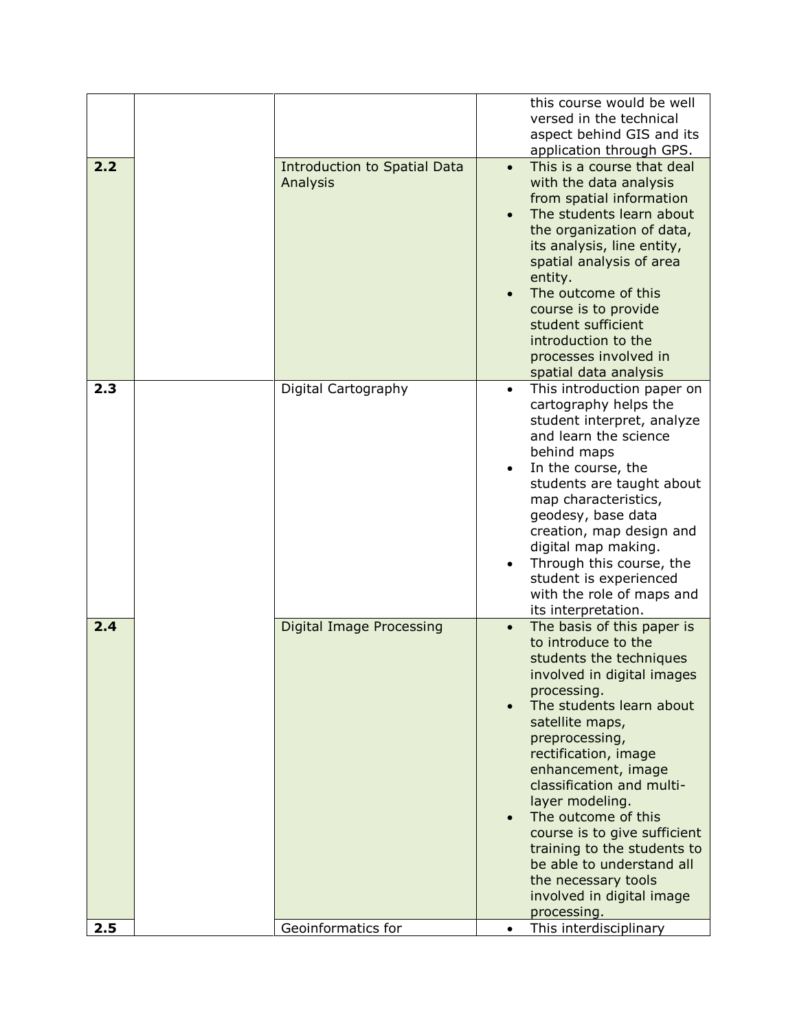| | | | |
|---|---|---|---|
| | | | this course would be well versed in the technical aspect behind GIS and its application through GPS. |
| **2.2** | | Introduction to Spatial Data Analysis | • This is a course that deal with the data analysis from spatial information<br>• The students learn about the organization of data, its analysis, line entity, spatial analysis of area entity.<br>• The outcome of this course is to provide student sufficient introduction to the processes involved in spatial data analysis |
| **2.3** | | Digital Cartography | • This introduction paper on cartography helps the student interpret, analyze and learn the science behind maps<br>• In the course, the students are taught about map characteristics, geodesy, base data creation, map design and digital map making.<br>• Through this course, the student is experienced with the role of maps and its interpretation. |
| **2.4** | | Digital Image Processing | • The basis of this paper is to introduce to the students the techniques involved in digital images processing.<br>• The students learn about satellite maps, preprocessing, rectification, image enhancement, image classification and multi-layer modeling.<br>• The outcome of this course is to give sufficient training to the students to be able to understand all the necessary tools involved in digital image processing. |
| **2.5** | | Geoinformatics for | • This interdisciplinary |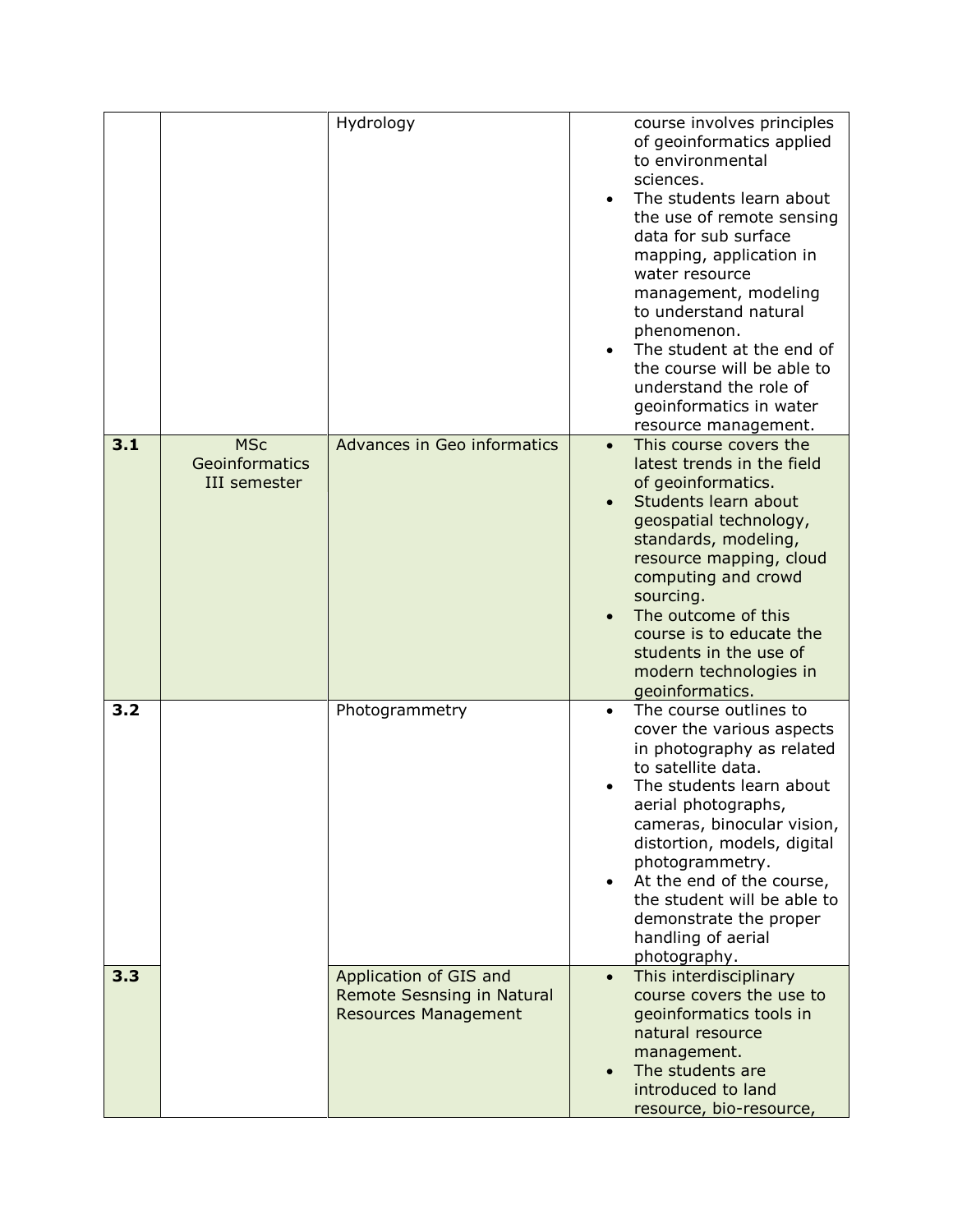| | | | |
|---|---|---|---|
| | | Hydrology | course involves principles of geoinformatics applied to environmental sciences. <br>• The students learn about the use of remote sensing data for sub surface mapping, application in water resource management, modeling to understand natural phenomenon. <br>• The student at the end of the course will be able to understand the role of geoinformatics in water resource management. |
| **3.1** | MSc Geoinformatics III semester | Advances in Geo informatics | • This course covers the latest trends in the field of geoinformatics. <br>• Students learn about geospatial technology, standards, modeling, resource mapping, cloud computing and crowd sourcing. <br>• The outcome of this course is to educate the students in the use of modern technologies in geoinformatics. |
| **3.2** | | Photogrammetry | • The course outlines to cover the various aspects in photography as related to satellite data. <br>• The students learn about aerial photographs, cameras, binocular vision, distortion, models, digital photogrammetry. <br>• At the end of the course, the student will be able to demonstrate the proper handling of aerial photography. |
| **3.3** | | Application of GIS and Remote Sesnsing in Natural Resources Management | • This interdisciplinary course covers the use to geoinformatics tools in natural resource management. <br>• The students are introduced to land resource, bio-resource, |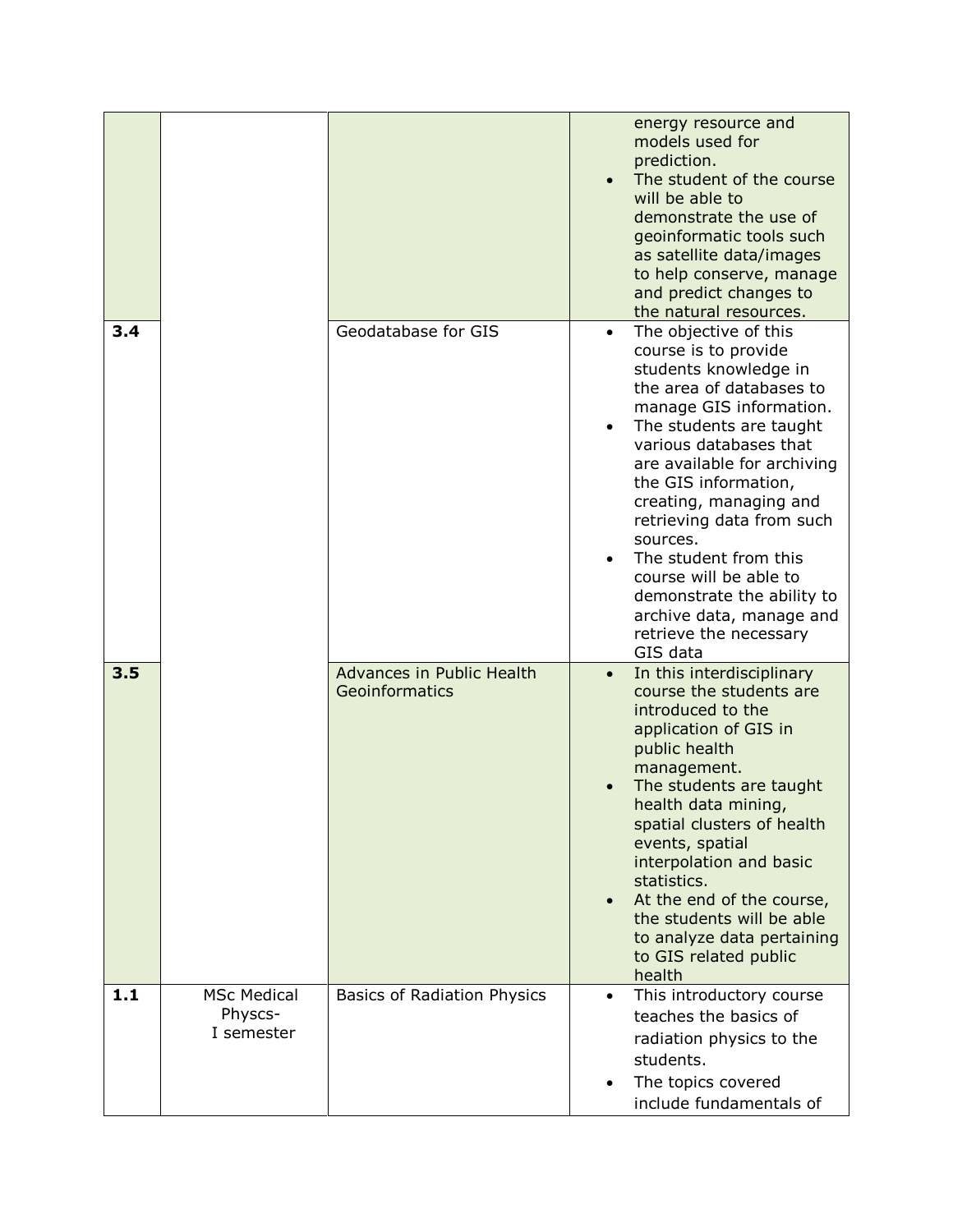| | | | |
|---|---|---|---|
| | | | energy resource and models used for prediction.<br>• The student of the course will be able to demonstrate the use of geoinformatic tools such as satellite data/images to help conserve, manage and predict changes to the natural resources. |
| **3.4** | | Geodatabase for GIS | • The objective of this course is to provide students knowledge in the area of databases to manage GIS information.<br>• The students are taught various databases that are available for archiving the GIS information, creating, managing and retrieving data from such sources.<br>• The student from this course will be able to demonstrate the ability to archive data, manage and retrieve the necessary GIS data |
| **3.5** | | Advances in Public Health Geoinformatics | • In this interdisciplinary course the students are introduced to the application of GIS in public health management.<br>• The students are taught health data mining, spatial clusters of health events, spatial interpolation and basic statistics.<br>• At the end of the course, the students will be able to analyze data pertaining to GIS related public health |
| **1.1** | MSc Medical Physcs- I semester | Basics of Radiation Physics | • This introductory course teaches the basics of radiation physics to the students.<br>• The topics covered include fundamentals of |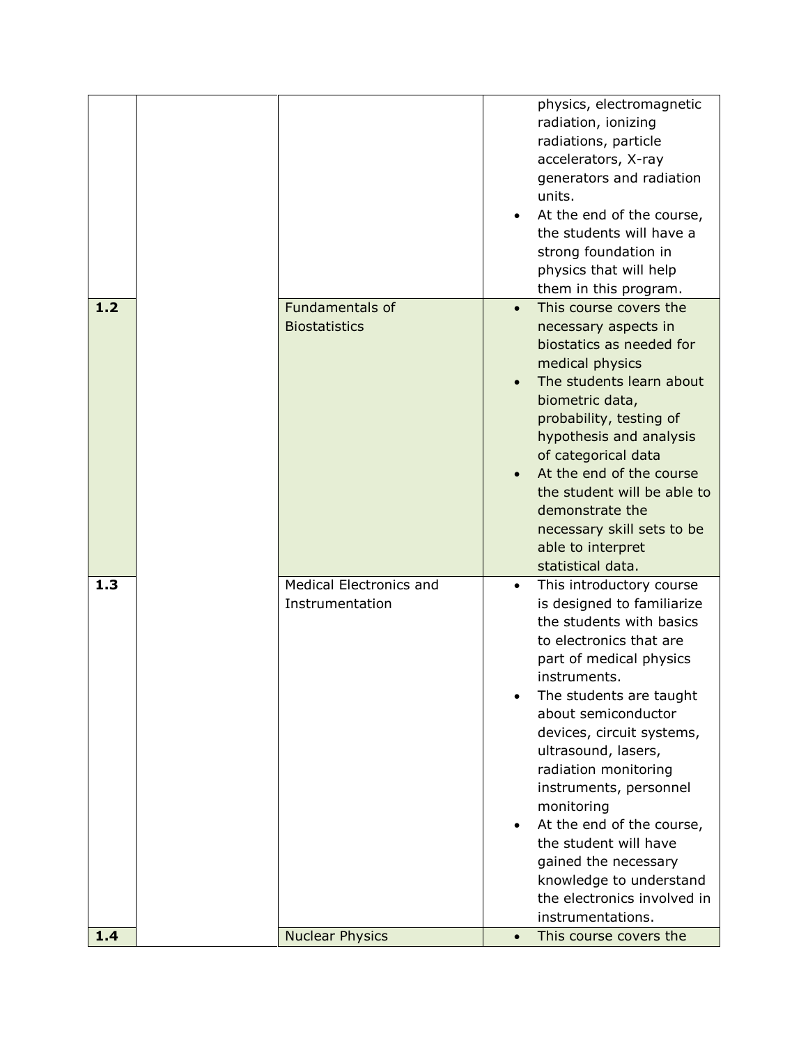| | | | |
|---|---|---|---|
| | | | • physics, electromagnetic radiation, ionizing radiations, particle accelerators, X-ray generators and radiation units. • At the end of the course, the students will have a strong foundation in physics that will help them in this program. |
| **1.2** | | Fundamentals of Biostatistics | • This course covers the necessary aspects in biostatics as needed for medical physics • The students learn about biometric data, probability, testing of hypothesis and analysis of categorical data • At the end of the course the student will be able to demonstrate the necessary skill sets to be able to interpret statistical data. |
| **1.3** | | Medical Electronics and Instrumentation | • This introductory course is designed to familiarize the students with basics to electronics that are part of medical physics instruments. • The students are taught about semiconductor devices, circuit systems, ultrasound, lasers, radiation monitoring instruments, personnel monitoring • At the end of the course, the student will have gained the necessary knowledge to understand the electronics involved in instrumentations. |
| **1.4** | | Nuclear Physics | • This course covers the |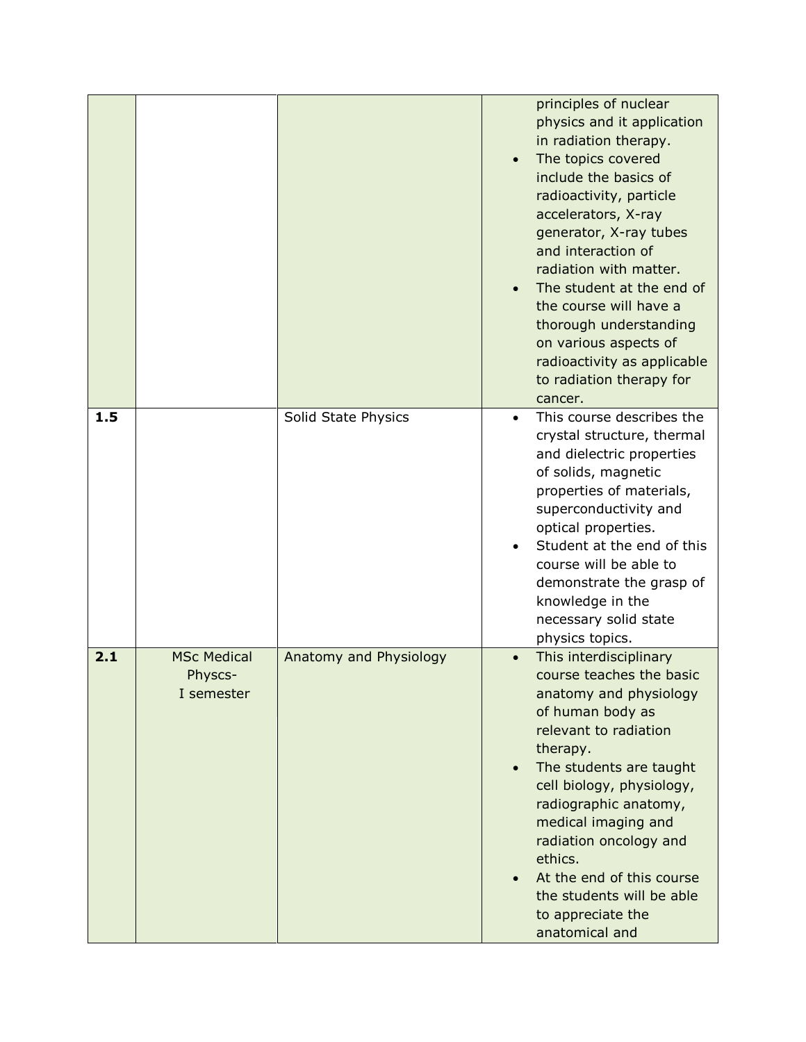| | | | |
|---|---|---|---|
| | | | principles of nuclear physics and it application in radiation therapy.<br>• The topics covered include the basics of radioactivity, particle accelerators, X-ray generator, X-ray tubes and interaction of radiation with matter.<br>• The student at the end of the course will have a thorough understanding on various aspects of radioactivity as applicable to radiation therapy for cancer. |
| **1.5** | | Solid State Physics | • This course describes the crystal structure, thermal and dielectric properties of solids, magnetic properties of materials, superconductivity and optical properties.<br>• Student at the end of this course will be able to demonstrate the grasp of knowledge in the necessary solid state physics topics. |
| **2.1** | MSc Medical Physcs- I semester | Anatomy and Physiology | • This interdisciplinary course teaches the basic anatomy and physiology of human body as relevant to radiation therapy.<br>• The students are taught cell biology, physiology, radiographic anatomy, medical imaging and radiation oncology and ethics.<br>• At the end of this course the students will be able to appreciate the anatomical and |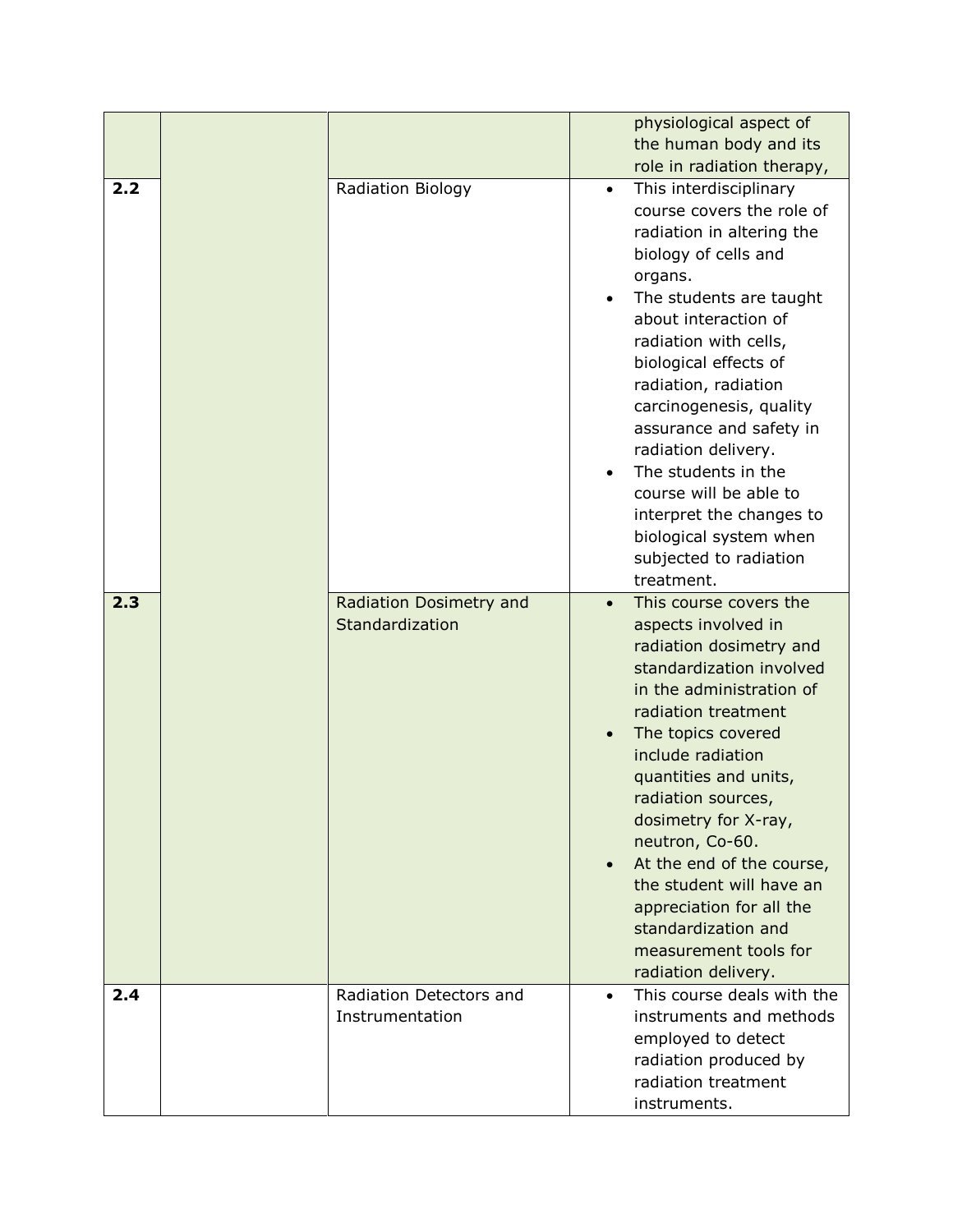| | | | |
|---|---|---|---|
| | | | physiological aspect of the human body and its role in radiation therapy, |
| **2.2** | | Radiation Biology | • This interdisciplinary course covers the role of radiation in altering the biology of cells and organs.<br>• The students are taught about interaction of radiation with cells, biological effects of radiation, radiation carcinogenesis, quality assurance and safety in radiation delivery.<br>• The students in the course will be able to interpret the changes to biological system when subjected to radiation treatment. |
| **2.3** | | Radiation Dosimetry and Standardization | • This course covers the aspects involved in radiation dosimetry and standardization involved in the administration of radiation treatment<br>• The topics covered include radiation quantities and units, radiation sources, dosimetry for X-ray, neutron, Co-60.<br>• At the end of the course, the student will have an appreciation for all the standardization and measurement tools for radiation delivery. |
| **2.4** | | Radiation Detectors and Instrumentation | • This course deals with the instruments and methods employed to detect radiation produced by radiation treatment instruments. |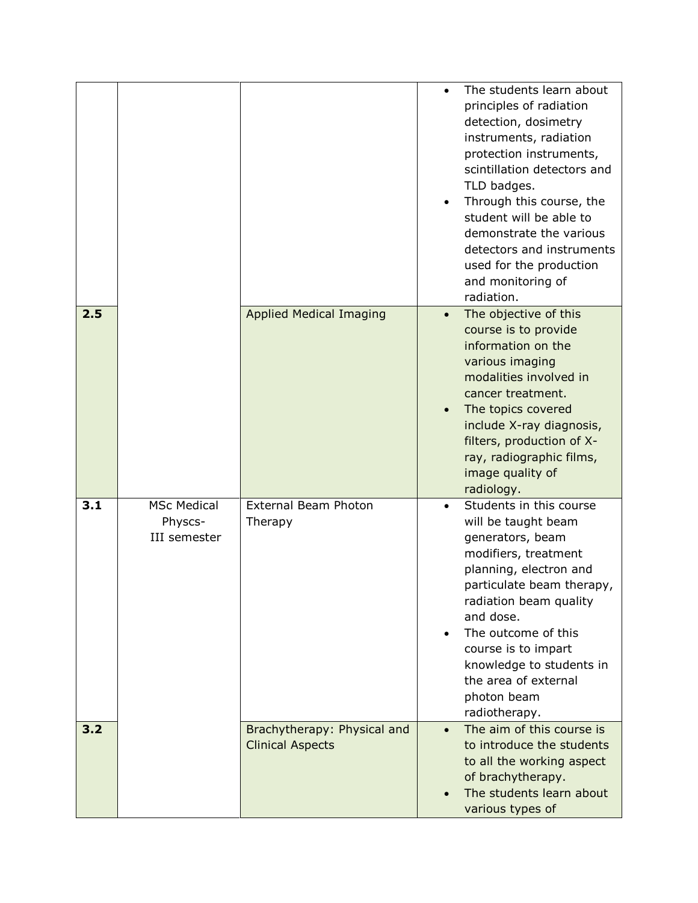| | | | |
|---|---|---|---|
| | | | • The students learn about principles of radiation detection, dosimetry instruments, radiation protection instruments, scintillation detectors and TLD badges.<br>• Through this course, the student will be able to demonstrate the various detectors and instruments used for the production and monitoring of radiation. |
| **2.5** | | Applied Medical Imaging | • The objective of this course is to provide information on the various imaging modalities involved in cancer treatment.<br>• The topics covered include X-ray diagnosis, filters, production of X-ray, radiographic films, image quality of radiology. |
| **3.1** | MSc Medical Physcs-<br>III semester | External Beam Photon Therapy | • Students in this course will be taught beam generators, beam modifiers, treatment planning, electron and particulate beam therapy, radiation beam quality and dose.<br>• The outcome of this course is to impart knowledge to students in the area of external photon beam radiotherapy. |
| **3.2** | | Brachytherapy: Physical and Clinical Aspects | • The aim of this course is to introduce the students to all the working aspect of brachytherapy.<br>• The students learn about various types of |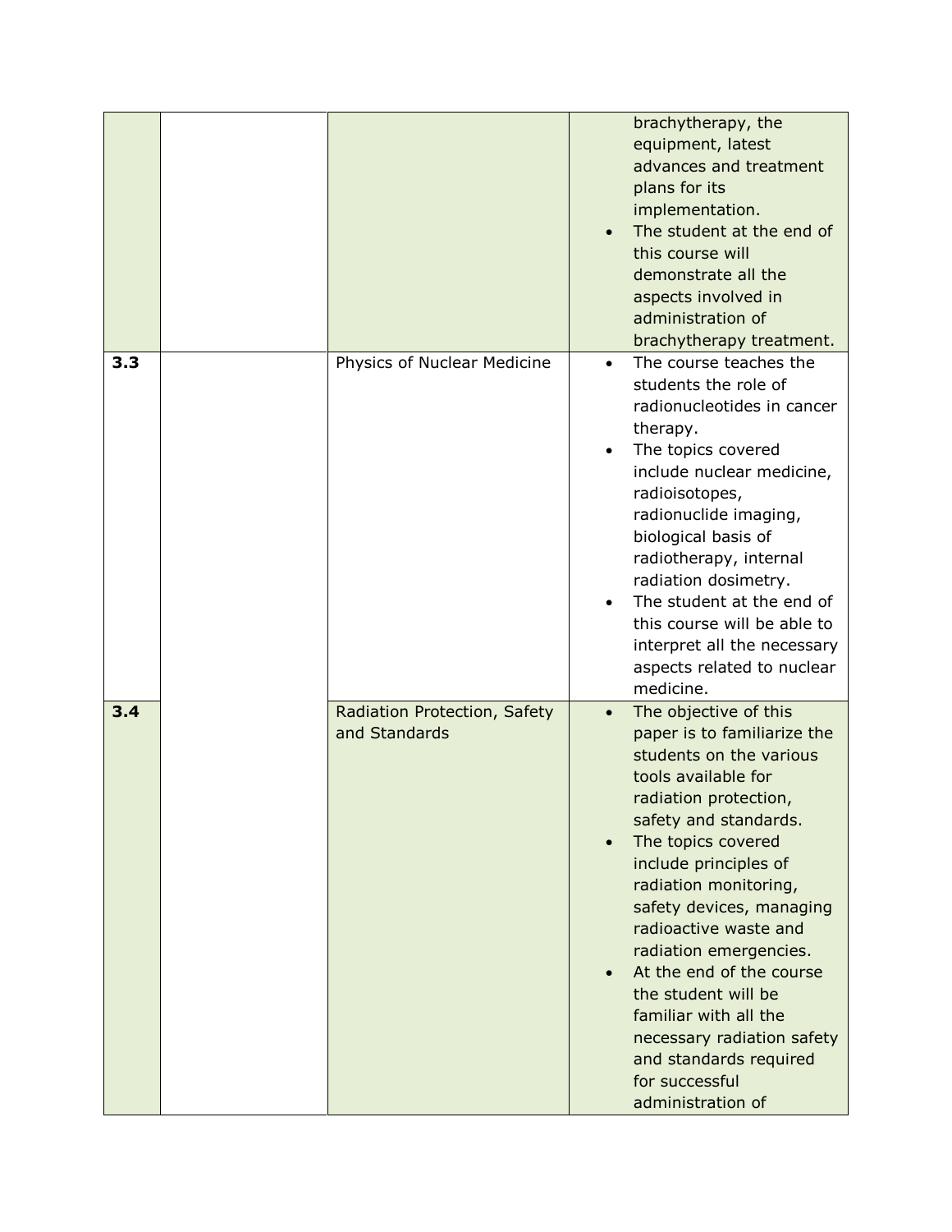| | | | |
|---|---|---|---|
| | | | brachytherapy, the equipment, latest advances and treatment plans for its implementation.<br>• The student at the end of this course will demonstrate all the aspects involved in administration of brachytherapy treatment. |
| **3.3** | | Physics of Nuclear Medicine | • The course teaches the students the role of radionucleotides in cancer therapy.<br>• The topics covered include nuclear medicine, radioisotopes, radionuclide imaging, biological basis of radiotherapy, internal radiation dosimetry.<br>• The student at the end of this course will be able to interpret all the necessary aspects related to nuclear medicine. |
| **3.4** | | Radiation Protection, Safety and Standards | • The objective of this paper is to familiarize the students on the various tools available for radiation protection, safety and standards.<br>• The topics covered include principles of radiation monitoring, safety devices, managing radioactive waste and radiation emergencies.<br>• At the end of the course the student will be familiar with all the necessary radiation safety and standards required for successful administration of |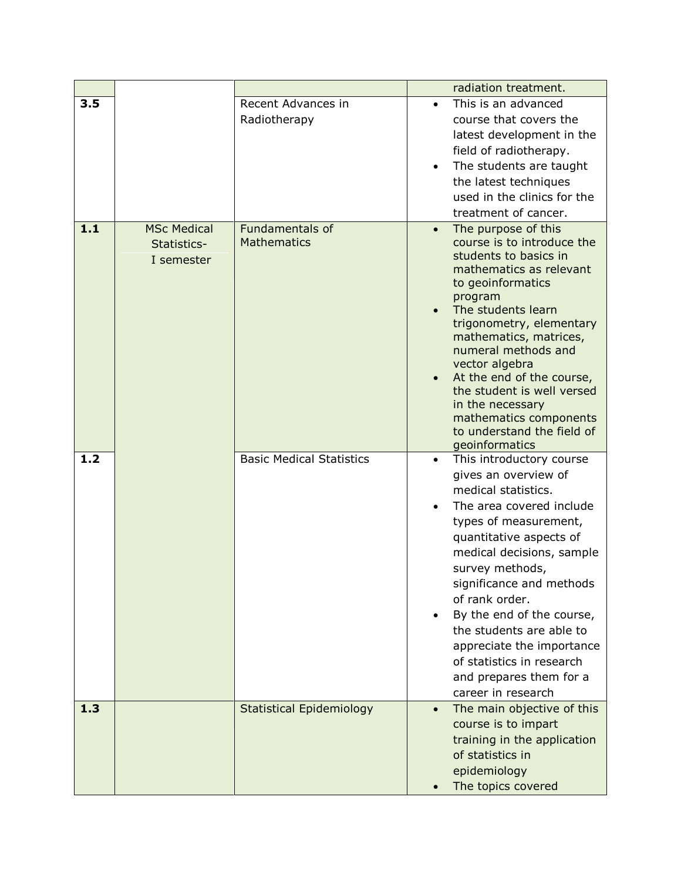| | | | |
|---|---|---|---|
| | | | radiation treatment. |
| 3.5 | | Recent Advances in Radiotherapy | • This is an advanced course that covers the latest development in the field of radiotherapy.<br>• The students are taught the latest techniques used in the clinics for the treatment of cancer. |
| 1.1 | MSc Medical Statistics- I semester | Fundamentals of Mathematics | • The purpose of this course is to introduce the students to basics in mathematics as relevant to geoinformatics program<br>• The students learn trigonometry, elementary mathematics, matrices, numeral methods and vector algebra<br>• At the end of the course, the student is well versed in the necessary mathematics components to understand the field of geoinformatics |
| 1.2 | | Basic Medical Statistics | • This introductory course gives an overview of medical statistics.<br>• The area covered include types of measurement, quantitative aspects of medical decisions, sample survey methods, significance and methods of rank order.<br>• By the end of the course, the students are able to appreciate the importance of statistics in research and prepares them for a career in research |
| 1.3 | | Statistical Epidemiology | • The main objective of this course is to impart training in the application of statistics in epidemiology<br>• The topics covered |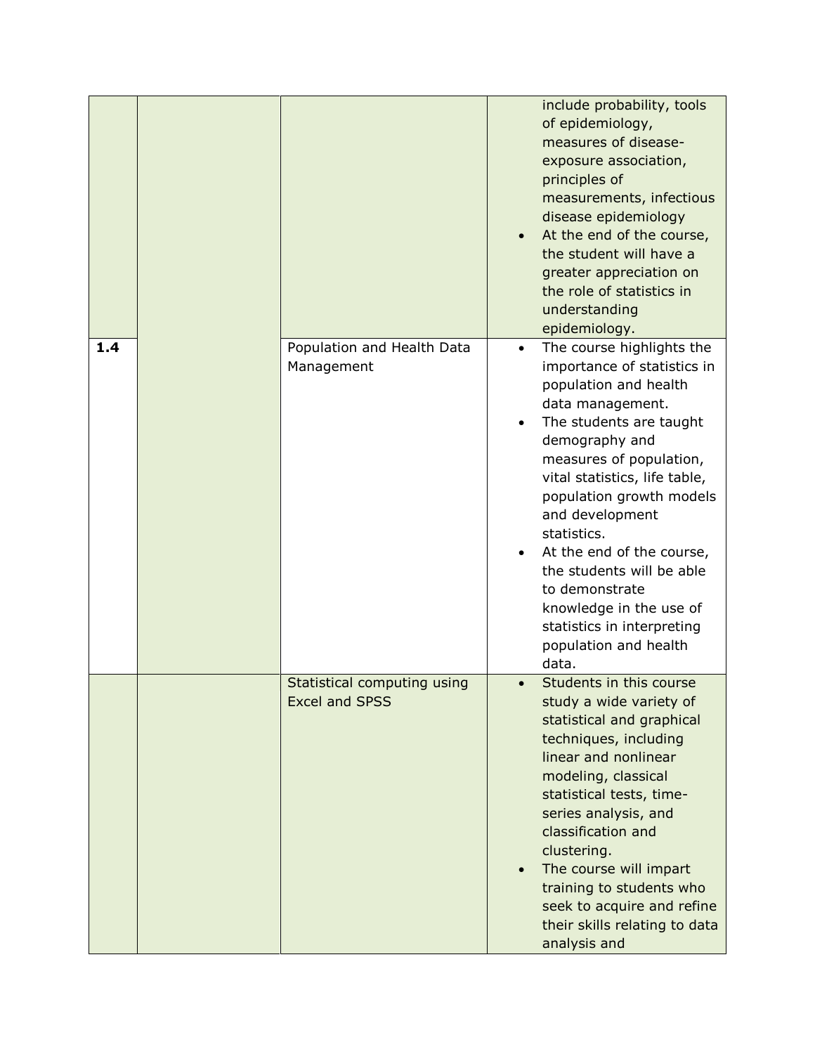| | | | |
|---|---|---|---|
| | | | include probability, tools of epidemiology, measures of disease-exposure association, principles of measurements, infectious disease epidemiology<br>• At the end of the course, the student will have a greater appreciation on the role of statistics in understanding epidemiology. |
| **1.4** | | Population and Health Data Management | • The course highlights the importance of statistics in population and health data management.<br>• The students are taught demography and measures of population, vital statistics, life table, population growth models and development statistics.<br>• At the end of the course, the students will be able to demonstrate knowledge in the use of statistics in interpreting population and health data. |
| | | Statistical computing using Excel and SPSS | • Students in this course study a wide variety of statistical and graphical techniques, including linear and nonlinear modeling, classical statistical tests, time-series analysis, and classification and clustering.<br>• The course will impart training to students who seek to acquire and refine their skills relating to data analysis and |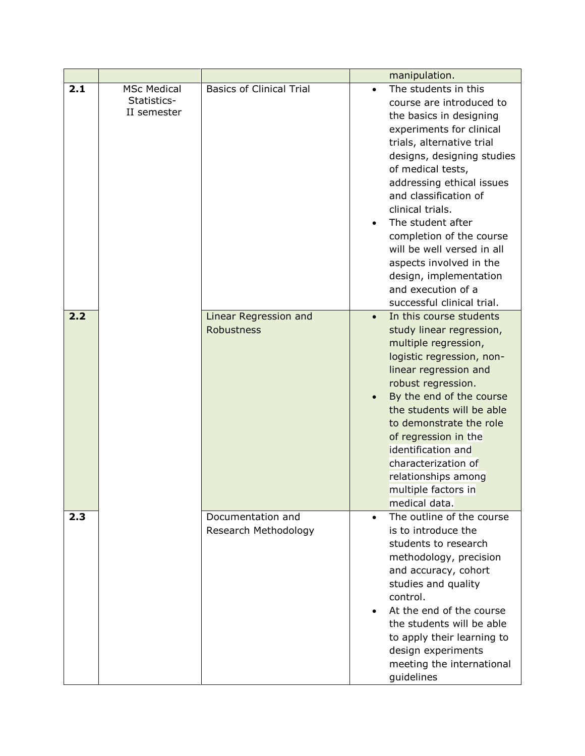| | | | |
|---|---|---|---|
| | | | manipulation. |
| **2.1** | MSc Medical Statistics- II semester | Basics of Clinical Trial | • The students in this course are introduced to the basics in designing experiments for clinical trials, alternative trial designs, designing studies of medical tests, addressing ethical issues and classification of clinical trials.<br>• The student after completion of the course will be well versed in all aspects involved in the design, implementation and execution of a successful clinical trial. |
| **2.2** | | Linear Regression and Robustness | • In this course students study linear regression, multiple regression, logistic regression, non-linear regression and robust regression.<br>• By the end of the course the students will be able to demonstrate the role of regression in the identification and characterization of relationships among multiple factors in medical data. |
| **2.3** | | Documentation and Research Methodology | • The outline of the course is to introduce the students to research methodology, precision and accuracy, cohort studies and quality control.<br>• At the end of the course the students will be able to apply their learning to design experiments meeting the international guidelines |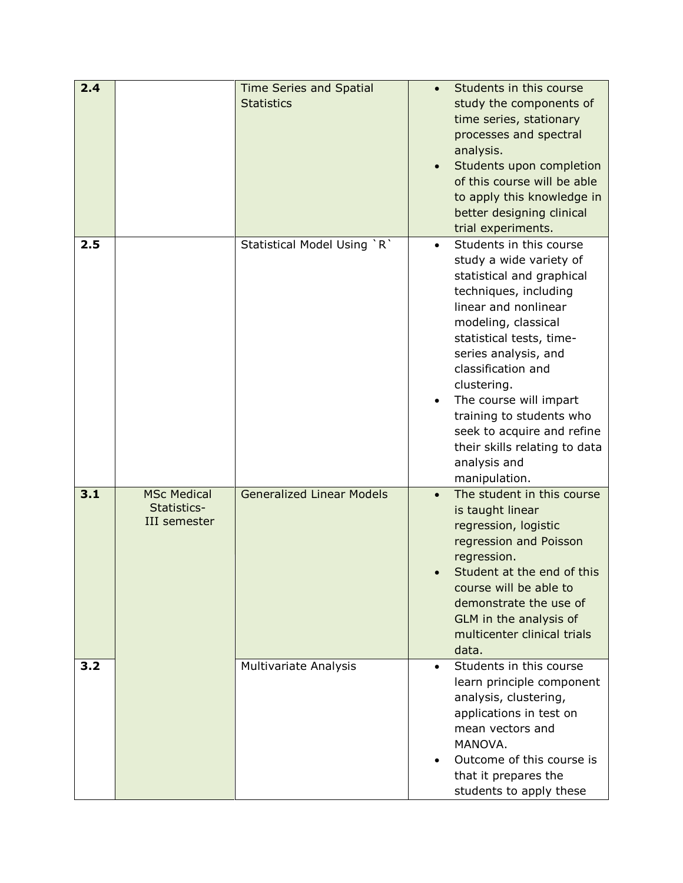| | | | |
|---|---|---|---|
| **2.4** | | Time Series and Spatial Statistics | • Students in this course study the components of time series, stationary processes and spectral analysis.<br>• Students upon completion of this course will be able to apply this knowledge in better designing clinical trial experiments. |
| **2.5** | | Statistical Model Using `R` | • Students in this course study a wide variety of statistical and graphical techniques, including linear and nonlinear modeling, classical statistical tests, time-series analysis, and classification and clustering.<br>• The course will impart training to students who seek to acquire and refine their skills relating to data analysis and manipulation. |
| **3.1** | MSc Medical Statistics-III semester | Generalized Linear Models | • The student in this course is taught linear regression, logistic regression and Poisson regression.<br>• Student at the end of this course will be able to demonstrate the use of GLM in the analysis of multicenter clinical trials data. |
| **3.2** | | Multivariate Analysis | • Students in this course learn principle component analysis, clustering, applications in test on mean vectors and MANOVA.<br>• Outcome of this course is that it prepares the students to apply these |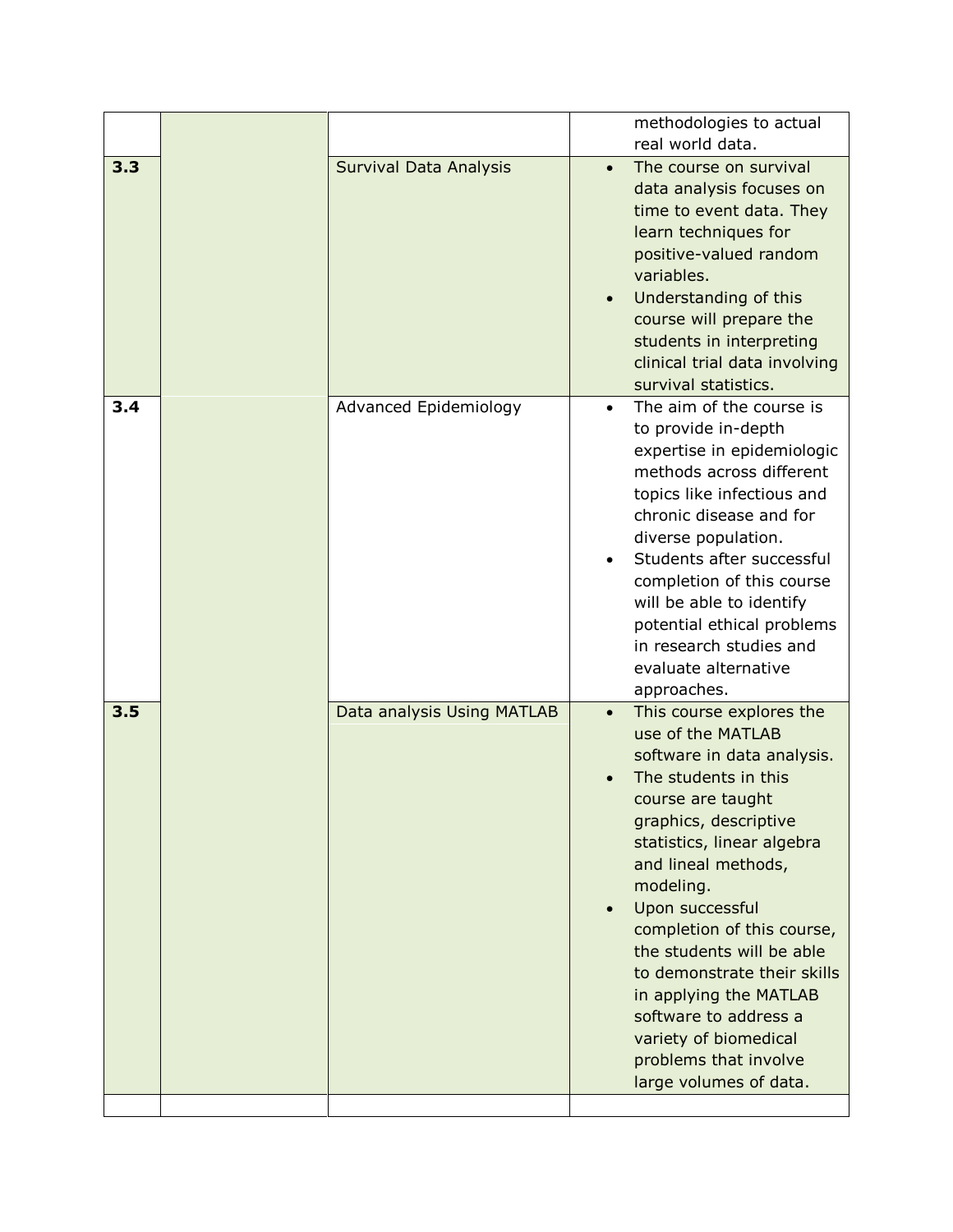| | | | |
|---|---|---|---|
| | | | methodologies to actual real world data. |
| **3.3** | | Survival Data Analysis | • The course on survival data analysis focuses on time to event data. They learn techniques for positive-valued random variables.<br>• Understanding of this course will prepare the students in interpreting clinical trial data involving survival statistics. |
| **3.4** | | Advanced Epidemiology | • The aim of the course is to provide in-depth expertise in epidemiologic methods across different topics like infectious and chronic disease and for diverse population.<br>• Students after successful completion of this course will be able to identify potential ethical problems in research studies and evaluate alternative approaches. |
| **3.5** | | Data analysis Using MATLAB | • This course explores the use of the MATLAB software in data analysis.<br>• The students in this course are taught graphics, descriptive statistics, linear algebra and lineal methods, modeling.<br>• Upon successful completion of this course, the students will be able to demonstrate their skills in applying the MATLAB software to address a variety of biomedical problems that involve large volumes of data. |
| | | | |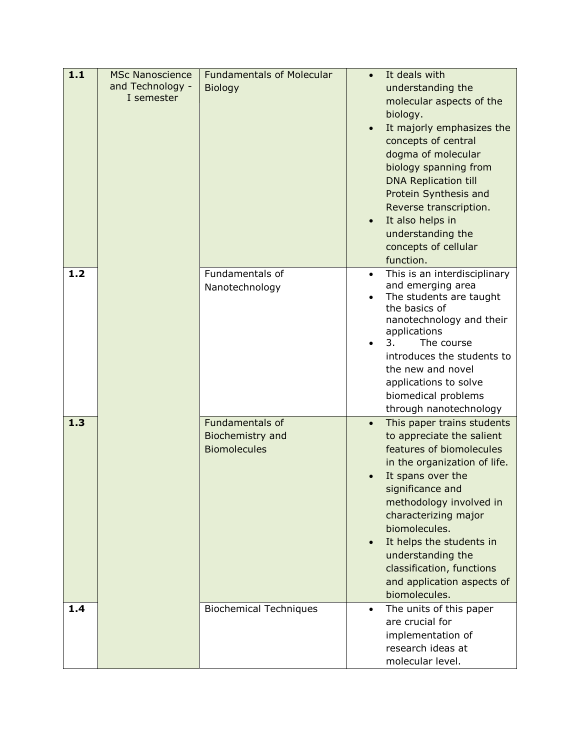| | | | |
|---|---|---|---|
| **1.1** | MSc Nanoscience and Technology - I semester | Fundamentals of Molecular Biology | • It deals with understanding the molecular aspects of the biology.<br>• It majorly emphasizes the concepts of central dogma of molecular biology spanning from DNA Replication till Protein Synthesis and Reverse transcription.<br>• It also helps in understanding the concepts of cellular function. |
| **1.2** | | Fundamentals of Nanotechnology | • This is an interdisciplinary and emerging area<br>• The students are taught the basics of nanotechnology and their applications<br>• 3. The course introduces the students to the new and novel applications to solve biomedical problems through nanotechnology |
| **1.3** | | Fundamentals of Biochemistry and Biomolecules | • This paper trains students to appreciate the salient features of biomolecules in the organization of life.<br>• It spans over the significance and methodology involved in characterizing major biomolecules.<br>• It helps the students in understanding the classification, functions and application aspects of biomolecules. |
| **1.4** | | Biochemical Techniques | • The units of this paper are crucial for implementation of research ideas at molecular level. |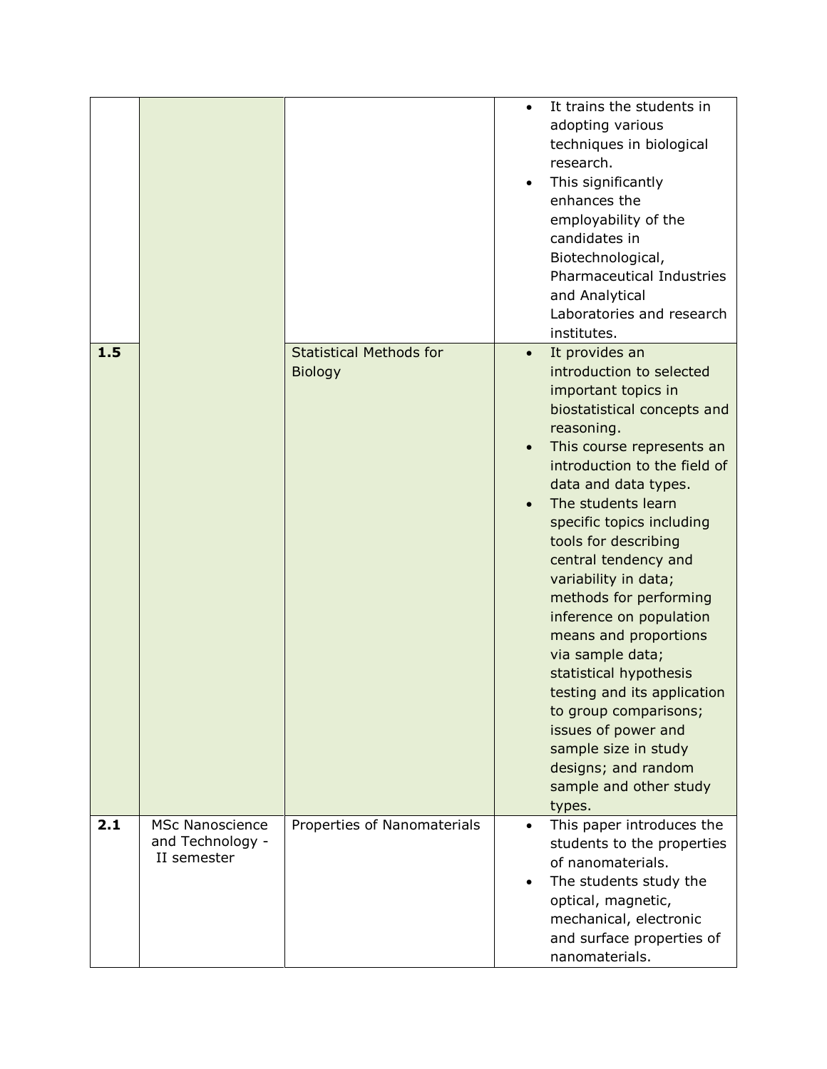| | | | |
|---|---|---|---|
| | | | • It trains the students in adopting various techniques in biological research.<br>• This significantly enhances the employability of the candidates in Biotechnological, Pharmaceutical Industries and Analytical Laboratories and research institutes. |
| **1.5** | | Statistical Methods for Biology | • It provides an introduction to selected important topics in biostatistical concepts and reasoning.<br>• This course represents an introduction to the field of data and data types.<br>• The students learn specific topics including tools for describing central tendency and variability in data; methods for performing inference on population means and proportions via sample data; statistical hypothesis testing and its application to group comparisons; issues of power and sample size in study designs; and random sample and other study types. |
| **2.1** | MSc Nanoscience and Technology - II semester | Properties of Nanomaterials | • This paper introduces the students to the properties of nanomaterials.<br>• The students study the optical, magnetic, mechanical, electronic and surface properties of nanomaterials. |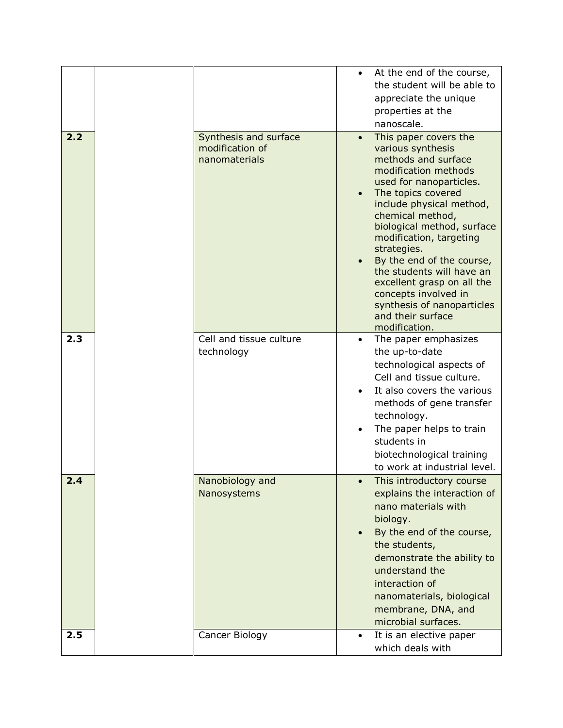| | | | |
|---|---|---|---|
| | | | • At the end of the course, the student will be able to appreciate the unique properties at the nanoscale. |
| **2.2** | | Synthesis and surface modification of nanomaterials | • This paper covers the various synthesis methods and surface modification methods used for nanoparticles.<br>• The topics covered include physical method, chemical method, biological method, surface modification, targeting strategies.<br>• By the end of the course, the students will have an excellent grasp on all the concepts involved in synthesis of nanoparticles and their surface modification. |
| **2.3** | | Cell and tissue culture technology | • The paper emphasizes the up-to-date technological aspects of Cell and tissue culture.<br>• It also covers the various methods of gene transfer technology.<br>• The paper helps to train students in biotechnological training to work at industrial level. |
| **2.4** | | Nanobiology and Nanosystems | • This introductory course explains the interaction of nano materials with biology.<br>• By the end of the course, the students, demonstrate the ability to understand the interaction of nanomaterials, biological membrane, DNA, and microbial surfaces. |
| **2.5** | | Cancer Biology | • It is an elective paper which deals with |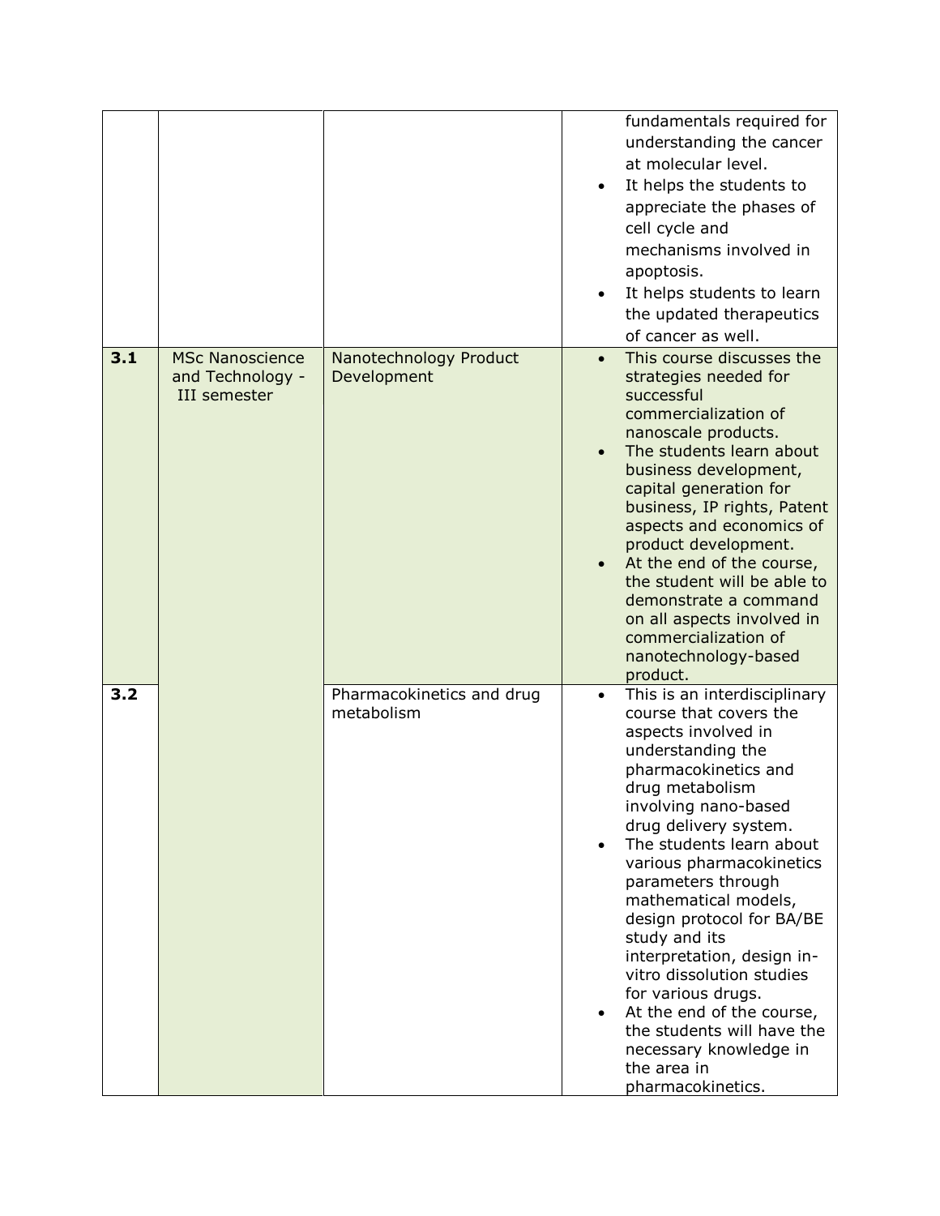| | | | |
|---|---|---|---|
| | | | fundamentals required for understanding the cancer at molecular level.<br>• It helps the students to appreciate the phases of cell cycle and mechanisms involved in apoptosis.<br>• It helps students to learn the updated therapeutics of cancer as well. |
| **3.1** | MSc Nanoscience and Technology - III semester | Nanotechnology Product Development | • This course discusses the strategies needed for successful commercialization of nanoscale products.<br>• The students learn about business development, capital generation for business, IP rights, Patent aspects and economics of product development.<br>• At the end of the course, the student will be able to demonstrate a command on all aspects involved in commercialization of nanotechnology-based product. |
| **3.2** | | Pharmacokinetics and drug metabolism | • This is an interdisciplinary course that covers the aspects involved in understanding the pharmacokinetics and drug metabolism involving nano-based drug delivery system.<br>• The students learn about various pharmacokinetics parameters through mathematical models, design protocol for BA/BE study and its interpretation, design in-vitro dissolution studies for various drugs.<br>• At the end of the course, the students will have the necessary knowledge in the area in pharmacokinetics. |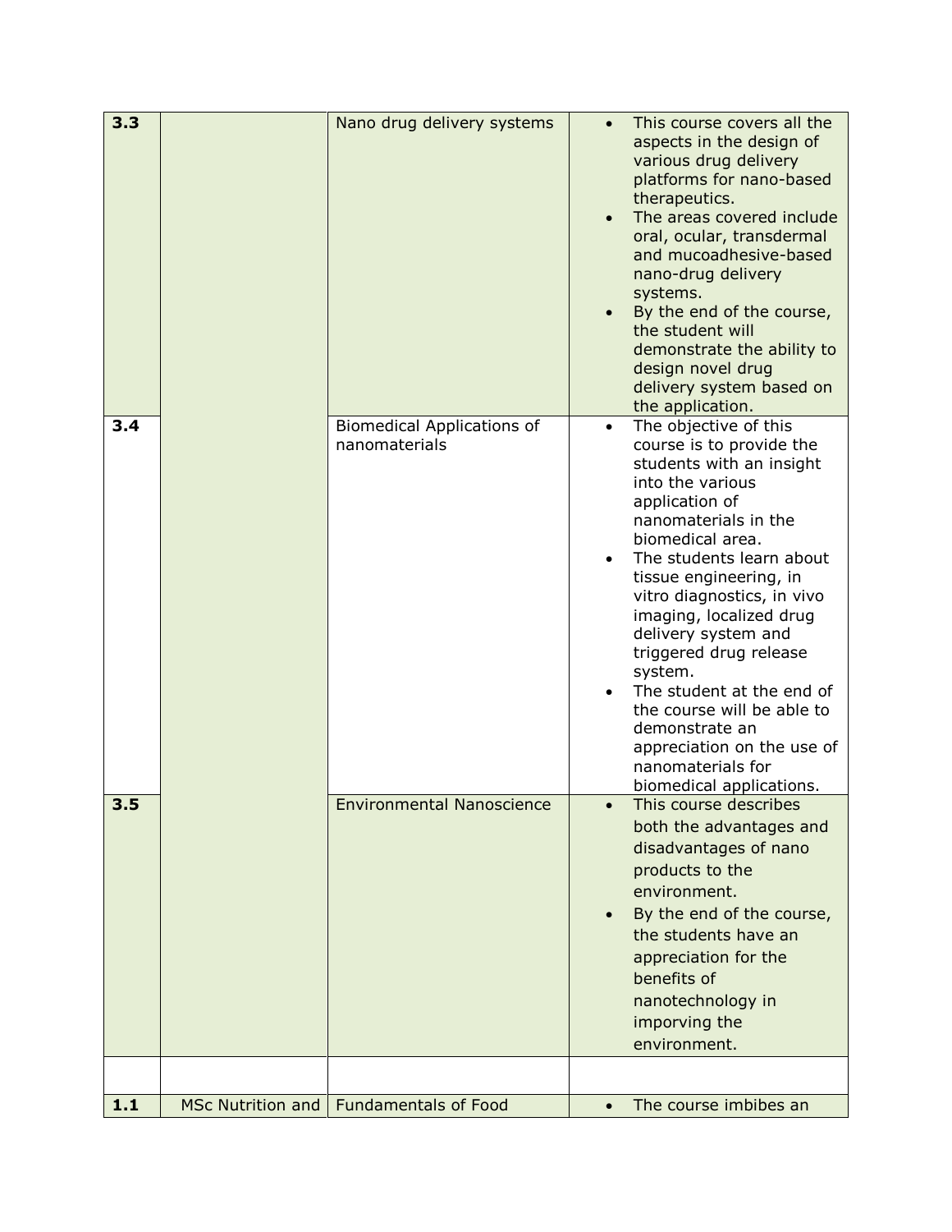| | | | |
|---|---|---|---|
| **3.3** | | Nano drug delivery systems | • This course covers all the aspects in the design of various drug delivery platforms for nano-based therapeutics.<br>• The areas covered include oral, ocular, transdermal and mucoadhesive-based nano-drug delivery systems.<br>• By the end of the course, the student will demonstrate the ability to design novel drug delivery system based on the application. |
| **3.4** | | Biomedical Applications of nanomaterials | • The objective of this course is to provide the students with an insight into the various application of nanomaterials in the biomedical area.<br>• The students learn about tissue engineering, in vitro diagnostics, in vivo imaging, localized drug delivery system and triggered drug release system.<br>• The student at the end of the course will be able to demonstrate an appreciation on the use of nanomaterials for biomedical applications. |
| **3.5** | | Environmental Nanoscience | • This course describes both the advantages and disadvantages of nano products to the environment.<br>• By the end of the course, the students have an appreciation for the benefits of nanotechnology in imporving the environment. |
| | | | |
| **1.1** | MSc Nutrition and | Fundamentals of Food | • The course imbibes an |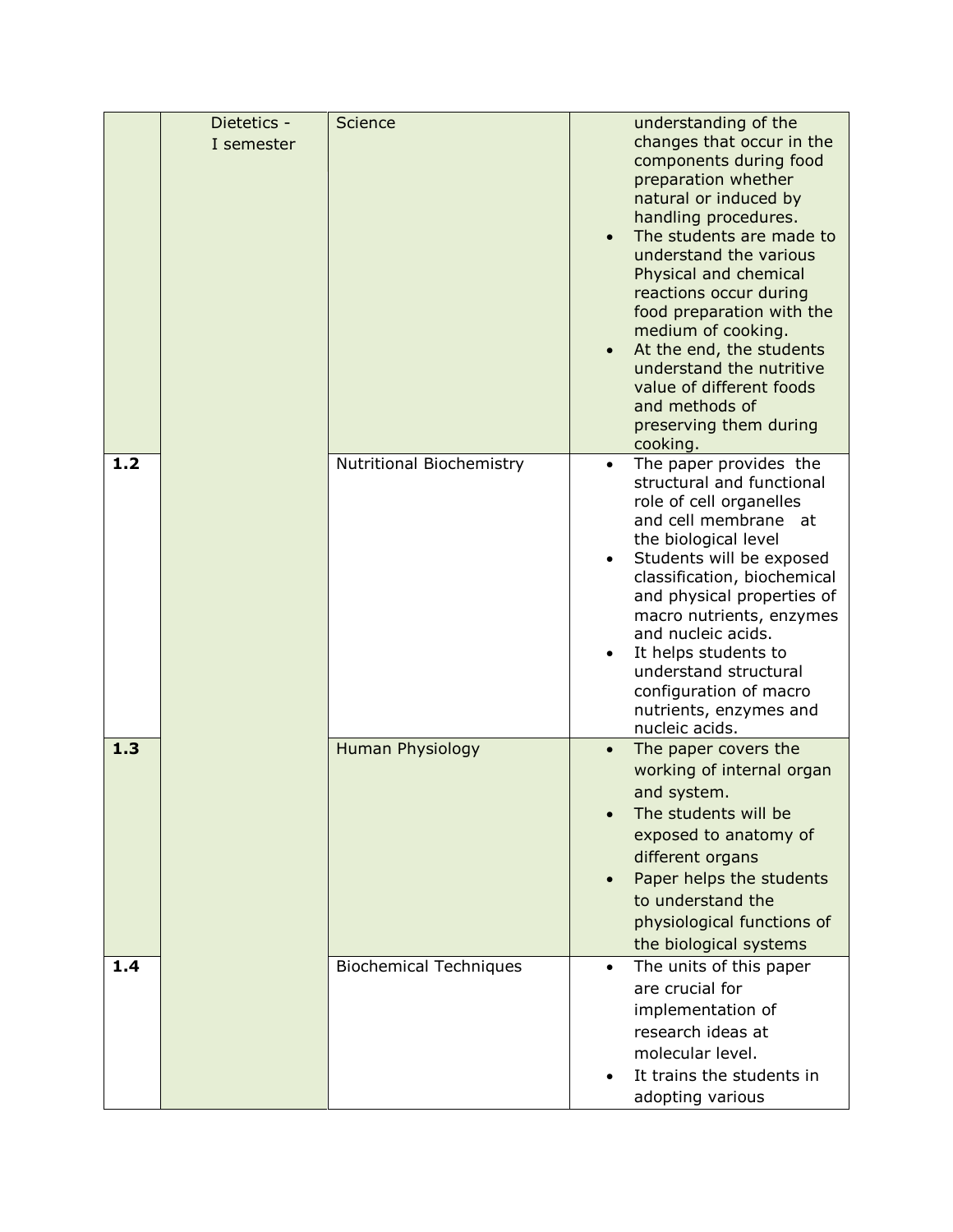| | | | |
|---|---|---|---|
| | Dietetics - I semester | Science | understanding of the changes that occur in the components during food preparation whether natural or induced by handling procedures.<br>• The students are made to understand the various Physical and chemical reactions occur during food preparation with the medium of cooking.<br>• At the end, the students understand the nutritive value of different foods and methods of preserving them during cooking. |
| **1.2** | | Nutritional Biochemistry | • The paper provides the structural and functional role of cell organelles and cell membrane at the biological level<br>• Students will be exposed classification, biochemical and physical properties of macro nutrients, enzymes and nucleic acids.<br>• It helps students to understand structural configuration of macro nutrients, enzymes and nucleic acids. |
| **1.3** | | Human Physiology | • The paper covers the working of internal organ and system.<br>• The students will be exposed to anatomy of different organs<br>• Paper helps the students to understand the physiological functions of the biological systems |
| **1.4** | | Biochemical Techniques | • The units of this paper are crucial for implementation of research ideas at molecular level.<br>• It trains the students in adopting various |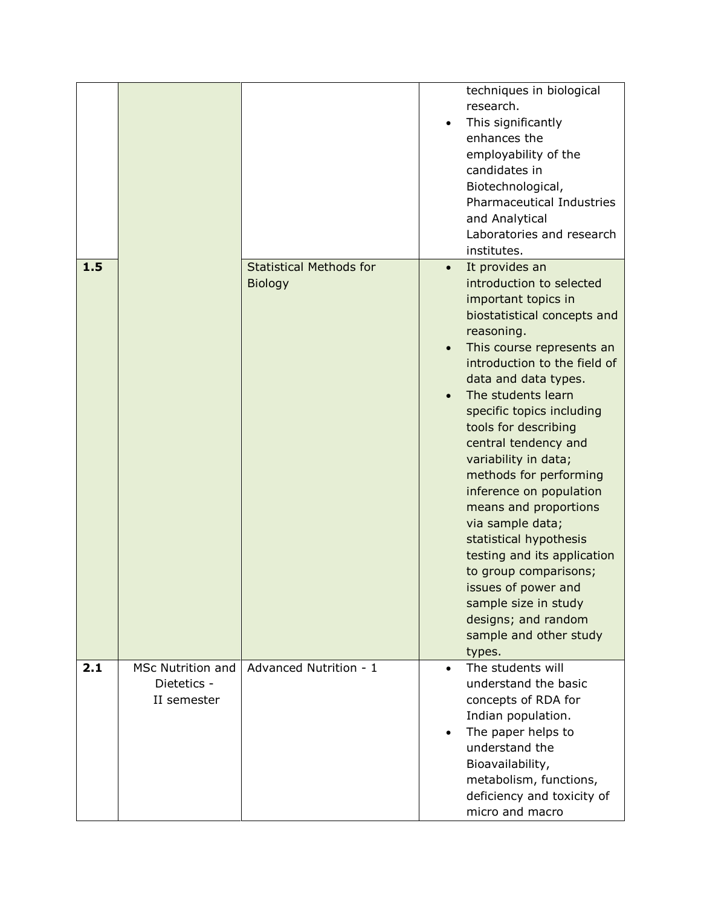| | | | |
|---|---|---|---|
| | | | • techniques in biological research.<br>• This significantly enhances the employability of the candidates in Biotechnological, Pharmaceutical Industries and Analytical Laboratories and research institutes. |
| **1.5** | | Statistical Methods for Biology | • It provides an introduction to selected important topics in biostatistical concepts and reasoning.<br>• This course represents an introduction to the field of data and data types.<br>• The students learn specific topics including tools for describing central tendency and variability in data; methods for performing inference on population means and proportions via sample data; statistical hypothesis testing and its application to group comparisons; issues of power and sample size in study designs; and random sample and other study types. |
| **2.1** | MSc Nutrition and Dietetics - II semester | Advanced Nutrition - 1 | • The students will understand the basic concepts of RDA for Indian population.<br>• The paper helps to understand the Bioavailability, metabolism, functions, deficiency and toxicity of micro and macro |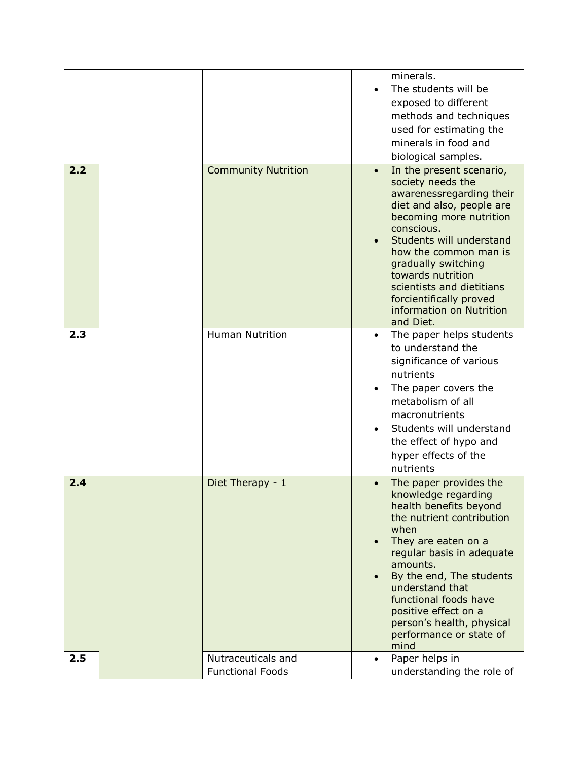| | | | |
|---|---|---|---|
| | | | minerals.<br>• The students will be exposed to different methods and techniques used for estimating the minerals in food and biological samples. |
| **2.2** | | Community Nutrition | • In the present scenario, society needs the awarenessregarding their diet and also, people are becoming more nutrition conscious.<br>• Students will understand how the common man is gradually switching towards nutrition scientists and dietitians forcientifically proved information on Nutrition and Diet. |
| **2.3** | | Human Nutrition | • The paper helps students to understand the significance of various nutrients<br>• The paper covers the metabolism of all macronutrients<br>• Students will understand the effect of hypo and hyper effects of the nutrients |
| **2.4** | | Diet Therapy - 1 | • The paper provides the knowledge regarding health benefits beyond the nutrient contribution when<br>• They are eaten on a regular basis in adequate amounts.<br>• By the end, The students understand that functional foods have positive effect on a person's health, physical performance or state of mind |
| **2.5** | | Nutraceuticals and Functional Foods | • Paper helps in understanding the role of |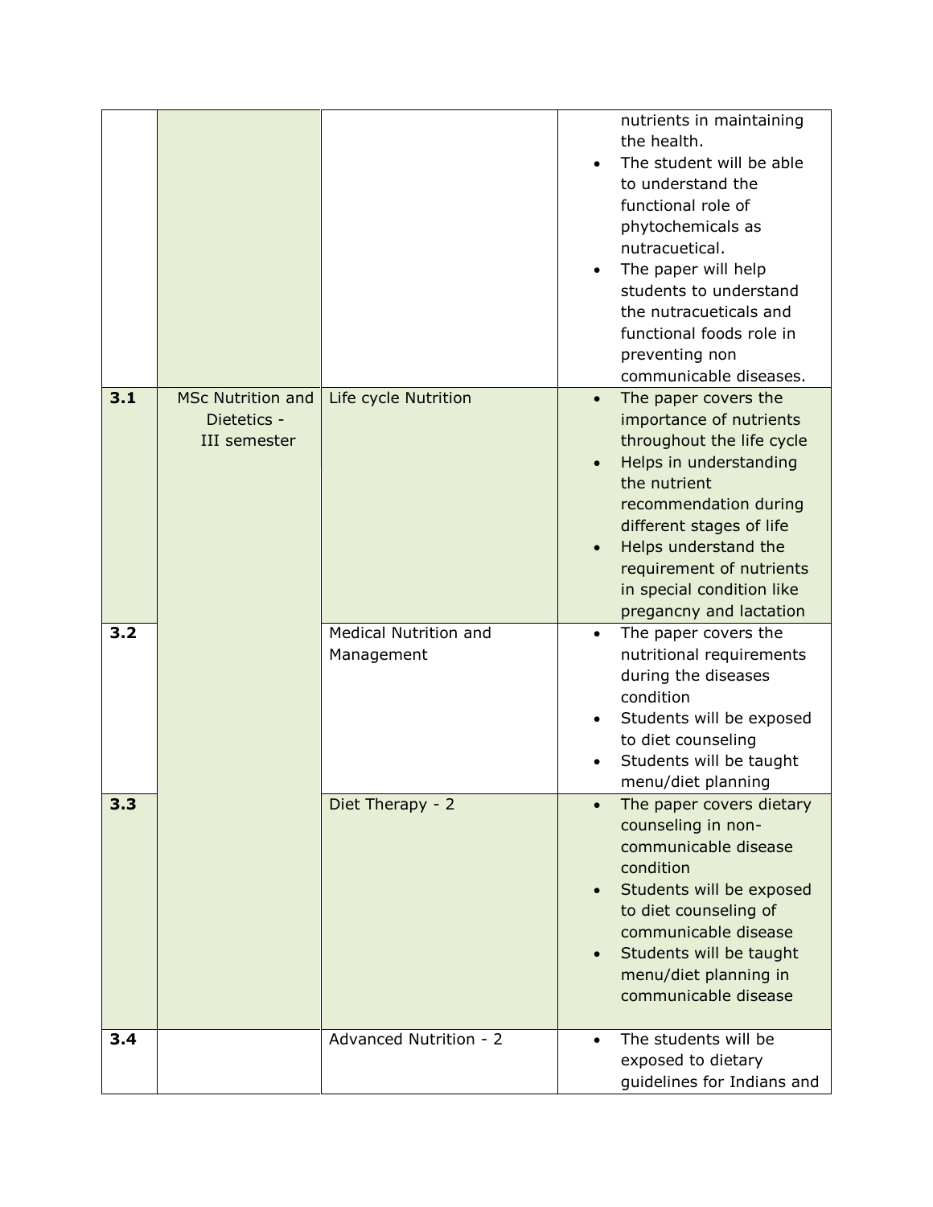| | | | |
|---|---|---|---|
| | | | nutrients in maintaining the health.<br>• The student will be able to understand the functional role of phytochemicals as nutracuetical.<br>• The paper will help students to understand the nutracueticals and functional foods role in preventing non communicable diseases. |
| **3.1** | MSc Nutrition and Dietetics - III semester | Life cycle Nutrition | • The paper covers the importance of nutrients throughout the life cycle<br>• Helps in understanding the nutrient recommendation during different stages of life<br>• Helps understand the requirement of nutrients in special condition like pregancny and lactation |
| **3.2** | | Medical Nutrition and Management | • The paper covers the nutritional requirements during the diseases condition<br>• Students will be exposed to diet counseling<br>• Students will be taught menu/diet planning |
| **3.3** | | Diet Therapy - 2 | • The paper covers dietary counseling in non-communicable disease condition<br>• Students will be exposed to diet counseling of communicable disease<br>• Students will be taught menu/diet planning in communicable disease |
| **3.4** | | Advanced Nutrition - 2 | • The students will be exposed to dietary guidelines for Indians and |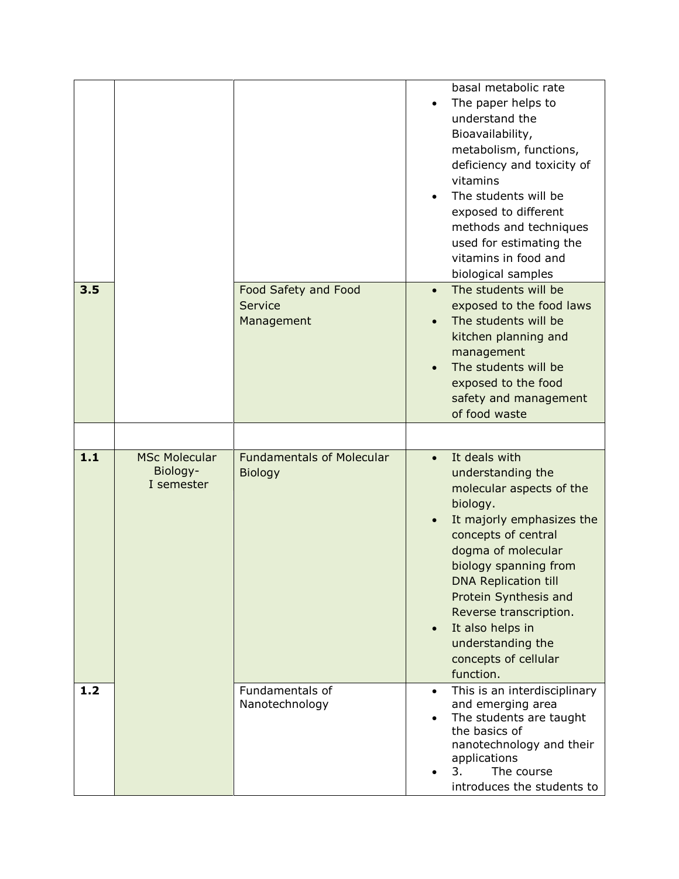| | | | |
|---|---|---|---|
| | | | basal metabolic rate<br>• The paper helps to understand the Bioavailability, metabolism, functions, deficiency and toxicity of vitamins<br>• The students will be exposed to different methods and techniques used for estimating the vitamins in food and biological samples |
| **3.5** | | Food Safety and Food Service Management | • The students will be exposed to the food laws<br>• The students will be kitchen planning and management<br>• The students will be exposed to the food safety and management of food waste |
| | | | |
| **1.1** | MSc Molecular Biology- I semester | Fundamentals of Molecular Biology | • It deals with understanding the molecular aspects of the biology.<br>• It majorly emphasizes the concepts of central dogma of molecular biology spanning from DNA Replication till Protein Synthesis and Reverse transcription.<br>• It also helps in understanding the concepts of cellular function. |
| **1.2** | | Fundamentals of Nanotechnology | • This is an interdisciplinary and emerging area<br>• The students are taught the basics of nanotechnology and their applications<br>• 3. The course introduces the students to |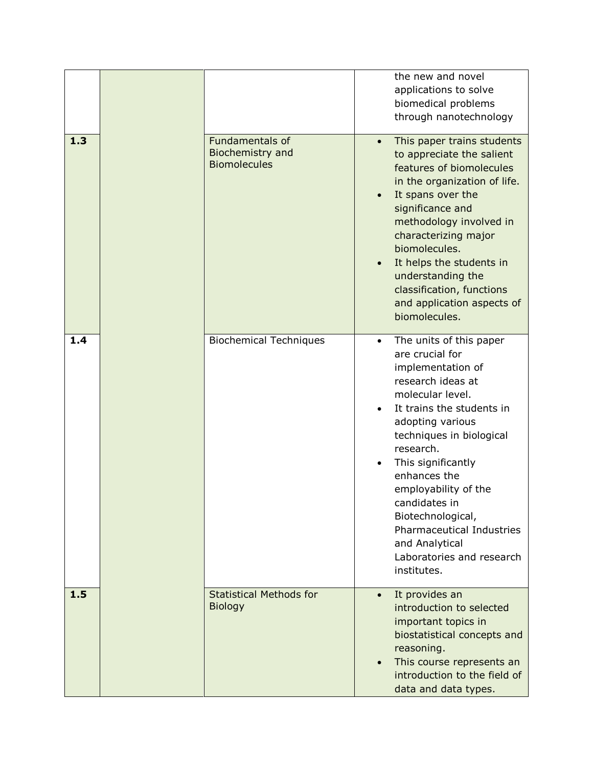| | | | |
|---|---|---|---|
| | | | the new and novel applications to solve biomedical problems through nanotechnology |
| **1.3** | | Fundamentals of Biochemistry and Biomolecules | • This paper trains students to appreciate the salient features of biomolecules in the organization of life.<br>• It spans over the significance and methodology involved in characterizing major biomolecules.<br>• It helps the students in understanding the classification, functions and application aspects of biomolecules. |
| **1.4** | | Biochemical Techniques | • The units of this paper are crucial for implementation of research ideas at molecular level.<br>• It trains the students in adopting various techniques in biological research.<br>• This significantly enhances the employability of the candidates in Biotechnological, Pharmaceutical Industries and Analytical Laboratories and research institutes. |
| **1.5** | | Statistical Methods for Biology | • It provides an introduction to selected important topics in biostatistical concepts and reasoning.<br>• This course represents an introduction to the field of data and data types. |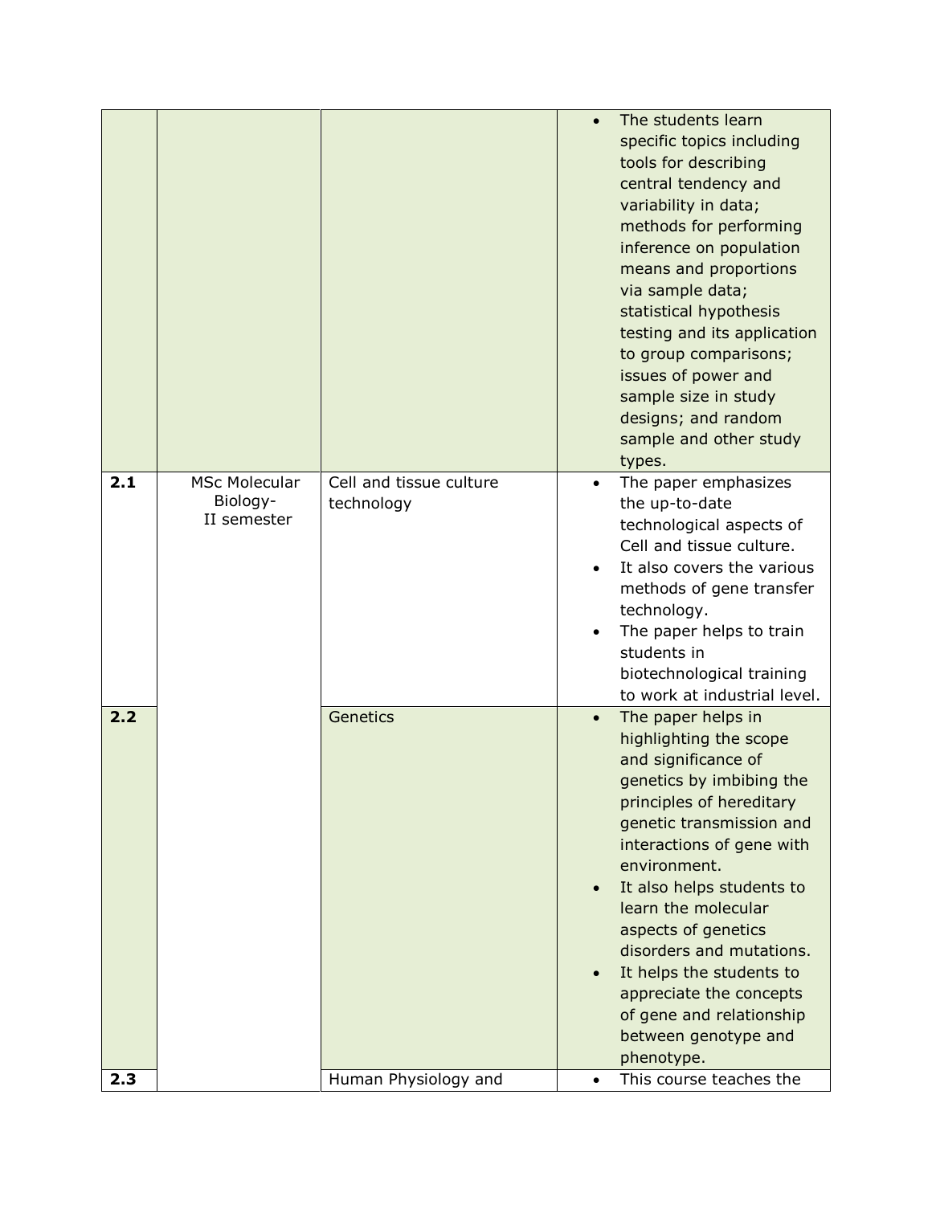| | | | |
|---|---|---|---|
| | | | • The students learn specific topics including tools for describing central tendency and variability in data; methods for performing inference on population means and proportions via sample data; statistical hypothesis testing and its application to group comparisons; issues of power and sample size in study designs; and random sample and other study types. |
| **2.1** | MSc Molecular Biology- II semester | Cell and tissue culture technology | • The paper emphasizes the up-to-date technological aspects of Cell and tissue culture.<br>• It also covers the various methods of gene transfer technology.<br>• The paper helps to train students in biotechnological training to work at industrial level. |
| **2.2** | | Genetics | • The paper helps in highlighting the scope and significance of genetics by imbibing the principles of hereditary genetic transmission and interactions of gene with environment.<br>• It also helps students to learn the molecular aspects of genetics disorders and mutations.<br>• It helps the students to appreciate the concepts of gene and relationship between genotype and phenotype. |
| **2.3** | | Human Physiology and | • This course teaches the |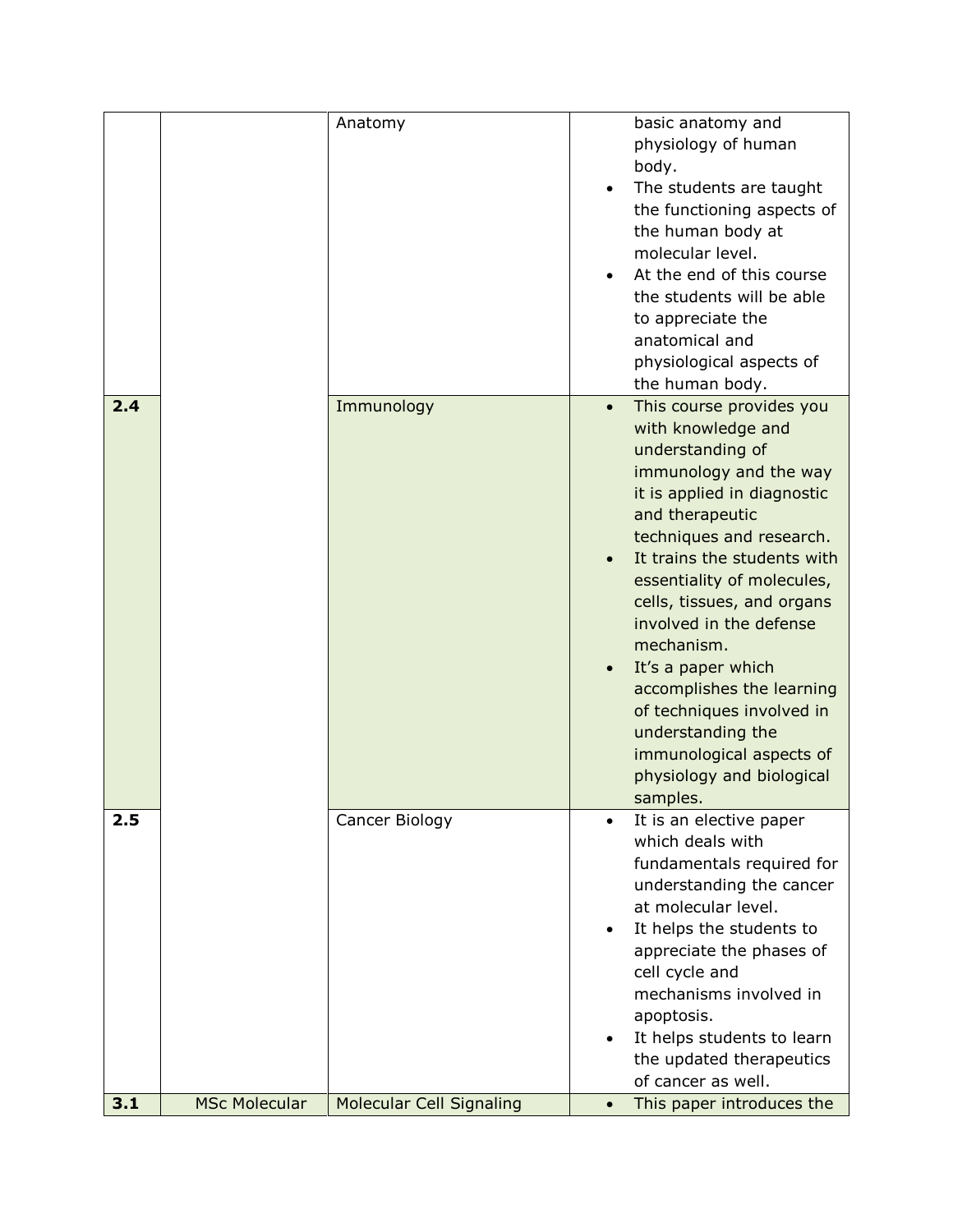| | | | |
|---|---|---|---|
| | | Anatomy | basic anatomy and physiology of human body.<br>• The students are taught the functioning aspects of the human body at molecular level.<br>• At the end of this course the students will be able to appreciate the anatomical and physiological aspects of the human body. |
| **2.4** | | Immunology | • This course provides you with knowledge and understanding of immunology and the way it is applied in diagnostic and therapeutic techniques and research.<br>• It trains the students with essentiality of molecules, cells, tissues, and organs involved in the defense mechanism.<br>• It's a paper which accomplishes the learning of techniques involved in understanding the immunological aspects of physiology and biological samples. |
| **2.5** | | Cancer Biology | • It is an elective paper which deals with fundamentals required for understanding the cancer at molecular level.<br>• It helps the students to appreciate the phases of cell cycle and mechanisms involved in apoptosis.<br>• It helps students to learn the updated therapeutics of cancer as well. |
| **3.1** | MSc Molecular | Molecular Cell Signaling | • This paper introduces the |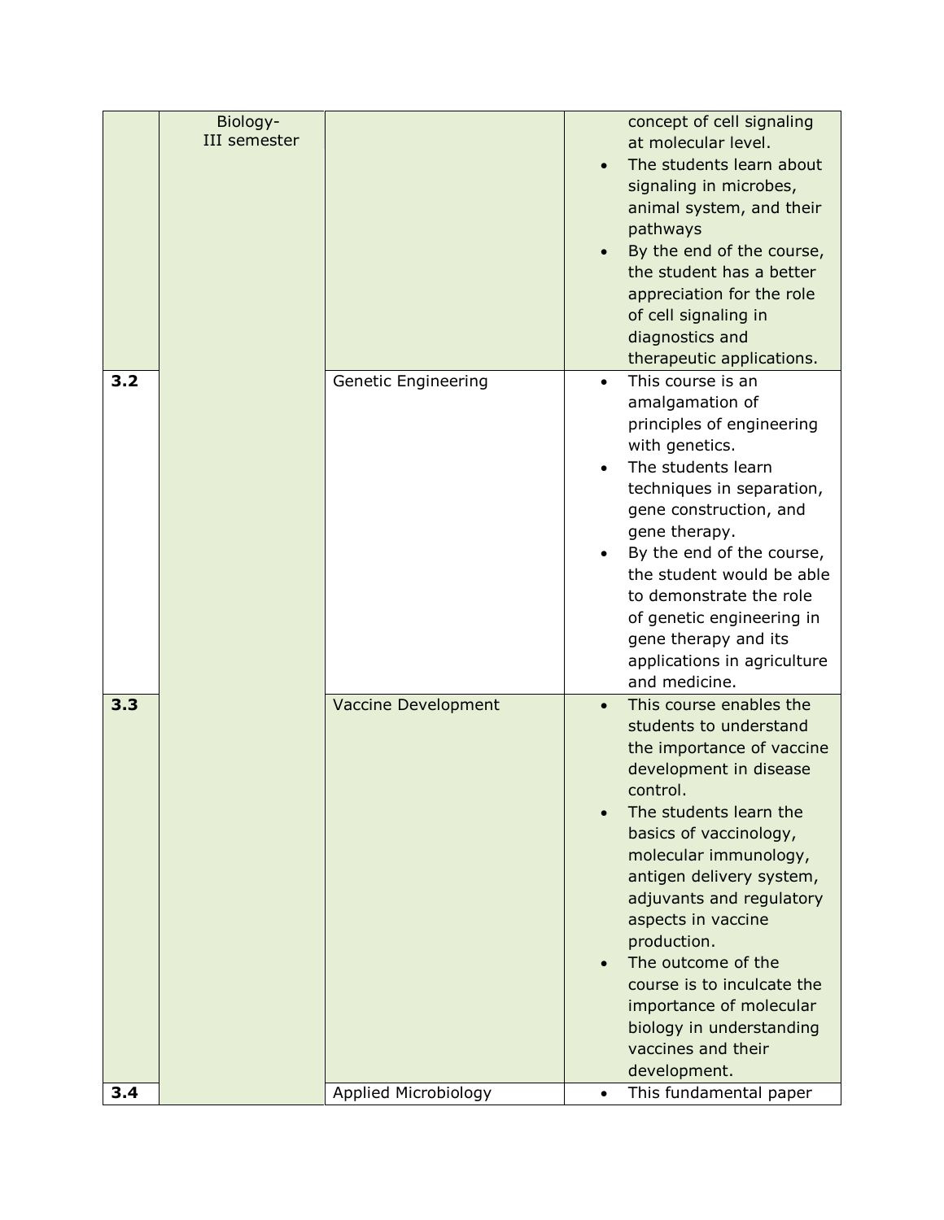| | | | |
|---|---|---|---|
| | Biology-<br>III semester | | concept of cell signaling at molecular level.<br>• The students learn about signaling in microbes, animal system, and their pathways<br>• By the end of the course, the student has a better appreciation for the role of cell signaling in diagnostics and therapeutic applications. |
| **3.2** | | Genetic Engineering | • This course is an amalgamation of principles of engineering with genetics.<br>• The students learn techniques in separation, gene construction, and gene therapy.<br>• By the end of the course, the student would be able to demonstrate the role of genetic engineering in gene therapy and its applications in agriculture and medicine. |
| **3.3** | | Vaccine Development | • This course enables the students to understand the importance of vaccine development in disease control.<br>• The students learn the basics of vaccinology, molecular immunology, antigen delivery system, adjuvants and regulatory aspects in vaccine production.<br>• The outcome of the course is to inculcate the importance of molecular biology in understanding vaccines and their development. |
| **3.4** | | Applied Microbiology | • This fundamental paper |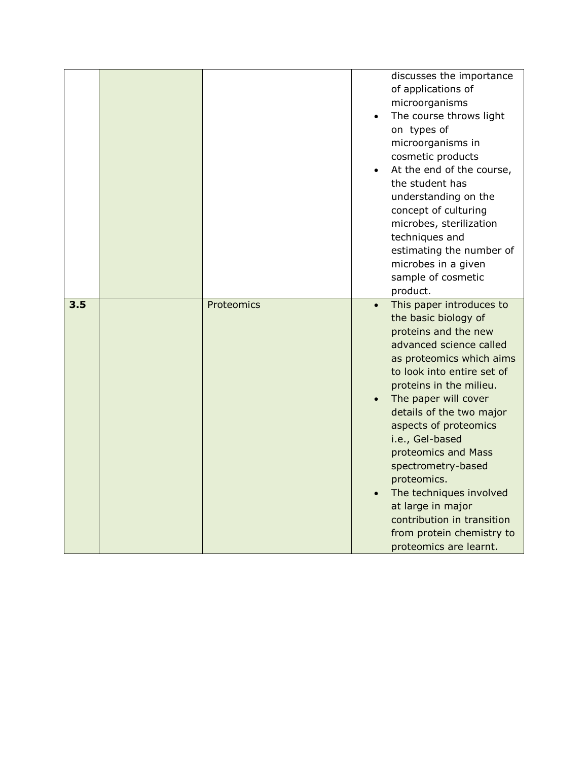| | | | |
|---|---|---|---|
| | | | discusses the importance of applications of microorganisms<br>• The course throws light on types of microorganisms in cosmetic products<br>• At the end of the course, the student has understanding on the concept of culturing microbes, sterilization techniques and estimating the number of microbes in a given sample of cosmetic product. |
| **3.5** | | Proteomics | • This paper introduces to the basic biology of proteins and the new advanced science called as proteomics which aims to look into entire set of proteins in the milieu.<br>• The paper will cover details of the two major aspects of proteomics i.e., Gel-based proteomics and Mass spectrometry-based proteomics.<br>• The techniques involved at large in major contribution in transition from protein chemistry to proteomics are learnt. |